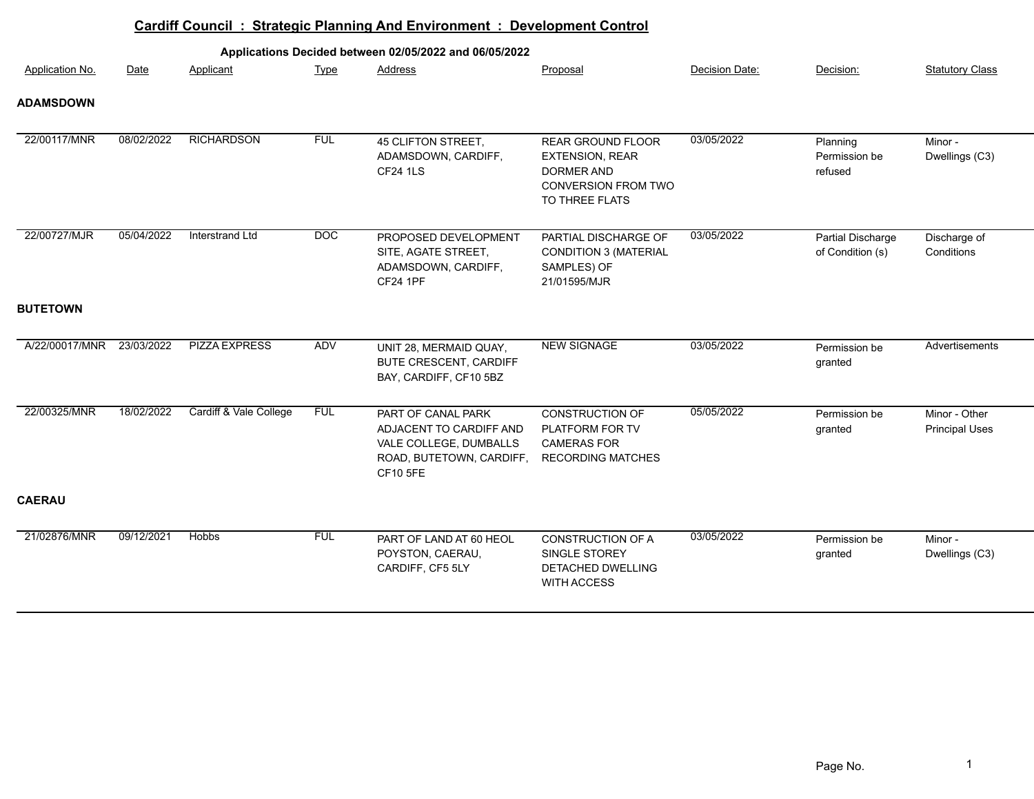# Cardiff Council : Strategic Planning And Environment : Development Control

## Applications Decided between 02/05/2022 and 06/05/2022

| Application No. | Date | Applicant | Type | Address | Proposal | Decision Date: | Decision: | Statutory Class |
|---|---|---|---|---|---|---|---|---|
| **ADAMSDOWN** | | | | | | | | |
| 22/00117/MNR | 08/02/2022 | RICHARDSON | FUL | 45 CLIFTON STREET, ADAMSDOWN, CARDIFF, CF24 1LS | REAR GROUND FLOOR EXTENSION, REAR DORMER AND CONVERSION FROM TWO TO THREE FLATS | 03/05/2022 | Planning Permission be refused | Minor - Dwellings (C3) |
| 22/00727/MJR | 05/04/2022 | Interstrand Ltd | DOC | PROPOSED DEVELOPMENT SITE, AGATE STREET, ADAMSDOWN, CARDIFF, CF24 1PF | PARTIAL DISCHARGE OF CONDITION 3 (MATERIAL SAMPLES) OF 21/01595/MJR | 03/05/2022 | Partial Discharge of Condition (s) | Discharge of Conditions |
| **BUTETOWN** | | | | | | | | |
| A/22/00017/MNR | 23/03/2022 | PIZZA EXPRESS | ADV | UNIT 28, MERMAID QUAY, BUTE CRESCENT, CARDIFF BAY, CARDIFF, CF10 5BZ | NEW SIGNAGE | 03/05/2022 | Permission be granted | Advertisements |
| 22/00325/MNR | 18/02/2022 | Cardiff & Vale College | FUL | PART OF CANAL PARK ADJACENT TO CARDIFF AND VALE COLLEGE, DUMBALLS ROAD, BUTETOWN, CARDIFF, CF10 5FE | CONSTRUCTION OF PLATFORM FOR TV CAMERAS FOR RECORDING MATCHES | 05/05/2022 | Permission be granted | Minor - Other Principal Uses |
| **CAERAU** | | | | | | | | |
| 21/02876/MNR | 09/12/2021 | Hobbs | FUL | PART OF LAND AT 60 HEOL POYSTON, CAERAU, CARDIFF, CF5 5LY | CONSTRUCTION OF A SINGLE STOREY DETACHED DWELLING WITH ACCESS | 03/05/2022 | Permission be granted | Minor - Dwellings (C3) |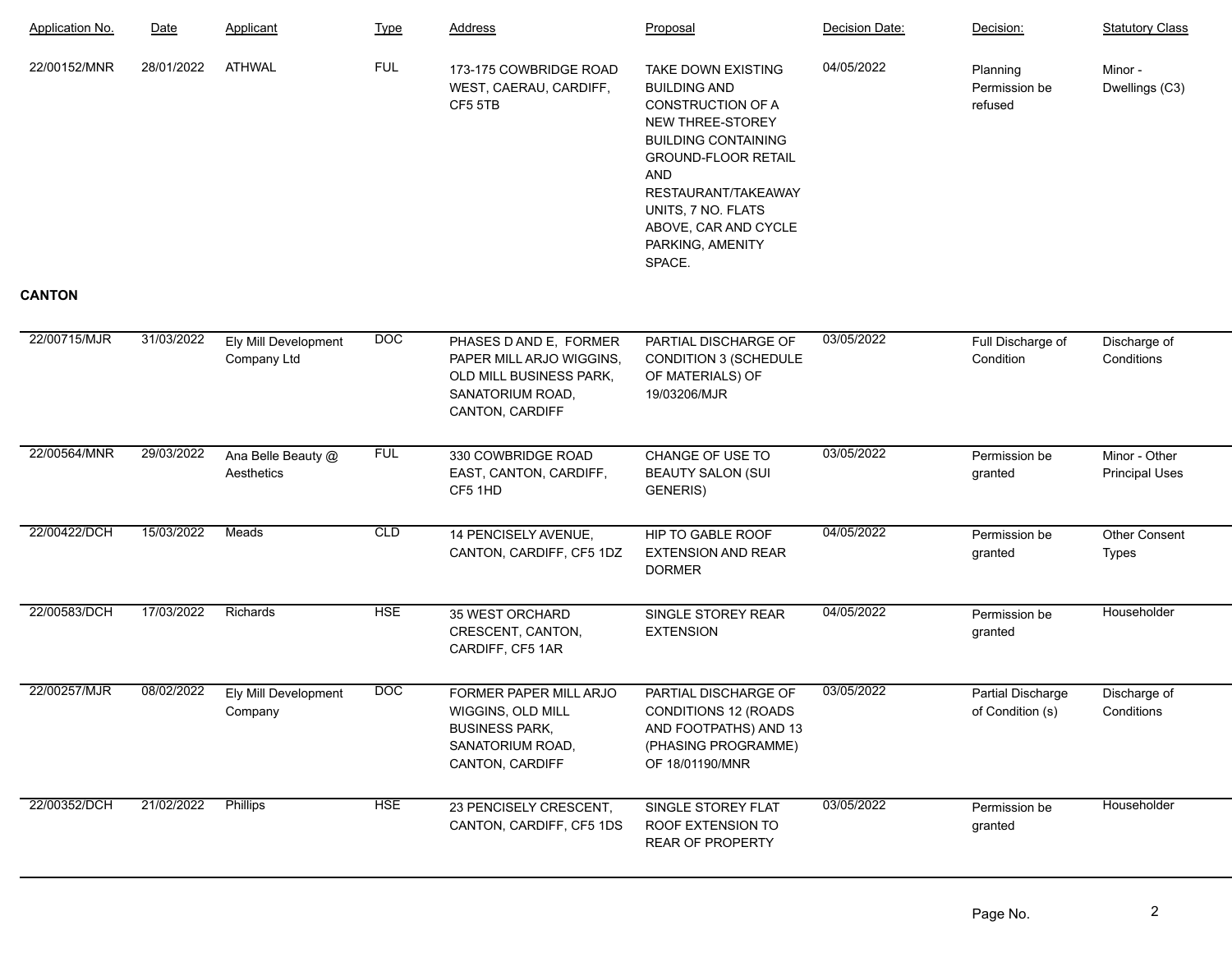| Application No. | Date | Applicant | Type | Address | Proposal | Decision Date: | Decision: | Statutory Class |
|---|---|---|---|---|---|---|---|---|
| 22/00152/MNR | 28/01/2022 | ATHWAL | FUL | 173-175 COWBRIDGE ROAD WEST, CAERAU, CARDIFF, CF5 5TB | TAKE DOWN EXISTING BUILDING AND CONSTRUCTION OF A NEW THREE-STOREY BUILDING CONTAINING GROUND-FLOOR RETAIL AND RESTAURANT/TAKEAWAY UNITS, 7 NO. FLATS ABOVE, CAR AND CYCLE PARKING, AMENITY SPACE. | 04/05/2022 | Planning Permission be refused | Minor - Dwellings (C3) |

**CANTON**

| Application No. | Date | Applicant | Type | Address | Proposal | Decision Date: | Decision: | Statutory Class |
|---|---|---|---|---|---|---|---|---|
| 22/00715/MJR | 31/03/2022 | Ely Mill Development Company Ltd | DOC | PHASES D AND E, FORMER PAPER MILL ARJO WIGGINS, OLD MILL BUSINESS PARK, SANATORIUM ROAD, CANTON, CARDIFF | PARTIAL DISCHARGE OF CONDITION 3 (SCHEDULE OF MATERIALS) OF 19/03206/MJR | 03/05/2022 | Full Discharge of Condition | Discharge of Conditions |
| 22/00564/MNR | 29/03/2022 | Ana Belle Beauty @ Aesthetics | FUL | 330 COWBRIDGE ROAD EAST, CANTON, CARDIFF, CF5 1HD | CHANGE OF USE TO BEAUTY SALON (SUI GENERIS) | 03/05/2022 | Permission be granted | Minor - Other Principal Uses |
| 22/00422/DCH | 15/03/2022 | Meads | CLD | 14 PENCISELY AVENUE, CANTON, CARDIFF, CF5 1DZ | HIP TO GABLE ROOF EXTENSION AND REAR DORMER | 04/05/2022 | Permission be granted | Other Consent Types |
| 22/00583/DCH | 17/03/2022 | Richards | HSE | 35 WEST ORCHARD CRESCENT, CANTON, CARDIFF, CF5 1AR | SINGLE STOREY REAR EXTENSION | 04/05/2022 | Permission be granted | Householder |
| 22/00257/MJR | 08/02/2022 | Ely Mill Development Company | DOC | FORMER PAPER MILL ARJO WIGGINS, OLD MILL BUSINESS PARK, SANATORIUM ROAD, CANTON, CARDIFF | PARTIAL DISCHARGE OF CONDITIONS 12 (ROADS AND FOOTPATHS) AND 13 (PHASING PROGRAMME) OF 18/01190/MNR | 03/05/2022 | Partial Discharge of Condition (s) | Discharge of Conditions |
| 22/00352/DCH | 21/02/2022 | Phillips | HSE | 23 PENCISELY CRESCENT, CANTON, CARDIFF, CF5 1DS | SINGLE STOREY FLAT ROOF EXTENSION TO REAR OF PROPERTY | 03/05/2022 | Permission be granted | Householder |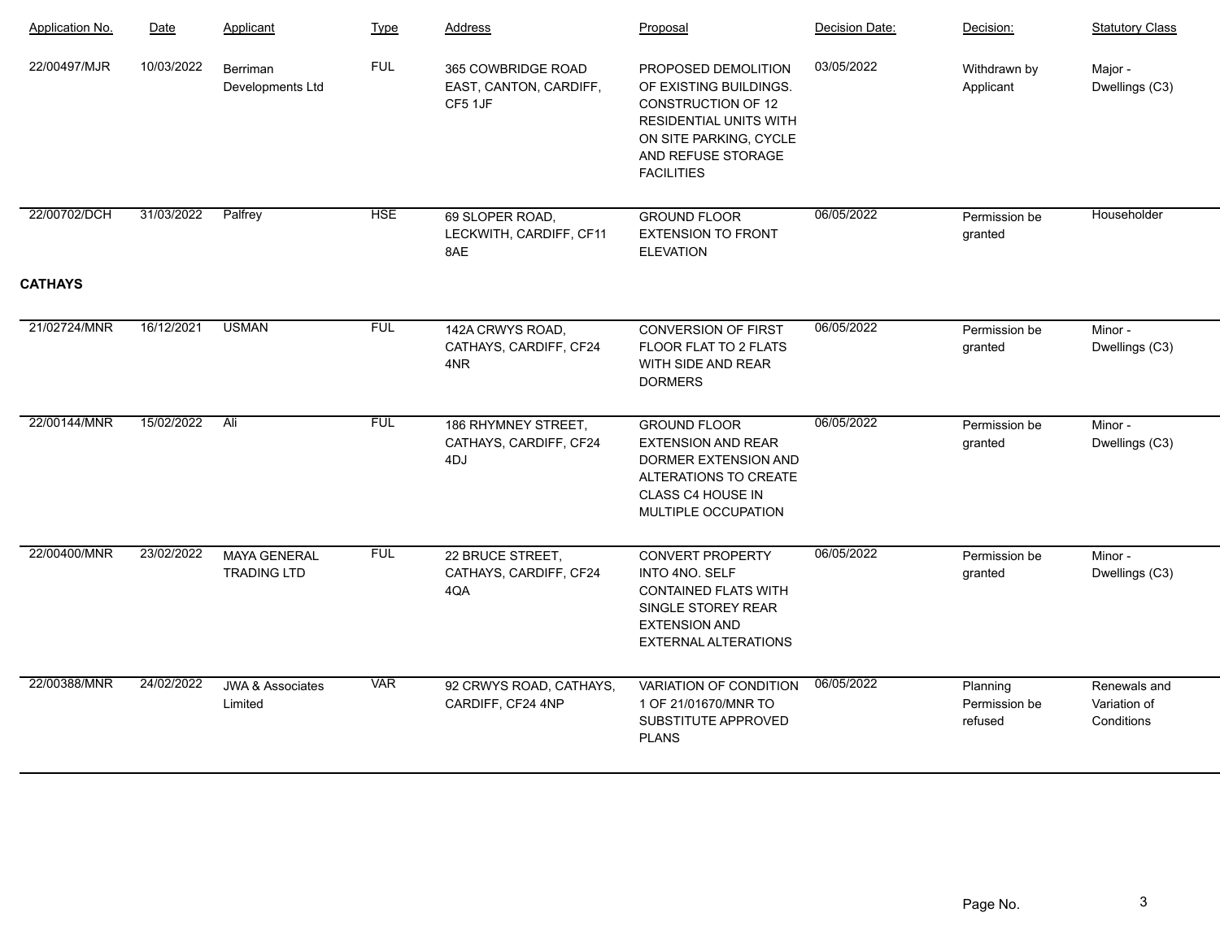| Application No. | Date | Applicant | Type | Address | Proposal | Decision Date: | Decision: | Statutory Class |
|---|---|---|---|---|---|---|---|---|
| 22/00497/MJR | 10/03/2022 | Berriman Developments Ltd | FUL | 365 COWBRIDGE ROAD EAST, CANTON, CARDIFF, CF5 1JF | PROPOSED DEMOLITION OF EXISTING BUILDINGS. CONSTRUCTION OF 12 RESIDENTIAL UNITS WITH ON SITE PARKING, CYCLE AND REFUSE STORAGE FACILITIES | 03/05/2022 | Withdrawn by Applicant | Major - Dwellings (C3) |
| 22/00702/DCH | 31/03/2022 | Palfrey | HSE | 69 SLOPER ROAD, LECKWITH, CARDIFF, CF11 8AE | GROUND FLOOR EXTENSION TO FRONT ELEVATION | 06/05/2022 | Permission be granted | Householder |

**CATHAYS**

| Application No. | Date | Applicant | Type | Address | Proposal | Decision Date: | Decision: | Statutory Class |
|---|---|---|---|---|---|---|---|---|
| 21/02724/MNR | 16/12/2021 | USMAN | FUL | 142A CRWYS ROAD, CATHAYS, CARDIFF, CF24 4NR | CONVERSION OF FIRST FLOOR FLAT TO 2 FLATS WITH SIDE AND REAR DORMERS | 06/05/2022 | Permission be granted | Minor - Dwellings (C3) |
| 22/00144/MNR | 15/02/2022 | Ali | FUL | 186 RHYMNEY STREET, CATHAYS, CARDIFF, CF24 4DJ | GROUND FLOOR EXTENSION AND REAR DORMER EXTENSION AND ALTERATIONS TO CREATE CLASS C4 HOUSE IN MULTIPLE OCCUPATION | 06/05/2022 | Permission be granted | Minor - Dwellings (C3) |
| 22/00400/MNR | 23/02/2022 | MAYA GENERAL TRADING LTD | FUL | 22 BRUCE STREET, CATHAYS, CARDIFF, CF24 4QA | CONVERT PROPERTY INTO 4NO. SELF CONTAINED FLATS WITH SINGLE STOREY REAR EXTENSION AND EXTERNAL ALTERATIONS | 06/05/2022 | Permission be granted | Minor - Dwellings (C3) |
| 22/00388/MNR | 24/02/2022 | JWA & Associates Limited | VAR | 92 CRWYS ROAD, CATHAYS, CARDIFF, CF24 4NP | VARIATION OF CONDITION 1 OF 21/01670/MNR TO SUBSTITUTE APPROVED PLANS | 06/05/2022 | Planning Permission be refused | Renewals and Variation of Conditions |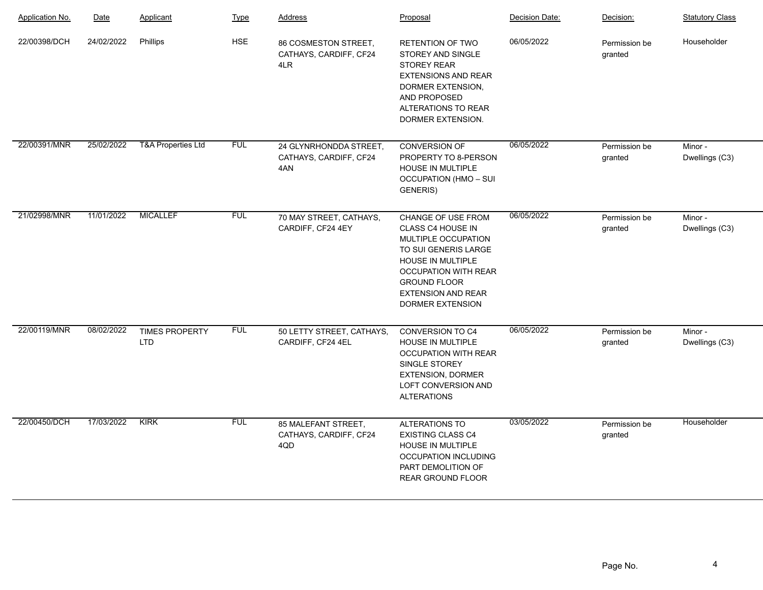| Application No. | Date | Applicant | Type | Address | Proposal | Decision Date: | Decision: | Statutory Class |
|---|---|---|---|---|---|---|---|---|
| 22/00398/DCH | 24/02/2022 | Phillips | HSE | 86 COSMESTON STREET, CATHAYS, CARDIFF, CF24 4LR | RETENTION OF TWO STOREY AND SINGLE STOREY REAR EXTENSIONS AND REAR DORMER EXTENSION, AND PROPOSED ALTERATIONS TO REAR DORMER EXTENSION. | 06/05/2022 | Permission be granted | Householder |
| 22/00391/MNR | 25/02/2022 | T&A Properties Ltd | FUL | 24 GLYNRHONDDA STREET, CATHAYS, CARDIFF, CF24 4AN | CONVERSION OF PROPERTY TO 8-PERSON HOUSE IN MULTIPLE OCCUPATION (HMO – SUI GENERIS) | 06/05/2022 | Permission be granted | Minor - Dwellings (C3) |
| 21/02998/MNR | 11/01/2022 | MICALLEF | FUL | 70 MAY STREET, CATHAYS, CARDIFF, CF24 4EY | CHANGE OF USE FROM CLASS C4 HOUSE IN MULTIPLE OCCUPATION TO SUI GENERIS LARGE HOUSE IN MULTIPLE OCCUPATION WITH REAR GROUND FLOOR EXTENSION AND REAR DORMER EXTENSION | 06/05/2022 | Permission be granted | Minor - Dwellings (C3) |
| 22/00119/MNR | 08/02/2022 | TIMES PROPERTY LTD | FUL | 50 LETTY STREET, CATHAYS, CARDIFF, CF24 4EL | CONVERSION TO C4 HOUSE IN MULTIPLE OCCUPATION WITH REAR SINGLE STOREY EXTENSION, DORMER LOFT CONVERSION AND ALTERATIONS | 06/05/2022 | Permission be granted | Minor - Dwellings (C3) |
| 22/00450/DCH | 17/03/2022 | KIRK | FUL | 85 MALEFANT STREET, CATHAYS, CARDIFF, CF24 4QD | ALTERATIONS TO EXISTING CLASS C4 HOUSE IN MULTIPLE OCCUPATION INCLUDING PART DEMOLITION OF REAR GROUND FLOOR | 03/05/2022 | Permission be granted | Householder |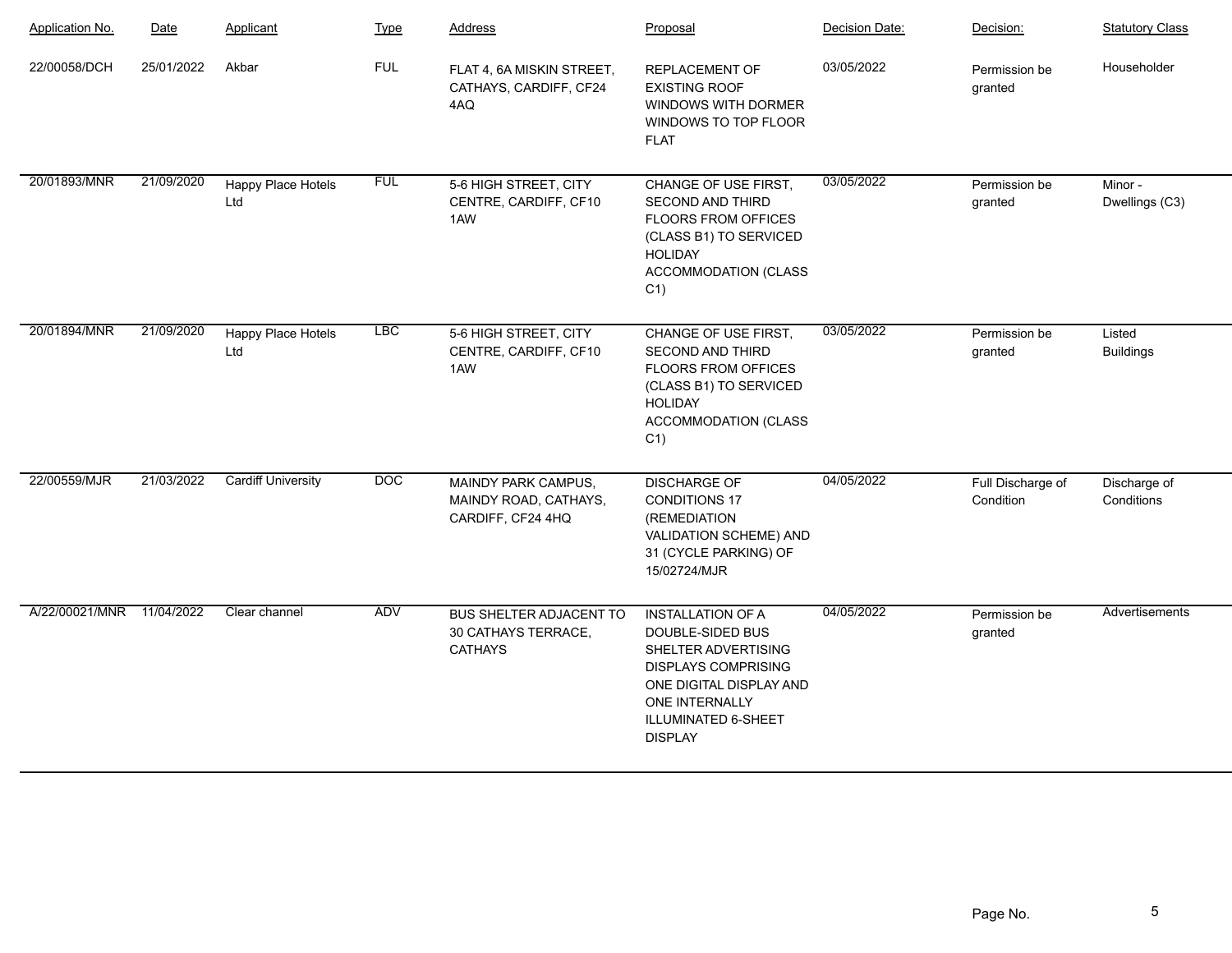| Application No. | Date | Applicant | Type | Address | Proposal | Decision Date: | Decision: | Statutory Class |
|---|---|---|---|---|---|---|---|---|
| 22/00058/DCH | 25/01/2022 | Akbar | FUL | FLAT 4, 6A MISKIN STREET, CATHAYS, CARDIFF, CF24 4AQ | REPLACEMENT OF EXISTING ROOF WINDOWS WITH DORMER WINDOWS TO TOP FLOOR FLAT | 03/05/2022 | Permission be granted | Householder |
| 20/01893/MNR | 21/09/2020 | Happy Place Hotels Ltd | FUL | 5-6 HIGH STREET, CITY CENTRE, CARDIFF, CF10 1AW | CHANGE OF USE FIRST, SECOND AND THIRD FLOORS FROM OFFICES (CLASS B1) TO SERVICED HOLIDAY ACCOMMODATION (CLASS C1) | 03/05/2022 | Permission be granted | Minor - Dwellings (C3) |
| 20/01894/MNR | 21/09/2020 | Happy Place Hotels Ltd | LBC | 5-6 HIGH STREET, CITY CENTRE, CARDIFF, CF10 1AW | CHANGE OF USE FIRST, SECOND AND THIRD FLOORS FROM OFFICES (CLASS B1) TO SERVICED HOLIDAY ACCOMMODATION (CLASS C1) | 03/05/2022 | Permission be granted | Listed Buildings |
| 22/00559/MJR | 21/03/2022 | Cardiff University | DOC | MAINDY PARK CAMPUS, MAINDY ROAD, CATHAYS, CARDIFF, CF24 4HQ | DISCHARGE OF CONDITIONS 17 (REMEDIATION VALIDATION SCHEME) AND 31 (CYCLE PARKING) OF 15/02724/MJR | 04/05/2022 | Full Discharge of Condition | Discharge of Conditions |
| A/22/00021/MNR | 11/04/2022 | Clear channel | ADV | BUS SHELTER ADJACENT TO 30 CATHAYS TERRACE, CATHAYS | INSTALLATION OF A DOUBLE-SIDED BUS SHELTER ADVERTISING DISPLAYS COMPRISING ONE DIGITAL DISPLAY AND ONE INTERNALLY ILLUMINATED 6-SHEET DISPLAY | 04/05/2022 | Permission be granted | Advertisements |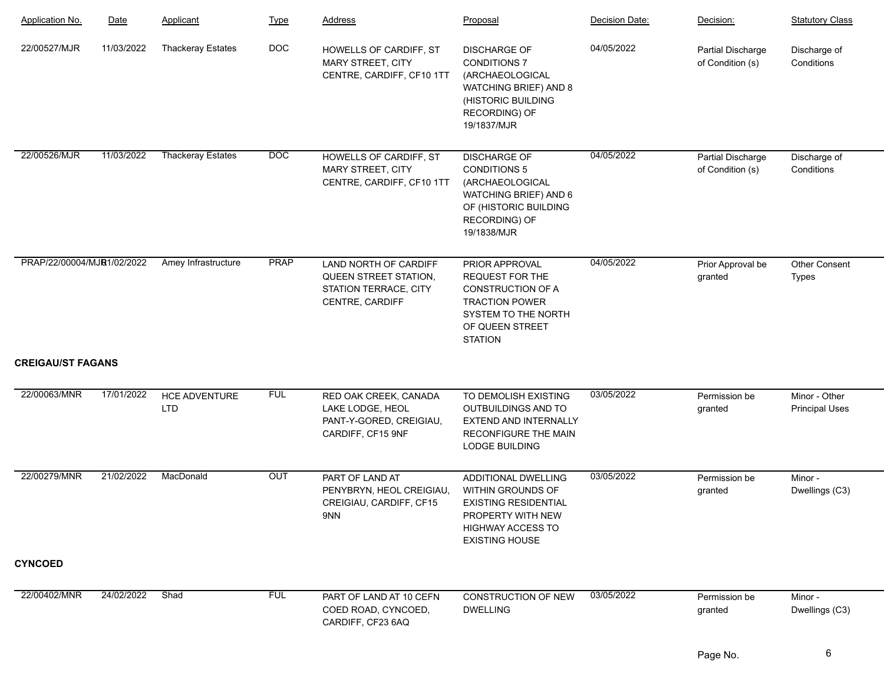| Application No. | Date | Applicant | Type | Address | Proposal | Decision Date: | Decision: | Statutory Class |
|---|---|---|---|---|---|---|---|---|
| 22/00527/MJR | 11/03/2022 | Thackeray Estates | DOC | HOWELLS OF CARDIFF, ST MARY STREET, CITY CENTRE, CARDIFF, CF10 1TT | DISCHARGE OF CONDITIONS 7 (ARCHAEOLOGICAL WATCHING BRIEF) AND 8 (HISTORIC BUILDING RECORDING) OF 19/1837/MJR | 04/05/2022 | Partial Discharge of Condition (s) | Discharge of Conditions |
| 22/00526/MJR | 11/03/2022 | Thackeray Estates | DOC | HOWELLS OF CARDIFF, ST MARY STREET, CITY CENTRE, CARDIFF, CF10 1TT | DISCHARGE OF CONDITIONS 5 (ARCHAEOLOGICAL WATCHING BRIEF) AND 6 OF (HISTORIC BUILDING RECORDING) OF 19/1838/MJR | 04/05/2022 | Partial Discharge of Condition (s) | Discharge of Conditions |
| PRAP/22/00004/MJR | 01/02/2022 | Amey Infrastructure | PRAP | LAND NORTH OF CARDIFF QUEEN STREET STATION, STATION TERRACE, CITY CENTRE, CARDIFF | PRIOR APPROVAL REQUEST FOR THE CONSTRUCTION OF A TRACTION POWER SYSTEM TO THE NORTH OF QUEEN STREET STATION | 04/05/2022 | Prior Approval be granted | Other Consent Types |
| **CREIGAU/ST FAGANS** | | | | | | | | |
| 22/00063/MNR | 17/01/2022 | HCE ADVENTURE LTD | FUL | RED OAK CREEK, CANADA LAKE LODGE, HEOL PANT-Y-GORED, CREIGIAU, CARDIFF, CF15 9NF | TO DEMOLISH EXISTING OUTBUILDINGS AND TO EXTEND AND INTERNALLY RECONFIGURE THE MAIN LODGE BUILDING | 03/05/2022 | Permission be granted | Minor - Other Principal Uses |
| 22/00279/MNR | 21/02/2022 | MacDonald | OUT | PART OF LAND AT PENYBRYN, HEOL CREIGIAU, CREIGIAU, CARDIFF, CF15 9NN | ADDITIONAL DWELLING WITHIN GROUNDS OF EXISTING RESIDENTIAL PROPERTY WITH NEW HIGHWAY ACCESS TO EXISTING HOUSE | 03/05/2022 | Permission be granted | Minor - Dwellings (C3) |
| **CYNCOED** | | | | | | | | |
| 22/00402/MNR | 24/02/2022 | Shad | FUL | PART OF LAND AT 10 CEFN COED ROAD, CYNCOED, CARDIFF, CF23 6AQ | CONSTRUCTION OF NEW DWELLING | 03/05/2022 | Permission be granted | Minor - Dwellings (C3) |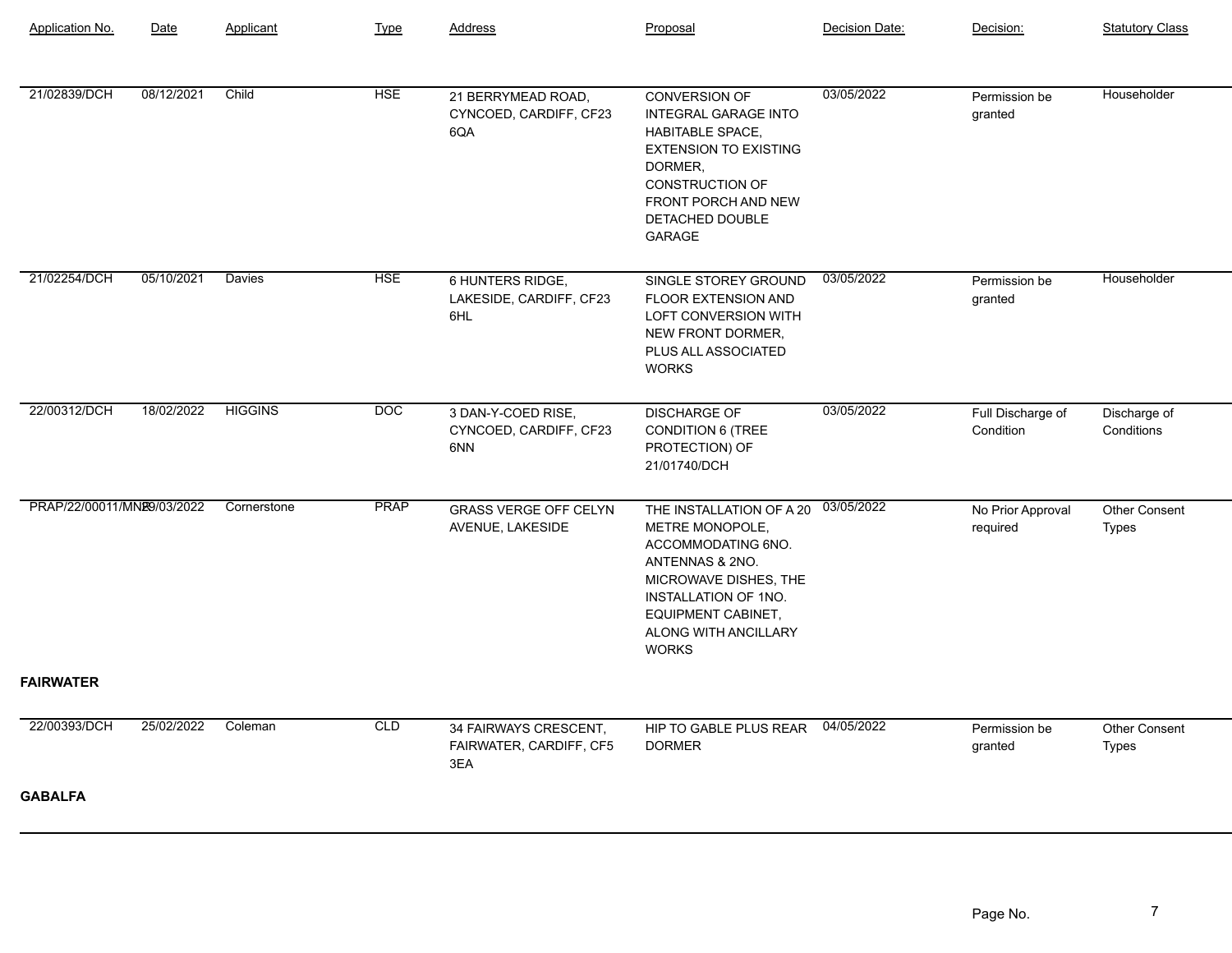| Application No. | Date | Applicant | Type | Address | Proposal | Decision Date: | Decision: | Statutory Class |
|---|---|---|---|---|---|---|---|---|
| 21/02839/DCH | 08/12/2021 | Child | HSE | 21 BERRYMEAD ROAD, CYNCOED, CARDIFF, CF23 6QA | CONVERSION OF INTEGRAL GARAGE INTO HABITABLE SPACE, EXTENSION TO EXISTING DORMER, CONSTRUCTION OF FRONT PORCH AND NEW DETACHED DOUBLE GARAGE | 03/05/2022 | Permission be granted | Householder |
| 21/02254/DCH | 05/10/2021 | Davies | HSE | 6 HUNTERS RIDGE, LAKESIDE, CARDIFF, CF23 6HL | SINGLE STOREY GROUND FLOOR EXTENSION AND LOFT CONVERSION WITH NEW FRONT DORMER, PLUS ALL ASSOCIATED WORKS | 03/05/2022 | Permission be granted | Householder |
| 22/00312/DCH | 18/02/2022 | HIGGINS | DOC | 3 DAN-Y-COED RISE, CYNCOED, CARDIFF, CF23 6NN | DISCHARGE OF CONDITION 6 (TREE PROTECTION) OF 21/01740/DCH | 03/05/2022 | Full Discharge of Condition | Discharge of Conditions |
| PRAP/22/00011/MNR | 29/03/2022 | Cornerstone | PRAP | GRASS VERGE OFF CELYN AVENUE, LAKESIDE | THE INSTALLATION OF A 20 METRE MONOPOLE, ACCOMMODATING 6NO. ANTENNAS & 2NO. MICROWAVE DISHES, THE INSTALLATION OF 1NO. EQUIPMENT CABINET, ALONG WITH ANCILLARY WORKS | 03/05/2022 | No Prior Approval required | Other Consent Types |

**FAIRWATER**

| Application No. | Date | Applicant | Type | Address | Proposal | Decision Date: | Decision: | Statutory Class |
|---|---|---|---|---|---|---|---|---|
| 22/00393/DCH | 25/02/2022 | Coleman | CLD | 34 FAIRWAYS CRESCENT, FAIRWATER, CARDIFF, CF5 3EA | HIP TO GABLE PLUS REAR DORMER | 04/05/2022 | Permission be granted | Other Consent Types |

**GABALFA**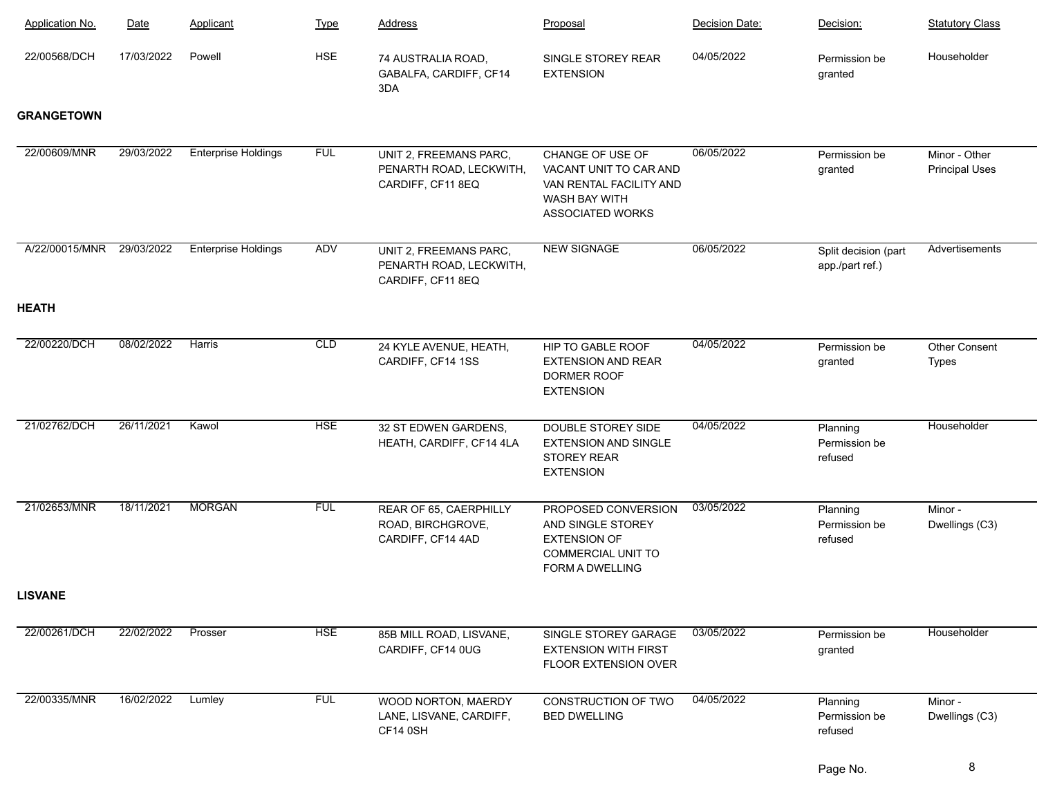| Application No. | Date | Applicant | Type | Address | Proposal | Decision Date: | Decision: | Statutory Class |
|---|---|---|---|---|---|---|---|---|
| 22/00568/DCH | 17/03/2022 | Powell | HSE | 74 AUSTRALIA ROAD, GABALFA, CARDIFF, CF14 3DA | SINGLE STOREY REAR EXTENSION | 04/05/2022 | Permission be granted | Householder |

**GRANGETOWN**

| Application No. | Date | Applicant | Type | Address | Proposal | Decision Date: | Decision: | Statutory Class |
|---|---|---|---|---|---|---|---|---|
| 22/00609/MNR | 29/03/2022 | Enterprise Holdings | FUL | UNIT 2, FREEMANS PARC, PENARTH ROAD, LECKWITH, CARDIFF, CF11 8EQ | CHANGE OF USE OF VACANT UNIT TO CAR AND VAN RENTAL FACILITY AND WASH BAY WITH ASSOCIATED WORKS | 06/05/2022 | Permission be granted | Minor - Other Principal Uses |
| A/22/00015/MNR | 29/03/2022 | Enterprise Holdings | ADV | UNIT 2, FREEMANS PARC, PENARTH ROAD, LECKWITH, CARDIFF, CF11 8EQ | NEW SIGNAGE | 06/05/2022 | Split decision (part app./part ref.) | Advertisements |

**HEATH**

| Application No. | Date | Applicant | Type | Address | Proposal | Decision Date: | Decision: | Statutory Class |
|---|---|---|---|---|---|---|---|---|
| 22/00220/DCH | 08/02/2022 | Harris | CLD | 24 KYLE AVENUE, HEATH, CARDIFF, CF14 1SS | HIP TO GABLE ROOF EXTENSION AND REAR DORMER ROOF EXTENSION | 04/05/2022 | Permission be granted | Other Consent Types |
| 21/02762/DCH | 26/11/2021 | Kawol | HSE | 32 ST EDWEN GARDENS, HEATH, CARDIFF, CF14 4LA | DOUBLE STOREY SIDE EXTENSION AND SINGLE STOREY REAR EXTENSION | 04/05/2022 | Planning Permission be refused | Householder |
| 21/02653/MNR | 18/11/2021 | MORGAN | FUL | REAR OF 65, CAERPHILLY ROAD, BIRCHGROVE, CARDIFF, CF14 4AD | PROPOSED CONVERSION AND SINGLE STOREY EXTENSION OF COMMERCIAL UNIT TO FORM A DWELLING | 03/05/2022 | Planning Permission be refused | Minor - Dwellings (C3) |

**LISVANE**

| Application No. | Date | Applicant | Type | Address | Proposal | Decision Date: | Decision: | Statutory Class |
|---|---|---|---|---|---|---|---|---|
| 22/00261/DCH | 22/02/2022 | Prosser | HSE | 85B MILL ROAD, LISVANE, CARDIFF, CF14 0UG | SINGLE STOREY GARAGE EXTENSION WITH FIRST FLOOR EXTENSION OVER | 03/05/2022 | Permission be granted | Householder |
| 22/00335/MNR | 16/02/2022 | Lumley | FUL | WOOD NORTON, MAERDY LANE, LISVANE, CARDIFF, CF14 0SH | CONSTRUCTION OF TWO BED DWELLING | 04/05/2022 | Planning Permission be refused | Minor - Dwellings (C3) |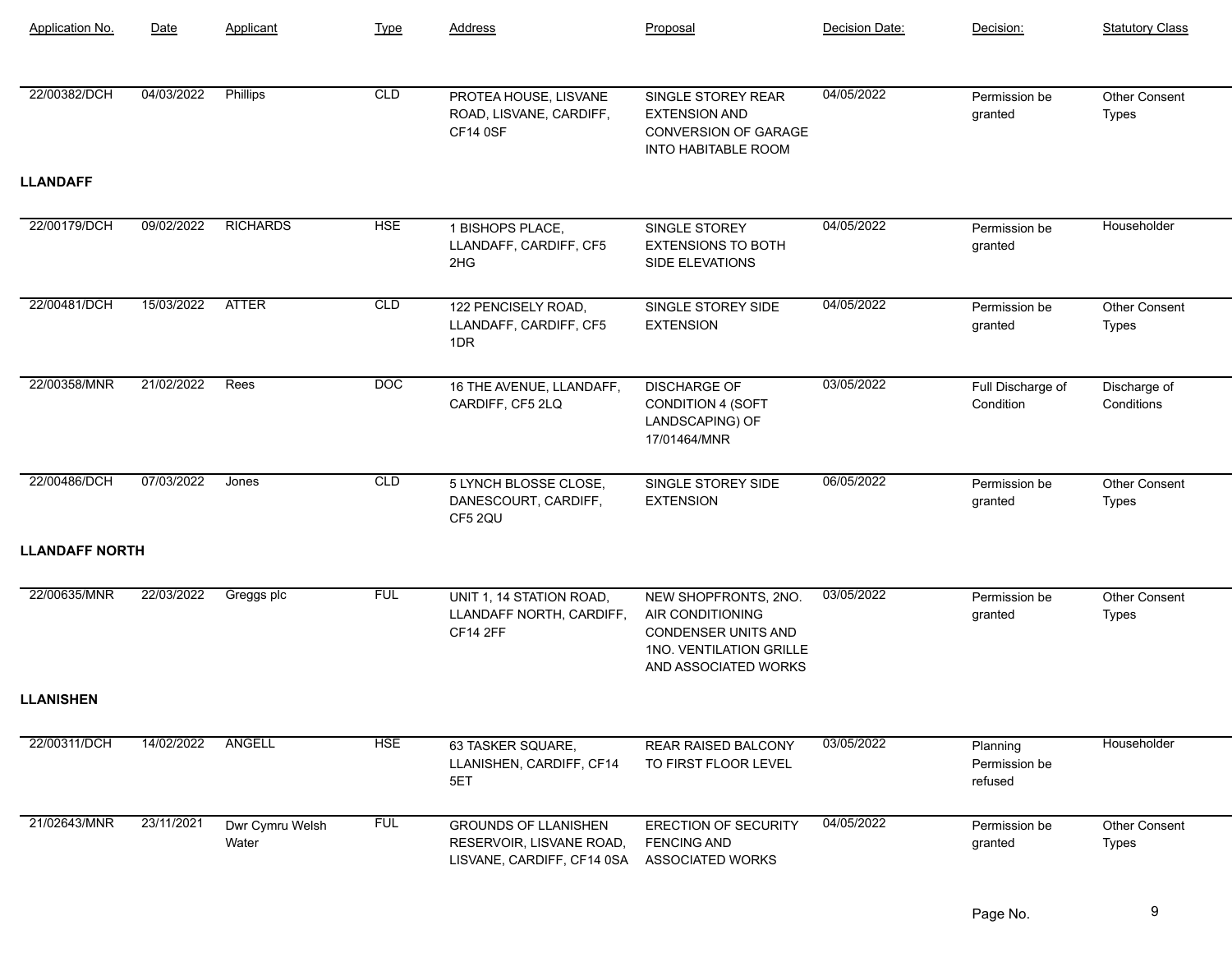| Application No. | Date | Applicant | Type | Address | Proposal | Decision Date: | Decision: | Statutory Class |
|---|---|---|---|---|---|---|---|---|
| 22/00382/DCH | 04/03/2022 | Phillips | CLD | PROTEA HOUSE, LISVANE ROAD, LISVANE, CARDIFF, CF14 0SF | SINGLE STOREY REAR EXTENSION AND CONVERSION OF GARAGE INTO HABITABLE ROOM | 04/05/2022 | Permission be granted | Other Consent Types |
| **LLANDAFF** | | | | | | | | |
| 22/00179/DCH | 09/02/2022 | RICHARDS | HSE | 1 BISHOPS PLACE, LLANDAFF, CARDIFF, CF5 2HG | SINGLE STOREY EXTENSIONS TO BOTH SIDE ELEVATIONS | 04/05/2022 | Permission be granted | Householder |
| 22/00481/DCH | 15/03/2022 | ATTER | CLD | 122 PENCISELY ROAD, LLANDAFF, CARDIFF, CF5 1DR | SINGLE STOREY SIDE EXTENSION | 04/05/2022 | Permission be granted | Other Consent Types |
| 22/00358/MNR | 21/02/2022 | Rees | DOC | 16 THE AVENUE, LLANDAFF, CARDIFF, CF5 2LQ | DISCHARGE OF CONDITION 4 (SOFT LANDSCAPING) OF 17/01464/MNR | 03/05/2022 | Full Discharge of Condition | Discharge of Conditions |
| 22/00486/DCH | 07/03/2022 | Jones | CLD | 5 LYNCH BLOSSE CLOSE, DANESCOURT, CARDIFF, CF5 2QU | SINGLE STOREY SIDE EXTENSION | 06/05/2022 | Permission be granted | Other Consent Types |
| **LLANDAFF NORTH** | | | | | | | | |
| 22/00635/MNR | 22/03/2022 | Greggs plc | FUL | UNIT 1, 14 STATION ROAD, LLANDAFF NORTH, CARDIFF, CF14 2FF | NEW SHOPFRONTS, 2NO. AIR CONDITIONING CONDENSER UNITS AND 1NO. VENTILATION GRILLE AND ASSOCIATED WORKS | 03/05/2022 | Permission be granted | Other Consent Types |
| **LLANISHEN** | | | | | | | | |
| 22/00311/DCH | 14/02/2022 | ANGELL | HSE | 63 TASKER SQUARE, LLANISHEN, CARDIFF, CF14 5ET | REAR RAISED BALCONY TO FIRST FLOOR LEVEL | 03/05/2022 | Planning Permission be refused | Householder |
| 21/02643/MNR | 23/11/2021 | Dwr Cymru Welsh Water | FUL | GROUNDS OF LLANISHEN RESERVOIR, LISVANE ROAD, LISVANE, CARDIFF, CF14 0SA | ERECTION OF SECURITY FENCING AND ASSOCIATED WORKS | 04/05/2022 | Permission be granted | Other Consent Types |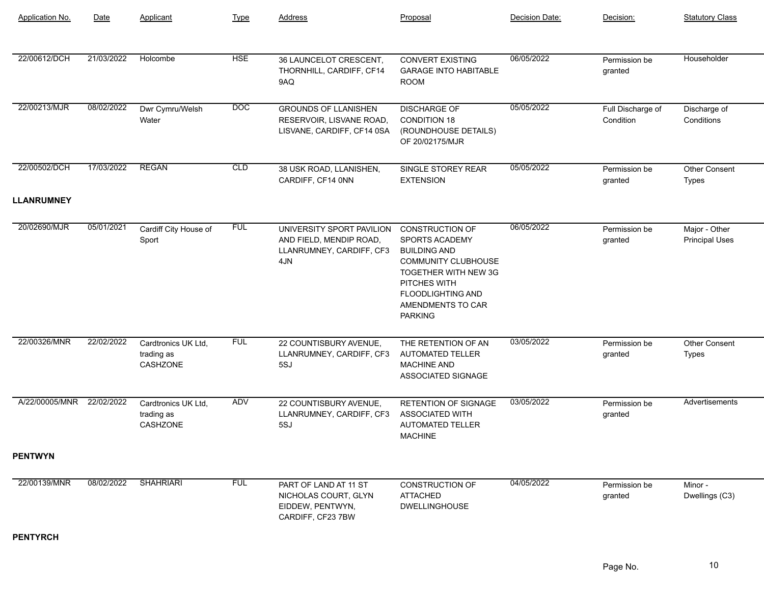| Application No. | Date | Applicant | Type | Address | Proposal | Decision Date: | Decision: | Statutory Class |
|---|---|---|---|---|---|---|---|---|
| 22/00612/DCH | 21/03/2022 | Holcombe | HSE | 36 LAUNCELOT CRESCENT, THORNHILL, CARDIFF, CF14 9AQ | CONVERT EXISTING GARAGE INTO HABITABLE ROOM | 06/05/2022 | Permission be granted | Householder |
| 22/00213/MJR | 08/02/2022 | Dwr Cymru/Welsh Water | DOC | GROUNDS OF LLANISHEN RESERVOIR, LISVANE ROAD, LISVANE, CARDIFF, CF14 0SA | DISCHARGE OF CONDITION 18 (ROUNDHOUSE DETAILS) OF 20/02175/MJR | 05/05/2022 | Full Discharge of Condition | Discharge of Conditions |
| 22/00502/DCH | 17/03/2022 | REGAN | CLD | 38 USK ROAD, LLANISHEN, CARDIFF, CF14 0NN | SINGLE STOREY REAR EXTENSION | 05/05/2022 | Permission be granted | Other Consent Types |

**LLANRUMNEY**

| Application No. | Date | Applicant | Type | Address | Proposal | Decision Date: | Decision: | Statutory Class |
|---|---|---|---|---|---|---|---|---|
| 20/02690/MJR | 05/01/2021 | Cardiff City House of Sport | FUL | UNIVERSITY SPORT PAVILION AND FIELD, MENDIP ROAD, LLANRUMNEY, CARDIFF, CF3 4JN | CONSTRUCTION OF SPORTS ACADEMY BUILDING AND COMMUNITY CLUBHOUSE TOGETHER WITH NEW 3G PITCHES WITH FLOODLIGHTING AND AMENDMENTS TO CAR PARKING | 06/05/2022 | Permission be granted | Major - Other Principal Uses |
| 22/00326/MNR | 22/02/2022 | Cardtronics UK Ltd, trading as CASHZONE | FUL | 22 COUNTISBURY AVENUE, LLANRUMNEY, CARDIFF, CF3 5SJ | THE RETENTION OF AN AUTOMATED TELLER MACHINE AND ASSOCIATED SIGNAGE | 03/05/2022 | Permission be granted | Other Consent Types |
| A/22/00005/MNR | 22/02/2022 | Cardtronics UK Ltd, trading as CASHZONE | ADV | 22 COUNTISBURY AVENUE, LLANRUMNEY, CARDIFF, CF3 5SJ | RETENTION OF SIGNAGE ASSOCIATED WITH AUTOMATED TELLER MACHINE | 03/05/2022 | Permission be granted | Advertisements |

**PENTWYN**

| Application No. | Date | Applicant | Type | Address | Proposal | Decision Date: | Decision: | Statutory Class |
|---|---|---|---|---|---|---|---|---|
| 22/00139/MNR | 08/02/2022 | SHAHRIARI | FUL | PART OF LAND AT 11 ST NICHOLAS COURT, GLYN EIDDEW, PENTWYN, CARDIFF, CF23 7BW | CONSTRUCTION OF ATTACHED DWELLINGHOUSE | 04/05/2022 | Permission be granted | Minor - Dwellings (C3) |

**PENTYRCH**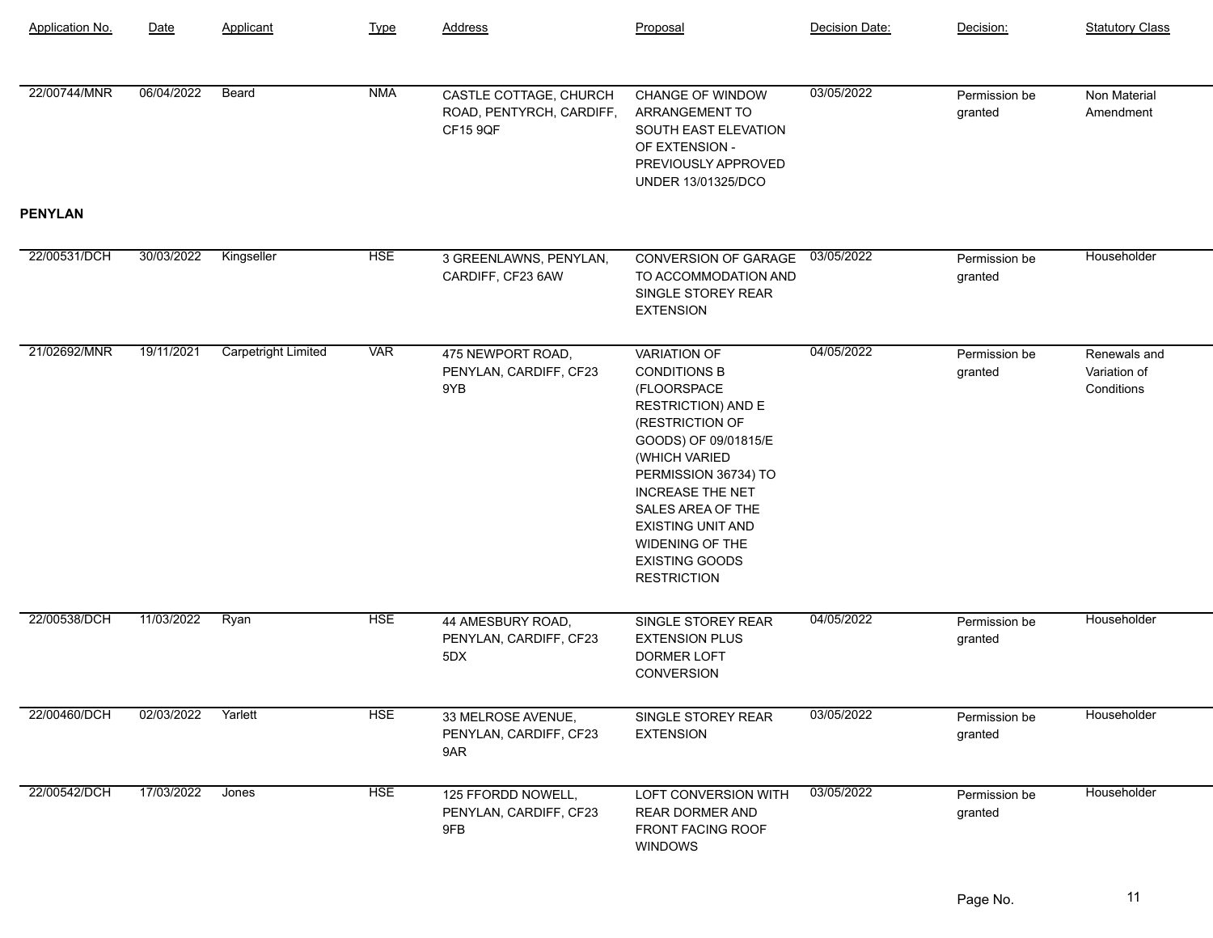| Application No. | Date | Applicant | Type | Address | Proposal | Decision Date: | Decision: | Statutory Class |
|---|---|---|---|---|---|---|---|---|
| 22/00744/MNR | 06/04/2022 | Beard | NMA | CASTLE COTTAGE, CHURCH ROAD, PENTYRCH, CARDIFF, CF15 9QF | CHANGE OF WINDOW ARRANGEMENT TO SOUTH EAST ELEVATION OF EXTENSION - PREVIOUSLY APPROVED UNDER 13/01325/DCO | 03/05/2022 | Permission be granted | Non Material Amendment |

**PENYLAN**

| Application No. | Date | Applicant | Type | Address | Proposal | Decision Date: | Decision: | Statutory Class |
|---|---|---|---|---|---|---|---|---|
| 22/00531/DCH | 30/03/2022 | Kingseller | HSE | 3 GREENLAWNS, PENYLAN, CARDIFF, CF23 6AW | CONVERSION OF GARAGE TO ACCOMMODATION AND SINGLE STOREY REAR EXTENSION | 03/05/2022 | Permission be granted | Householder |
| 21/02692/MNR | 19/11/2021 | Carpetright Limited | VAR | 475 NEWPORT ROAD, PENYLAN, CARDIFF, CF23 9YB | VARIATION OF CONDITIONS B (FLOORSPACE RESTRICTION) AND E (RESTRICTION OF GOODS) OF 09/01815/E (WHICH VARIED PERMISSION 36734) TO INCREASE THE NET SALES AREA OF THE EXISTING UNIT AND WIDENING OF THE EXISTING GOODS RESTRICTION | 04/05/2022 | Permission be granted | Renewals and Variation of Conditions |
| 22/00538/DCH | 11/03/2022 | Ryan | HSE | 44 AMESBURY ROAD, PENYLAN, CARDIFF, CF23 5DX | SINGLE STOREY REAR EXTENSION PLUS DORMER LOFT CONVERSION | 04/05/2022 | Permission be granted | Householder |
| 22/00460/DCH | 02/03/2022 | Yarlett | HSE | 33 MELROSE AVENUE, PENYLAN, CARDIFF, CF23 9AR | SINGLE STOREY REAR EXTENSION | 03/05/2022 | Permission be granted | Householder |
| 22/00542/DCH | 17/03/2022 | Jones | HSE | 125 FFORDD NOWELL, PENYLAN, CARDIFF, CF23 9FB | LOFT CONVERSION WITH REAR DORMER AND FRONT FACING ROOF WINDOWS | 03/05/2022 | Permission be granted | Householder |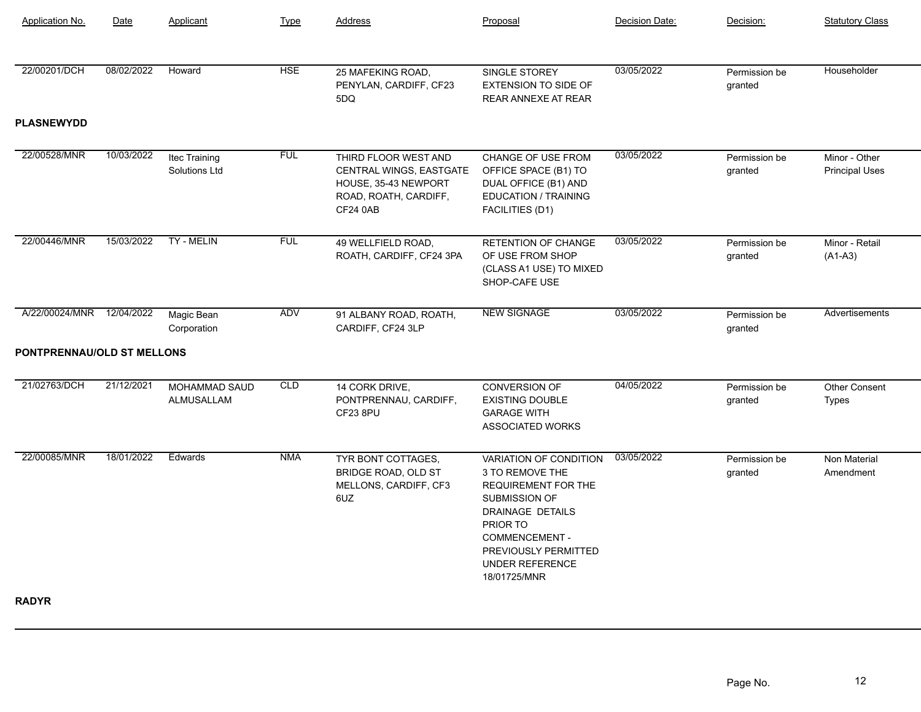| Application No. | Date | Applicant | Type | Address | Proposal | Decision Date: | Decision: | Statutory Class |
|---|---|---|---|---|---|---|---|---|
| 22/00201/DCH | 08/02/2022 | Howard | HSE | 25 MAFEKING ROAD, PENYLAN, CARDIFF, CF23 5DQ | SINGLE STOREY EXTENSION TO SIDE OF REAR ANNEXE AT REAR | 03/05/2022 | Permission be granted | Householder |

**PLASNEWYDD**

| Application No. | Date | Applicant | Type | Address | Proposal | Decision Date: | Decision: | Statutory Class |
|---|---|---|---|---|---|---|---|---|
| 22/00528/MNR | 10/03/2022 | Itec Training Solutions Ltd | FUL | THIRD FLOOR WEST AND CENTRAL WINGS, EASTGATE HOUSE, 35-43 NEWPORT ROAD, ROATH, CARDIFF, CF24 0AB | CHANGE OF USE FROM OFFICE SPACE (B1) TO DUAL OFFICE (B1) AND EDUCATION / TRAINING FACILITIES (D1) | 03/05/2022 | Permission be granted | Minor - Other Principal Uses |
| 22/00446/MNR | 15/03/2022 | TY - MELIN | FUL | 49 WELLFIELD ROAD, ROATH, CARDIFF, CF24 3PA | RETENTION OF CHANGE OF USE FROM SHOP (CLASS A1 USE) TO MIXED SHOP-CAFE USE | 03/05/2022 | Permission be granted | Minor - Retail (A1-A3) |
| A/22/00024/MNR | 12/04/2022 | Magic Bean Corporation | ADV | 91 ALBANY ROAD, ROATH, CARDIFF, CF24 3LP | NEW SIGNAGE | 03/05/2022 | Permission be granted | Advertisements |

**PONTPRENNAU/OLD ST MELLONS**

| Application No. | Date | Applicant | Type | Address | Proposal | Decision Date: | Decision: | Statutory Class |
|---|---|---|---|---|---|---|---|---|
| 21/02763/DCH | 21/12/2021 | MOHAMMAD SAUD ALMUSALLAM | CLD | 14 CORK DRIVE, PONTPRENNAU, CARDIFF, CF23 8PU | CONVERSION OF EXISTING DOUBLE GARAGE WITH ASSOCIATED WORKS | 04/05/2022 | Permission be granted | Other Consent Types |
| 22/00085/MNR | 18/01/2022 | Edwards | NMA | TYR BONT COTTAGES, BRIDGE ROAD, OLD ST MELLONS, CARDIFF, CF3 6UZ | VARIATION OF CONDITION 3 TO REMOVE THE REQUIREMENT FOR THE SUBMISSION OF DRAINAGE DETAILS PRIOR TO COMMENCEMENT - PREVIOUSLY PERMITTED UNDER REFERENCE 18/01725/MNR | 03/05/2022 | Permission be granted | Non Material Amendment |

**RADYR**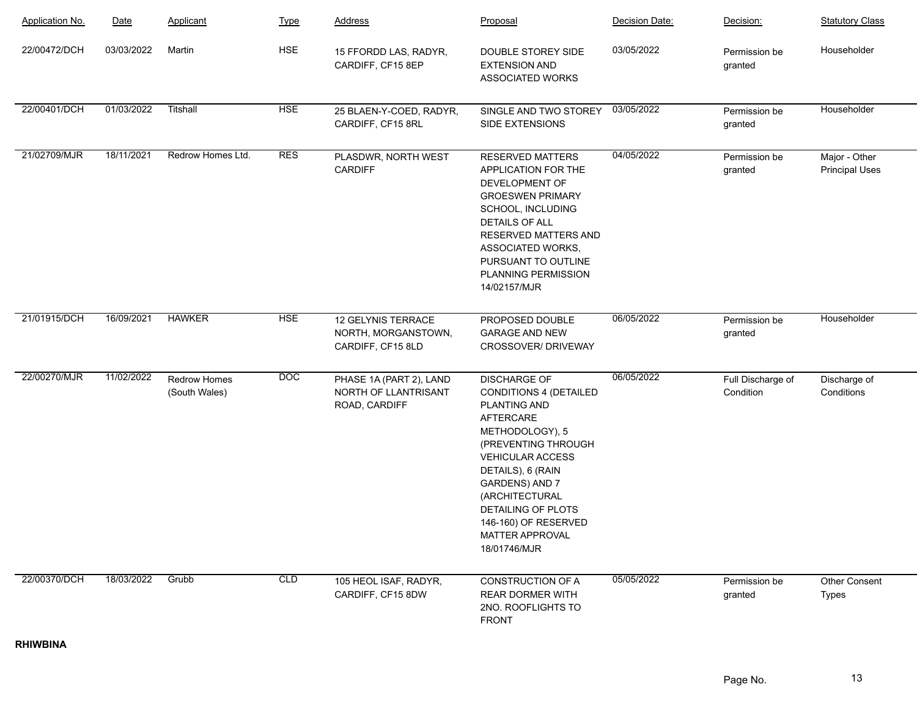| Application No. | Date | Applicant | Type | Address | Proposal | Decision Date: | Decision: | Statutory Class |
|---|---|---|---|---|---|---|---|---|
| 22/00472/DCH | 03/03/2022 | Martin | HSE | 15 FFORDD LAS, RADYR, CARDIFF, CF15 8EP | DOUBLE STOREY SIDE EXTENSION AND ASSOCIATED WORKS | 03/05/2022 | Permission be granted | Householder |
| 22/00401/DCH | 01/03/2022 | Titshall | HSE | 25 BLAEN-Y-COED, RADYR, CARDIFF, CF15 8RL | SINGLE AND TWO STOREY SIDE EXTENSIONS | 03/05/2022 | Permission be granted | Householder |
| 21/02709/MJR | 18/11/2021 | Redrow Homes Ltd. | RES | PLASDWR, NORTH WEST CARDIFF | RESERVED MATTERS APPLICATION FOR THE DEVELOPMENT OF GROESWEN PRIMARY SCHOOL, INCLUDING DETAILS OF ALL RESERVED MATTERS AND ASSOCIATED WORKS, PURSUANT TO OUTLINE PLANNING PERMISSION 14/02157/MJR | 04/05/2022 | Permission be granted | Major - Other Principal Uses |
| 21/01915/DCH | 16/09/2021 | HAWKER | HSE | 12 GELYNIS TERRACE NORTH, MORGANSTOWN, CARDIFF, CF15 8LD | PROPOSED DOUBLE GARAGE AND NEW CROSSOVER/ DRIVEWAY | 06/05/2022 | Permission be granted | Householder |
| 22/00270/MJR | 11/02/2022 | Redrow Homes (South Wales) | DOC | PHASE 1A (PART 2), LAND NORTH OF LLANTRISANT ROAD, CARDIFF | DISCHARGE OF CONDITIONS 4 (DETAILED PLANTING AND AFTERCARE METHODOLOGY), 5 (PREVENTING THROUGH VEHICULAR ACCESS DETAILS), 6 (RAIN GARDENS) AND 7 (ARCHITECTURAL DETAILING OF PLOTS 146-160) OF RESERVED MATTER APPROVAL 18/01746/MJR | 06/05/2022 | Full Discharge of Condition | Discharge of Conditions |
| 22/00370/DCH | 18/03/2022 | Grubb | CLD | 105 HEOL ISAF, RADYR, CARDIFF, CF15 8DW | CONSTRUCTION OF A REAR DORMER WITH 2NO. ROOFLIGHTS TO FRONT | 05/05/2022 | Permission be granted | Other Consent Types |

**RHIWBINA**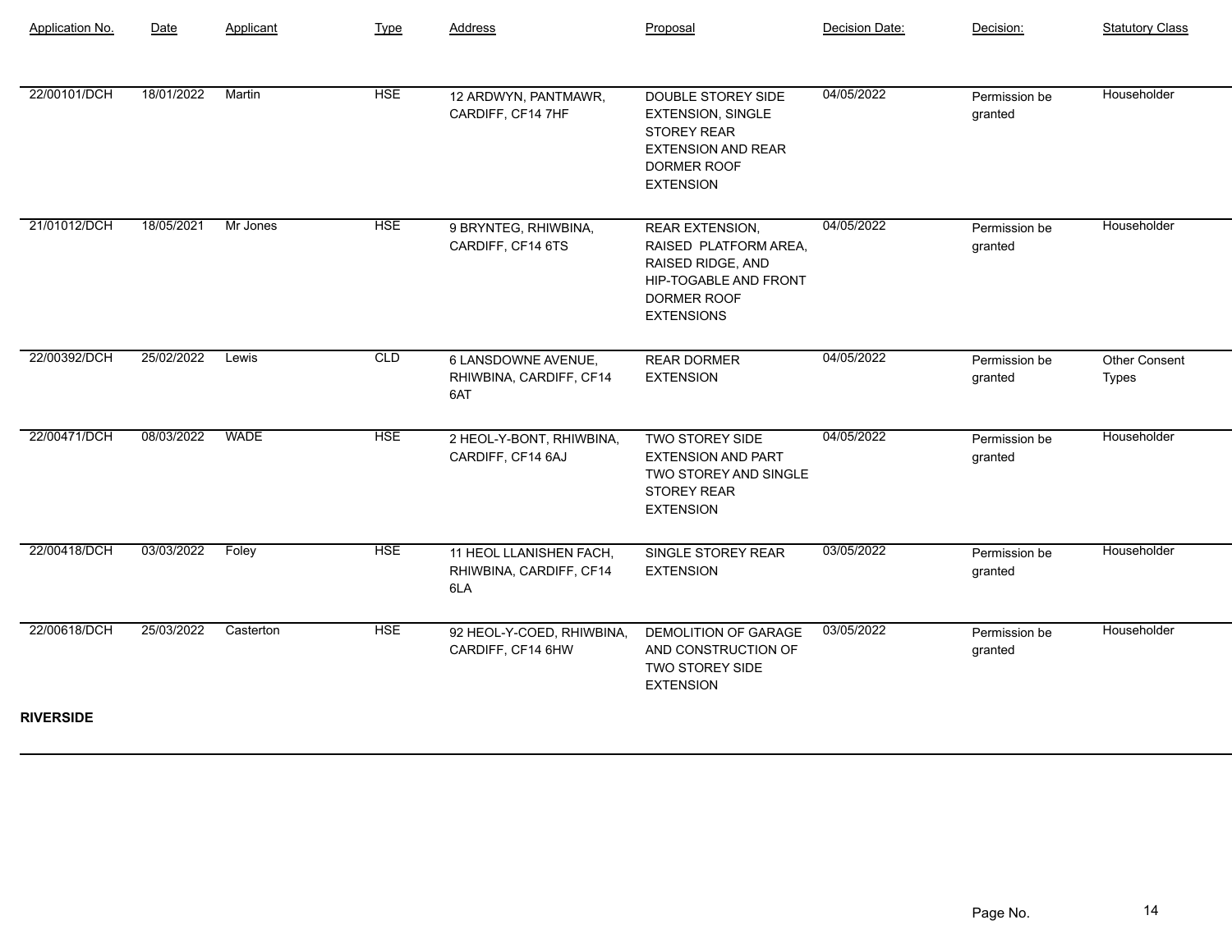| Application No. | Date | Applicant | Type | Address | Proposal | Decision Date: | Decision: | Statutory Class |
|---|---|---|---|---|---|---|---|---|
| 22/00101/DCH | 18/01/2022 | Martin | HSE | 12 ARDWYN, PANTMAWR, CARDIFF, CF14 7HF | DOUBLE STOREY SIDE EXTENSION, SINGLE STOREY REAR EXTENSION AND REAR DORMER ROOF EXTENSION | 04/05/2022 | Permission be granted | Householder |
| 21/01012/DCH | 18/05/2021 | Mr Jones | HSE | 9 BRYNTEG, RHIWBINA, CARDIFF, CF14 6TS | REAR EXTENSION, RAISED PLATFORM AREA, RAISED RIDGE, AND HIP-TOGABLE AND FRONT DORMER ROOF EXTENSIONS | 04/05/2022 | Permission be granted | Householder |
| 22/00392/DCH | 25/02/2022 | Lewis | CLD | 6 LANSDOWNE AVENUE, RHIWBINA, CARDIFF, CF14 6AT | REAR DORMER EXTENSION | 04/05/2022 | Permission be granted | Other Consent Types |
| 22/00471/DCH | 08/03/2022 | WADE | HSE | 2 HEOL-Y-BONT, RHIWBINA, CARDIFF, CF14 6AJ | TWO STOREY SIDE EXTENSION AND PART TWO STOREY AND SINGLE STOREY REAR EXTENSION | 04/05/2022 | Permission be granted | Householder |
| 22/00418/DCH | 03/03/2022 | Foley | HSE | 11 HEOL LLANISHEN FACH, RHIWBINA, CARDIFF, CF14 6LA | SINGLE STOREY REAR EXTENSION | 03/05/2022 | Permission be granted | Householder |
| 22/00618/DCH | 25/03/2022 | Casterton | HSE | 92 HEOL-Y-COED, RHIWBINA, CARDIFF, CF14 6HW | DEMOLITION OF GARAGE AND CONSTRUCTION OF TWO STOREY SIDE EXTENSION | 03/05/2022 | Permission be granted | Householder |

**RIVERSIDE**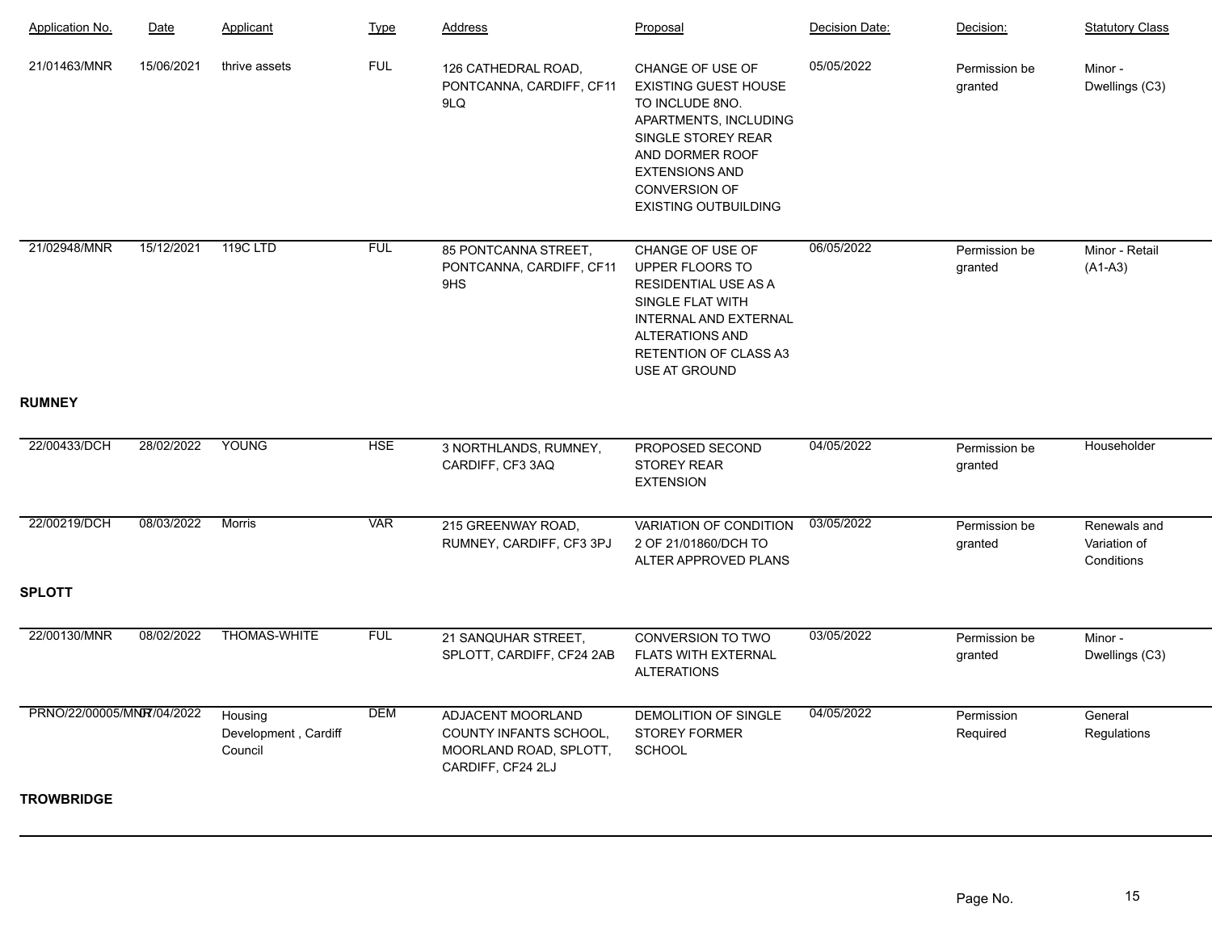| Application No. | Date | Applicant | Type | Address | Proposal | Decision Date: | Decision: | Statutory Class |
|---|---|---|---|---|---|---|---|---|
| 21/01463/MNR | 15/06/2021 | thrive assets | FUL | 126 CATHEDRAL ROAD, PONTCANNA, CARDIFF, CF11 9LQ | CHANGE OF USE OF EXISTING GUEST HOUSE TO INCLUDE 8NO. APARTMENTS, INCLUDING SINGLE STOREY REAR AND DORMER ROOF EXTENSIONS AND CONVERSION OF EXISTING OUTBUILDING | 05/05/2022 | Permission be granted | Minor - Dwellings (C3) |
| 21/02948/MNR | 15/12/2021 | 119C LTD | FUL | 85 PONTCANNA STREET, PONTCANNA, CARDIFF, CF11 9HS | CHANGE OF USE OF UPPER FLOORS TO RESIDENTIAL USE AS A SINGLE FLAT WITH INTERNAL AND EXTERNAL ALTERATIONS AND RETENTION OF CLASS A3 USE AT GROUND | 06/05/2022 | Permission be granted | Minor - Retail (A1-A3) |

**RUMNEY**

| Application No. | Date | Applicant | Type | Address | Proposal | Decision Date: | Decision: | Statutory Class |
|---|---|---|---|---|---|---|---|---|
| 22/00433/DCH | 28/02/2022 | YOUNG | HSE | 3 NORTHLANDS, RUMNEY, CARDIFF, CF3 3AQ | PROPOSED SECOND STOREY REAR EXTENSION | 04/05/2022 | Permission be granted | Householder |
| 22/00219/DCH | 08/03/2022 | Morris | VAR | 215 GREENWAY ROAD, RUMNEY, CARDIFF, CF3 3PJ | VARIATION OF CONDITION 2 OF 21/01860/DCH TO ALTER APPROVED PLANS | 03/05/2022 | Permission be granted | Renewals and Variation of Conditions |

**SPLOTT**

| Application No. | Date | Applicant | Type | Address | Proposal | Decision Date: | Decision: | Statutory Class |
|---|---|---|---|---|---|---|---|---|
| 22/00130/MNR | 08/02/2022 | THOMAS-WHITE | FUL | 21 SANQUHAR STREET, SPLOTT, CARDIFF, CF24 2AB | CONVERSION TO TWO FLATS WITH EXTERNAL ALTERATIONS | 03/05/2022 | Permission be granted | Minor - Dwellings (C3) |
| PRNO/22/00005/MNR | 07/04/2022 | Housing Development , Cardiff Council | DEM | ADJACENT MOORLAND COUNTY INFANTS SCHOOL, MOORLAND ROAD, SPLOTT, CARDIFF, CF24 2LJ | DEMOLITION OF SINGLE STOREY FORMER SCHOOL | 04/05/2022 | Permission Required | General Regulations |

**TROWBRIDGE**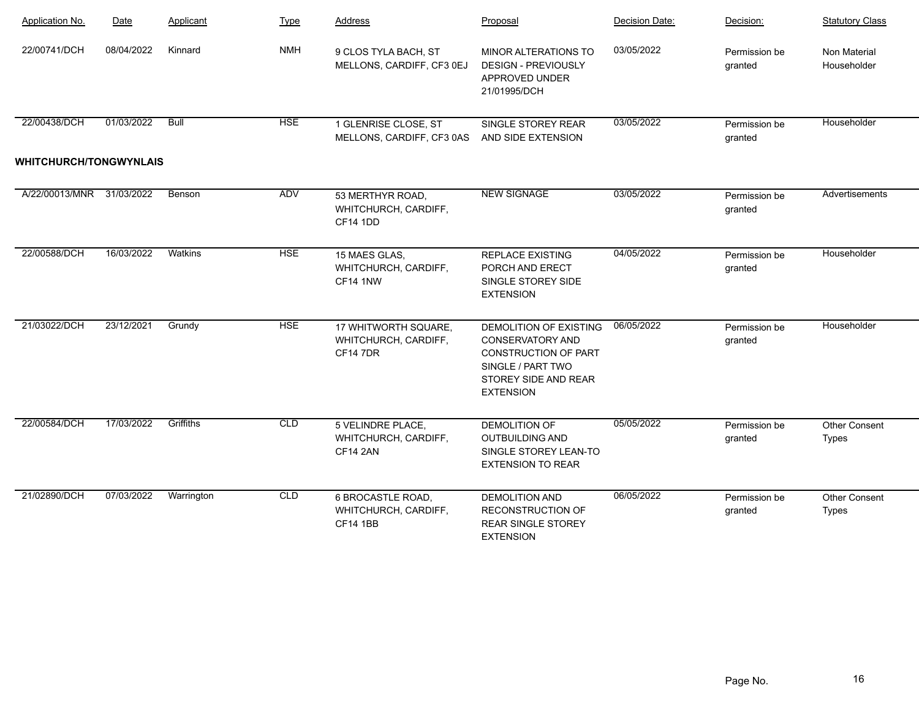| Application No. | Date | Applicant | Type | Address | Proposal | Decision Date: | Decision: | Statutory Class |
| --- | --- | --- | --- | --- | --- | --- | --- | --- |
| 22/00741/DCH | 08/04/2022 | Kinnard | NMH | 9 CLOS TYLA BACH, ST MELLONS, CARDIFF, CF3 0EJ | MINOR ALTERATIONS TO DESIGN - PREVIOUSLY APPROVED UNDER 21/01995/DCH | 03/05/2022 | Permission be granted | Non Material Householder |
| 22/00438/DCH | 01/03/2022 | Bull | HSE | 1 GLENRISE CLOSE, ST MELLONS, CARDIFF, CF3 0AS | SINGLE STOREY REAR AND SIDE EXTENSION | 03/05/2022 | Permission be granted | Householder |

**WHITCHURCH/TONGWYNLAIS**

| Application No. | Date | Applicant | Type | Address | Proposal | Decision Date: | Decision: | Statutory Class |
| --- | --- | --- | --- | --- | --- | --- | --- | --- |
| A/22/00013/MNR | 31/03/2022 | Benson | ADV | 53 MERTHYR ROAD, WHITCHURCH, CARDIFF, CF14 1DD | NEW SIGNAGE | 03/05/2022 | Permission be granted | Advertisements |
| 22/00588/DCH | 16/03/2022 | Watkins | HSE | 15 MAES GLAS, WHITCHURCH, CARDIFF, CF14 1NW | REPLACE EXISTING PORCH AND ERECT SINGLE STOREY SIDE EXTENSION | 04/05/2022 | Permission be granted | Householder |
| 21/03022/DCH | 23/12/2021 | Grundy | HSE | 17 WHITWORTH SQUARE, WHITCHURCH, CARDIFF, CF14 7DR | DEMOLITION OF EXISTING CONSERVATORY AND CONSTRUCTION OF PART SINGLE / PART TWO STOREY SIDE AND REAR EXTENSION | 06/05/2022 | Permission be granted | Householder |
| 22/00584/DCH | 17/03/2022 | Griffiths | CLD | 5 VELINDRE PLACE, WHITCHURCH, CARDIFF, CF14 2AN | DEMOLITION OF OUTBUILDING AND SINGLE STOREY LEAN-TO EXTENSION TO REAR | 05/05/2022 | Permission be granted | Other Consent Types |
| 21/02890/DCH | 07/03/2022 | Warrington | CLD | 6 BROCASTLE ROAD, WHITCHURCH, CARDIFF, CF14 1BB | DEMOLITION AND RECONSTRUCTION OF REAR SINGLE STOREY EXTENSION | 06/05/2022 | Permission be granted | Other Consent Types |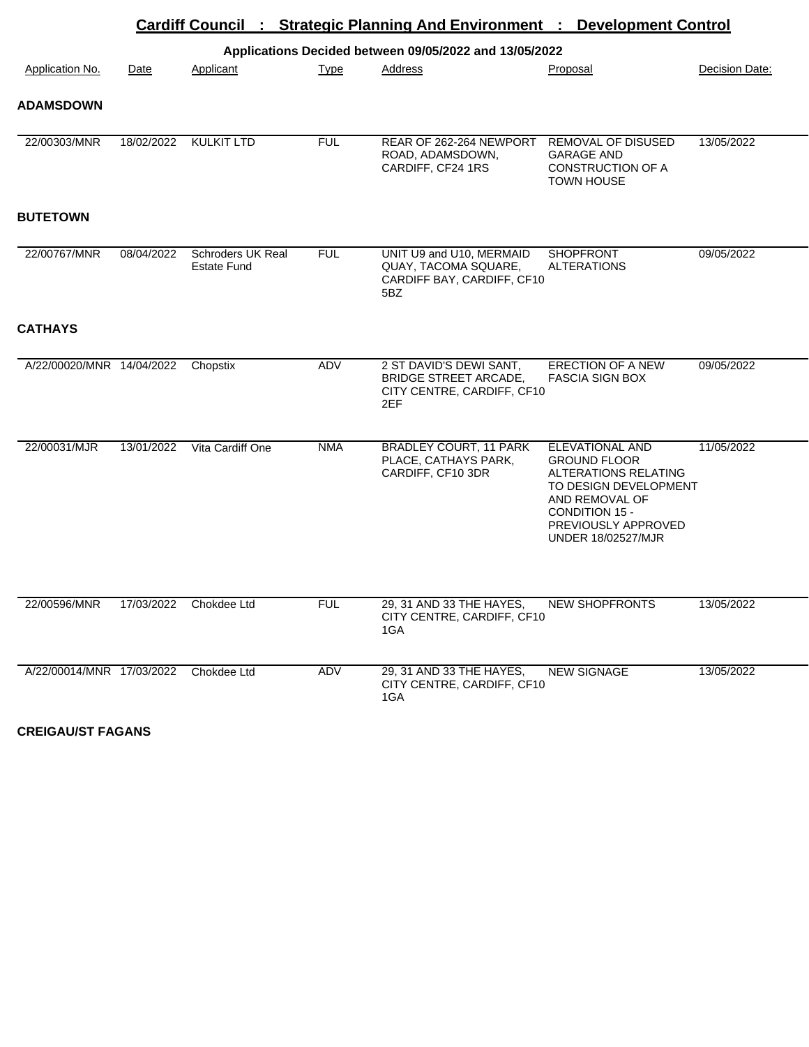## Cardiff Council : Strategic Planning And Environment : Development Control

### Applications Decided between 09/05/2022 and 13/05/2022

| Application No. | Date | Applicant | Type | Address | Proposal | Decision Date: |
|---|---|---|---|---|---|---|
| **ADAMSDOWN** | | | | | | |
| 22/00303/MNR | 18/02/2022 | KULKIT LTD | FUL | REAR OF 262-264 NEWPORT ROAD, ADAMSDOWN, CARDIFF, CF24 1RS | REMOVAL OF DISUSED GARAGE AND CONSTRUCTION OF A TOWN HOUSE | 13/05/2022 |
| **BUTETOWN** | | | | | | |
| 22/00767/MNR | 08/04/2022 | Schroders UK Real Estate Fund | FUL | UNIT U9 and U10, MERMAID QUAY, TACOMA SQUARE, CARDIFF BAY, CARDIFF, CF10 5BZ | SHOPFRONT ALTERATIONS | 09/05/2022 |
| **CATHAYS** | | | | | | |
| A/22/00020/MNR | 14/04/2022 | Chopstix | ADV | 2 ST DAVID'S DEWI SANT, BRIDGE STREET ARCADE, CITY CENTRE, CARDIFF, CF10 2EF | ERECTION OF A NEW FASCIA SIGN BOX | 09/05/2022 |
| 22/00031/MJR | 13/01/2022 | Vita Cardiff One | NMA | BRADLEY COURT, 11 PARK PLACE, CATHAYS PARK, CARDIFF, CF10 3DR | ELEVATIONAL AND GROUND FLOOR ALTERATIONS RELATING TO DESIGN DEVELOPMENT AND REMOVAL OF CONDITION 15 - PREVIOUSLY APPROVED UNDER 18/02527/MJR | 11/05/2022 |
| 22/00596/MNR | 17/03/2022 | Chokdee Ltd | FUL | 29, 31 AND 33 THE HAYES, CITY CENTRE, CARDIFF, CF10 1GA | NEW SHOPFRONTS | 13/05/2022 |
| A/22/00014/MNR | 17/03/2022 | Chokdee Ltd | ADV | 29, 31 AND 33 THE HAYES, CITY CENTRE, CARDIFF, CF10 1GA | NEW SIGNAGE | 13/05/2022 |
| **CREIGAU/ST FAGANS** | | | | | | |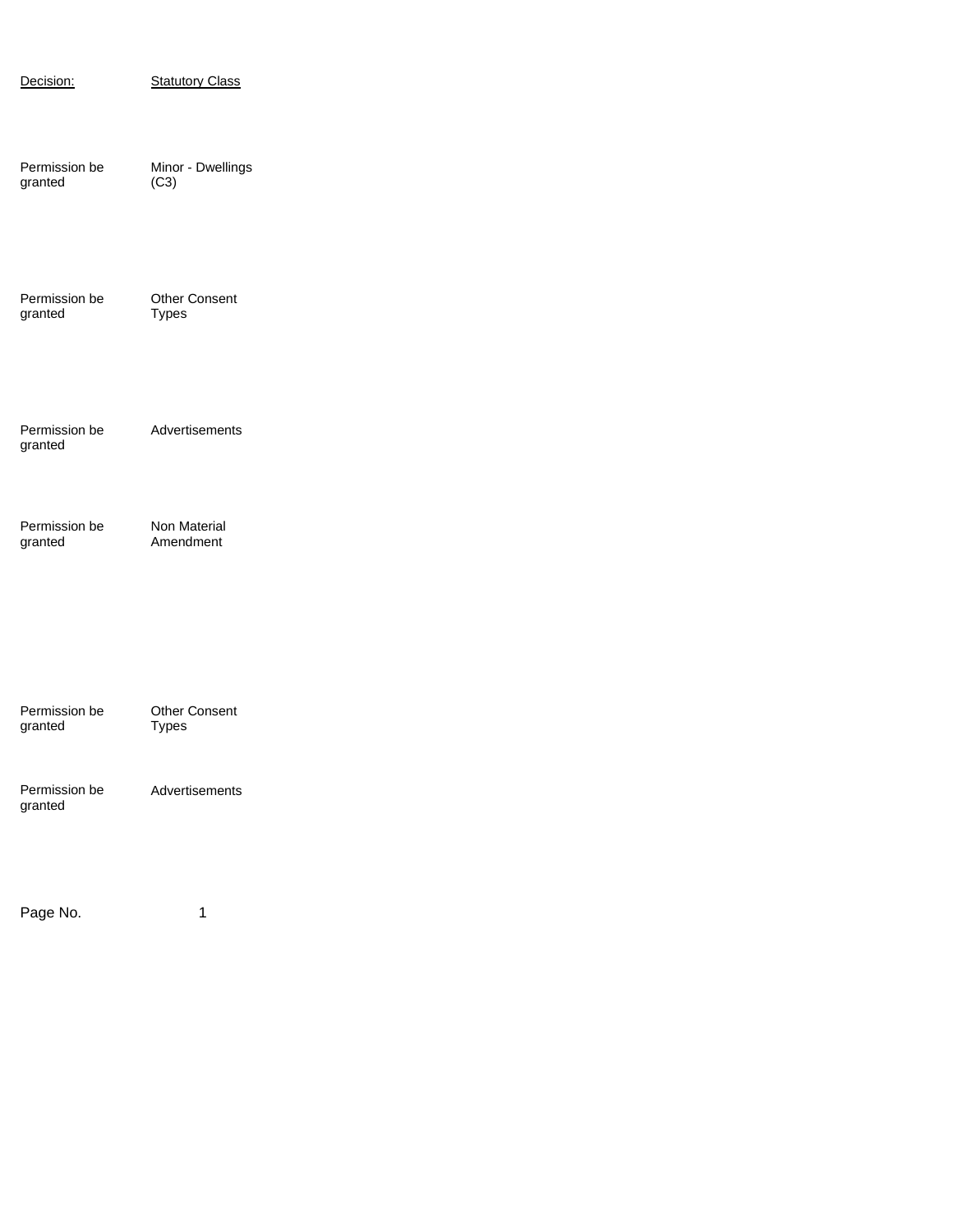| Decision: | Statutory Class |
| --- | --- |
| Permission be granted | Minor - Dwellings (C3) |
| Permission be granted | Other Consent Types |
| Permission be granted | Advertisements |
| Permission be granted | Non Material Amendment |
| Permission be granted | Other Consent Types |
| Permission be granted | Advertisements |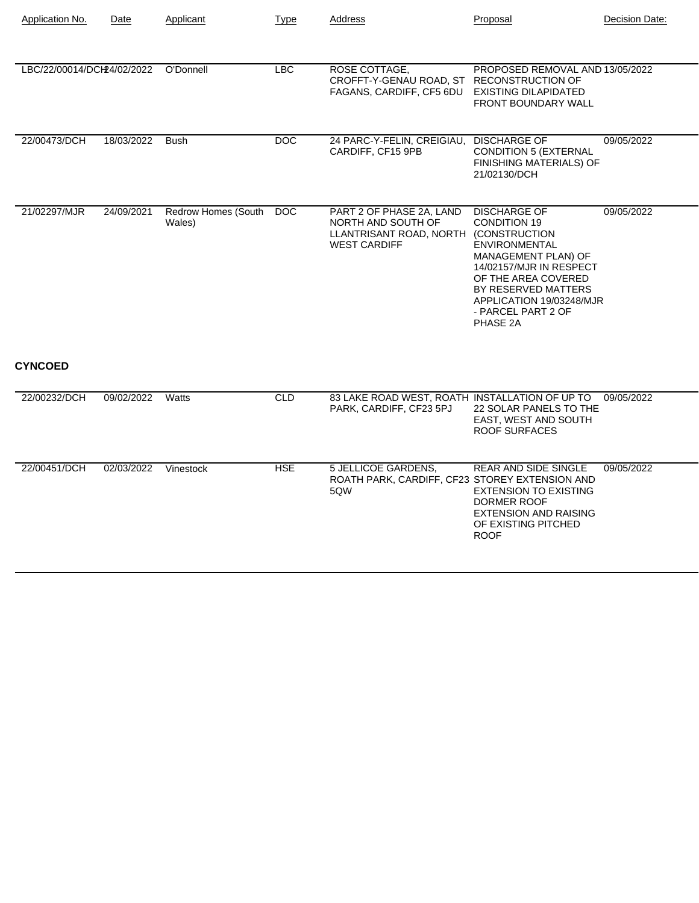| Application No. | Date | Applicant | Type | Address | Proposal | Decision Date: |
|---|---|---|---|---|---|---|
| LBC/22/00014/DCH | 24/02/2022 | O'Donnell | LBC | ROSE COTTAGE, CROFFT-Y-GENAU ROAD, ST FAGANS, CARDIFF, CF5 6DU | PROPOSED REMOVAL AND RECONSTRUCTION OF EXISTING DILAPIDATED FRONT BOUNDARY WALL | 13/05/2022 |
| 22/00473/DCH | 18/03/2022 | Bush | DOC | 24 PARC-Y-FELIN, CREIGIAU, CARDIFF, CF15 9PB | DISCHARGE OF CONDITION 5 (EXTERNAL FINISHING MATERIALS) OF 21/02130/DCH | 09/05/2022 |
| 21/02297/MJR | 24/09/2021 | Redrow Homes (South Wales) | DOC | PART 2 OF PHASE 2A, LAND NORTH AND SOUTH OF LLANTRISANT ROAD, NORTH WEST CARDIFF | DISCHARGE OF CONDITION 19 (CONSTRUCTION ENVIRONMENTAL MANAGEMENT PLAN) OF 14/02157/MJR IN RESPECT OF THE AREA COVERED BY RESERVED MATTERS APPLICATION 19/03248/MJR - PARCEL PART 2 OF PHASE 2A | 09/05/2022 |

**CYNCOED**

| Application No. | Date | Applicant | Type | Address | Proposal | Decision Date: |
|---|---|---|---|---|---|---|
| 22/00232/DCH | 09/02/2022 | Watts | CLD | 83 LAKE ROAD WEST, ROATH PARK, CARDIFF, CF23 5PJ | INSTALLATION OF UP TO 22 SOLAR PANELS TO THE EAST, WEST AND SOUTH ROOF SURFACES | 09/05/2022 |
| 22/00451/DCH | 02/03/2022 | Vinestock | HSE | 5 JELLICOE GARDENS, ROATH PARK, CARDIFF, CF23 5QW | REAR AND SIDE SINGLE STOREY EXTENSION AND EXTENSION TO EXISTING DORMER ROOF EXTENSION AND RAISING OF EXISTING PITCHED ROOF | 09/05/2022 |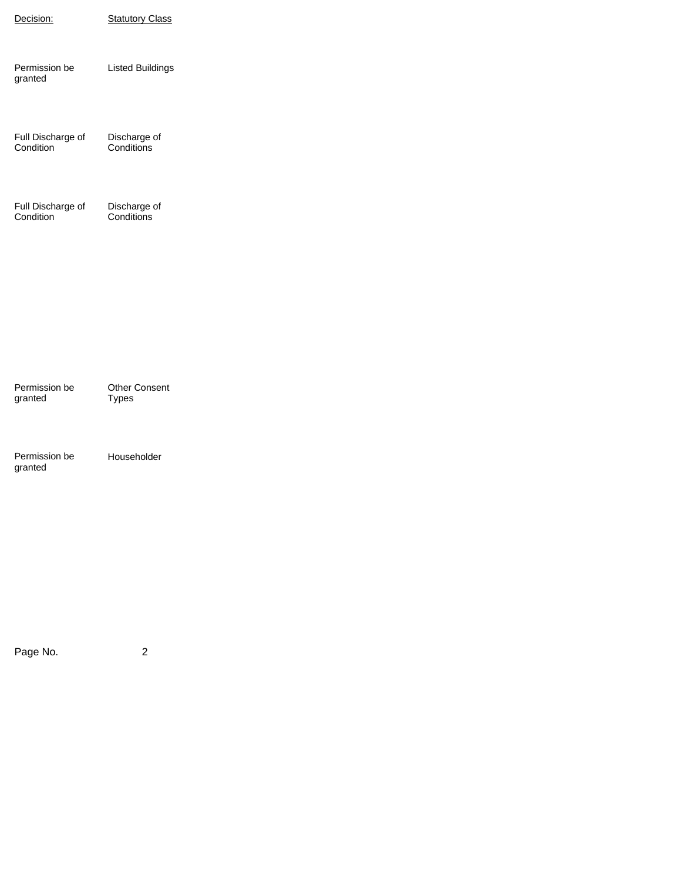| Decision: | Statutory Class |
|---|---|
| Permission be granted | Listed Buildings |
| Full Discharge of Condition | Discharge of Conditions |
| Full Discharge of Condition | Discharge of Conditions |
| Permission be granted | Other Consent Types |
| Permission be granted | Householder |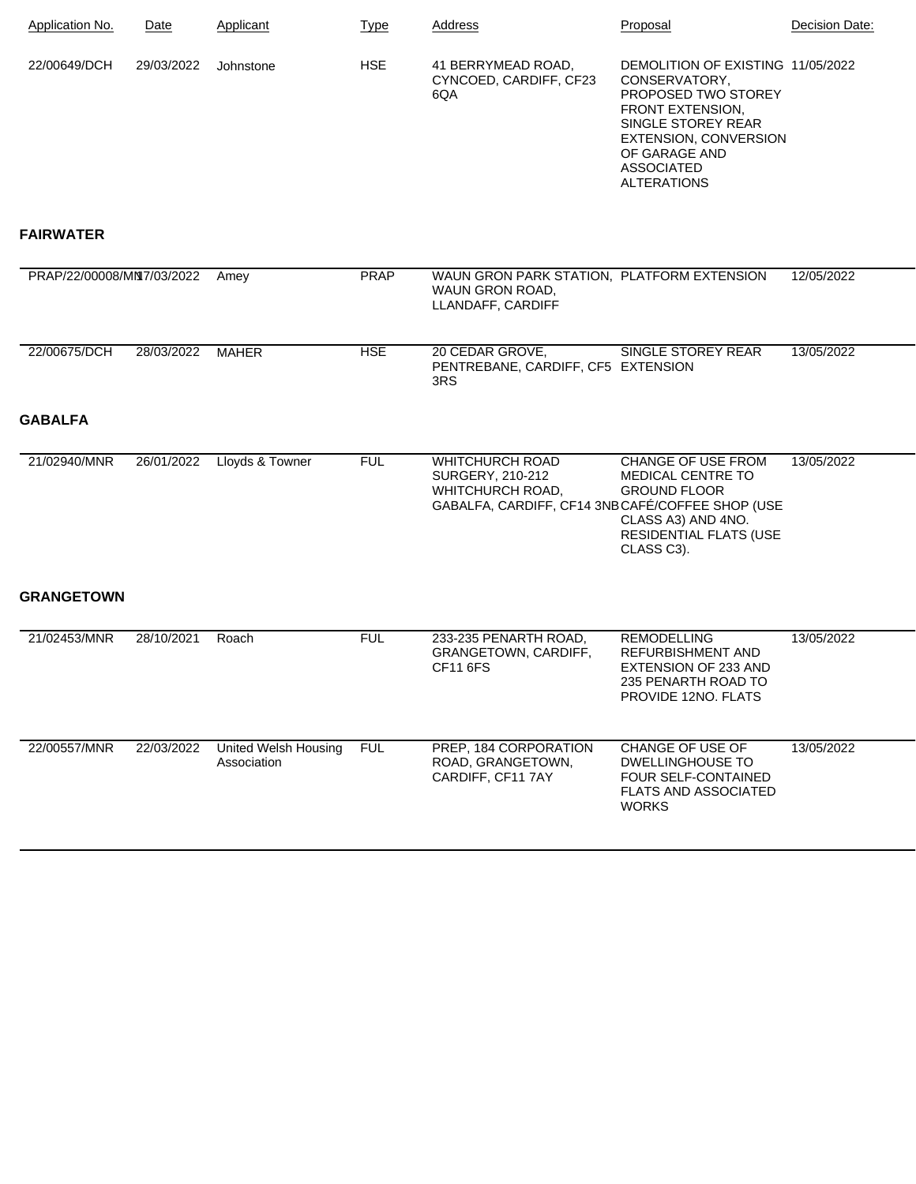| Application No. | Date | Applicant | Type | Address | Proposal | Decision Date: |
|---|---|---|---|---|---|---|
| 22/00649/DCH | 29/03/2022 | Johnstone | HSE | 41 BERRYMEAD ROAD, CYNCOED, CARDIFF, CF23 6QA | DEMOLITION OF EXISTING CONSERVATORY, PROPOSED TWO STOREY FRONT EXTENSION, SINGLE STOREY REAR EXTENSION, CONVERSION OF GARAGE AND ASSOCIATED ALTERATIONS | 11/05/2022 |

**FAIRWATER**

| Application No. | Date | Applicant | Type | Address | Proposal | Decision Date: |
|---|---|---|---|---|---|---|
| PRAP/22/00008/MN | 17/03/2022 | Amey | PRAP | WAUN GRON PARK STATION, WAUN GRON ROAD, LLANDAFF, CARDIFF | PLATFORM EXTENSION | 12/05/2022 |
| 22/00675/DCH | 28/03/2022 | MAHER | HSE | 20 CEDAR GROVE, PENTREBANE, CARDIFF, CF5 3RS | SINGLE STOREY REAR EXTENSION | 13/05/2022 |

**GABALFA**

| Application No. | Date | Applicant | Type | Address | Proposal | Decision Date: |
|---|---|---|---|---|---|---|
| 21/02940/MNR | 26/01/2022 | Lloyds & Towner | FUL | WHITCHURCH ROAD SURGERY, 210-212 WHITCHURCH ROAD, GABALFA, CARDIFF, CF14 3NB | CHANGE OF USE FROM MEDICAL CENTRE TO GROUND FLOOR CAFÉ/COFFEE SHOP (USE CLASS A3) AND 4NO. RESIDENTIAL FLATS (USE CLASS C3). | 13/05/2022 |

**GRANGETOWN**

| Application No. | Date | Applicant | Type | Address | Proposal | Decision Date: |
|---|---|---|---|---|---|---|
| 21/02453/MNR | 28/10/2021 | Roach | FUL | 233-235 PENARTH ROAD, GRANGETOWN, CARDIFF, CF11 6FS | REMODELLING REFURBISHMENT AND EXTENSION OF 233 AND 235 PENARTH ROAD TO PROVIDE 12NO. FLATS | 13/05/2022 |
| 22/00557/MNR | 22/03/2022 | United Welsh Housing Association | FUL | PREP, 184 CORPORATION ROAD, GRANGETOWN, CARDIFF, CF11 7AY | CHANGE OF USE OF DWELLINGHOUSE TO FOUR SELF-CONTAINED FLATS AND ASSOCIATED WORKS | 13/05/2022 |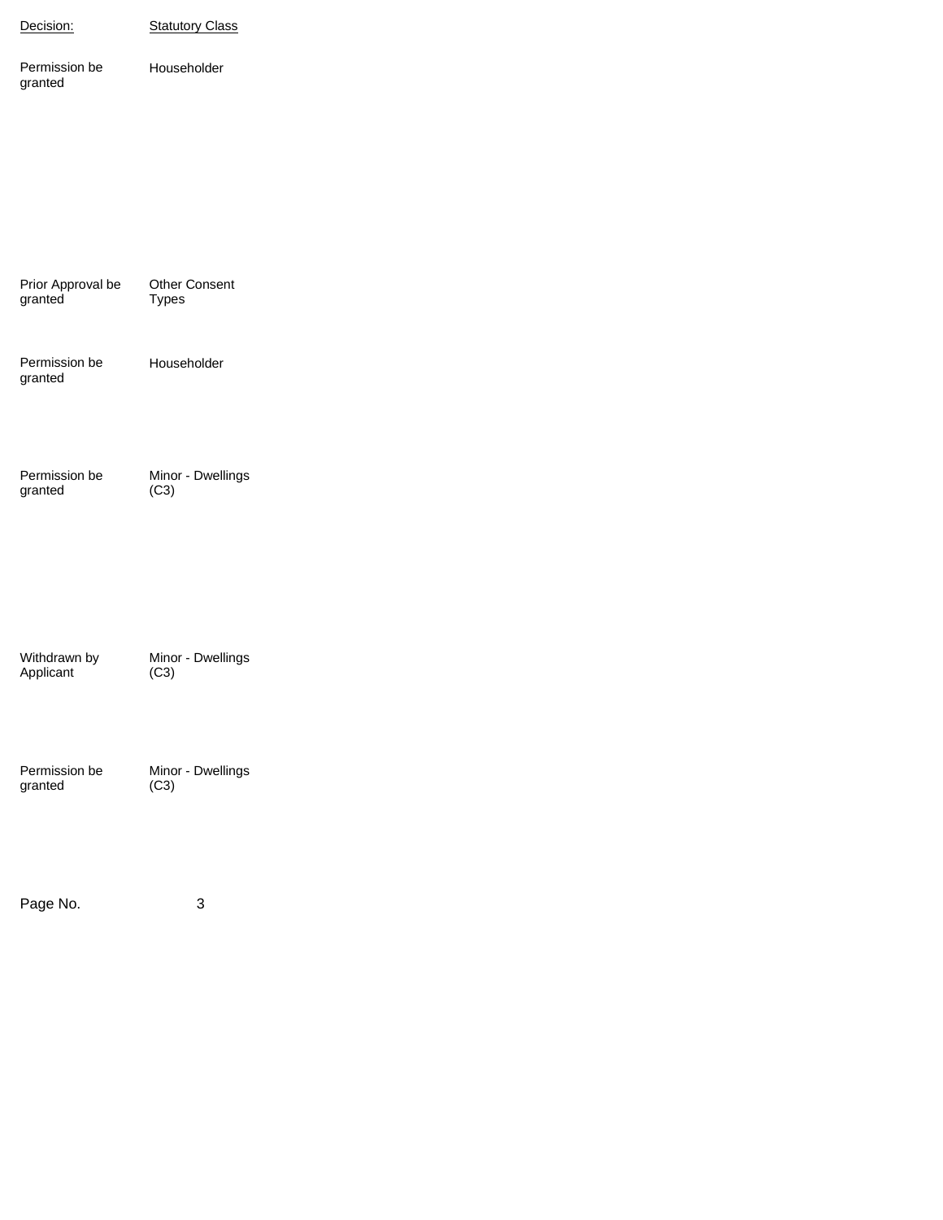| Decision: | Statutory Class |
|---|---|
| Permission be granted | Householder |
| Prior Approval be granted | Other Consent Types |
| Permission be granted | Householder |
| Permission be granted | Minor - Dwellings (C3) |
| Withdrawn by Applicant | Minor - Dwellings (C3) |
| Permission be granted | Minor - Dwellings (C3) |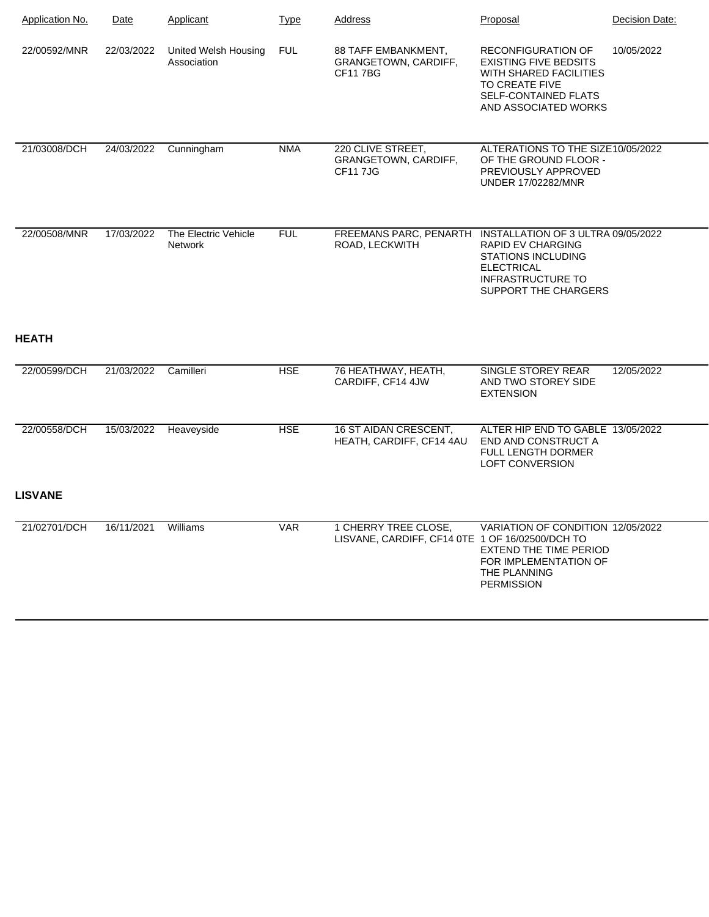| Application No. | Date | Applicant | Type | Address | Proposal | Decision Date: |
|---|---|---|---|---|---|---|
| 22/00592/MNR | 22/03/2022 | United Welsh Housing Association | FUL | 88 TAFF EMBANKMENT, GRANGETOWN, CARDIFF, CF11 7BG | RECONFIGURATION OF EXISTING FIVE BEDSITS WITH SHARED FACILITIES TO CREATE FIVE SELF-CONTAINED FLATS AND ASSOCIATED WORKS | 10/05/2022 |
| 21/03008/DCH | 24/03/2022 | Cunningham | NMA | 220 CLIVE STREET, GRANGETOWN, CARDIFF, CF11 7JG | ALTERATIONS TO THE SIZE OF THE GROUND FLOOR - PREVIOUSLY APPROVED UNDER 17/02282/MNR | 10/05/2022 |
| 22/00508/MNR | 17/03/2022 | The Electric Vehicle Network | FUL | FREEMANS PARC, PENARTH ROAD, LECKWITH | INSTALLATION OF 3 ULTRA RAPID EV CHARGING STATIONS INCLUDING ELECTRICAL INFRASTRUCTURE TO SUPPORT THE CHARGERS | 09/05/2022 |

**HEATH**

| Application No. | Date | Applicant | Type | Address | Proposal | Decision Date: |
|---|---|---|---|---|---|---|
| 22/00599/DCH | 21/03/2022 | Camilleri | HSE | 76 HEATHWAY, HEATH, CARDIFF, CF14 4JW | SINGLE STOREY REAR AND TWO STOREY SIDE EXTENSION | 12/05/2022 |
| 22/00558/DCH | 15/03/2022 | Heaveyside | HSE | 16 ST AIDAN CRESCENT, HEATH, CARDIFF, CF14 4AU | ALTER HIP END TO GABLE END AND CONSTRUCT A FULL LENGTH DORMER LOFT CONVERSION | 13/05/2022 |

**LISVANE**

| Application No. | Date | Applicant | Type | Address | Proposal | Decision Date: |
|---|---|---|---|---|---|---|
| 21/02701/DCH | 16/11/2021 | Williams | VAR | 1 CHERRY TREE CLOSE, LISVANE, CARDIFF, CF14 0TE | VARIATION OF CONDITION 1 OF 16/02500/DCH TO EXTEND THE TIME PERIOD FOR IMPLEMENTATION OF THE PLANNING PERMISSION | 12/05/2022 |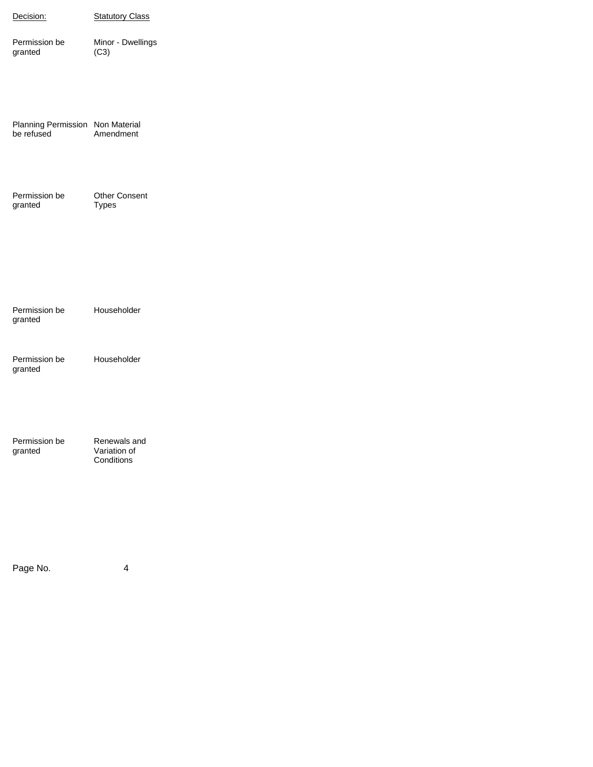| Decision: | Statutory Class |
|---|---|
| Permission be granted | Minor - Dwellings (C3) |
| Planning Permission be refused | Non Material Amendment |
| Permission be granted | Other Consent Types |
| Permission be granted | Householder |
| Permission be granted | Householder |
| Permission be granted | Renewals and Variation of Conditions |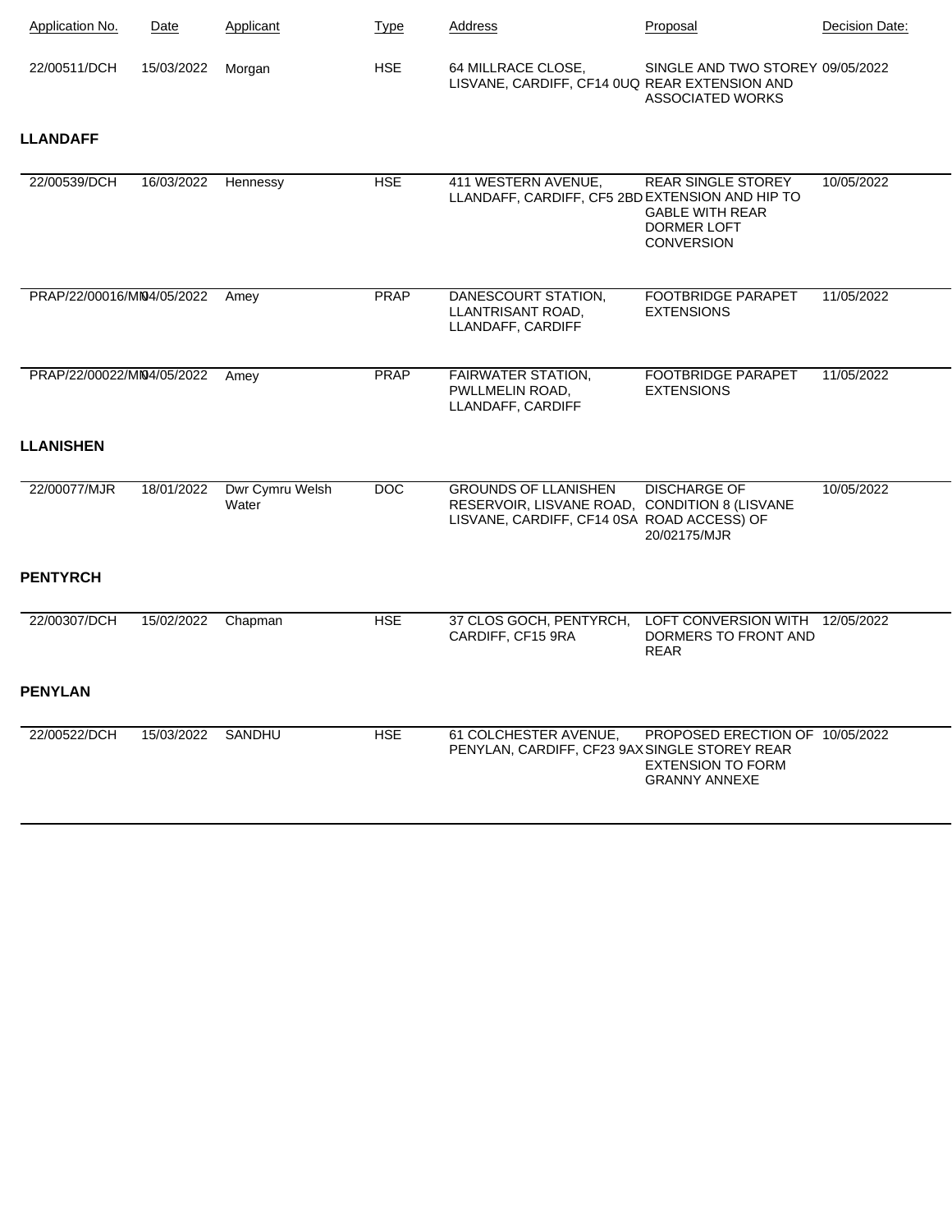| Application No. | Date | Applicant | Type | Address | Proposal | Decision Date: |
|---|---|---|---|---|---|---|
| 22/00511/DCH | 15/03/2022 | Morgan | HSE | 64 MILLRACE CLOSE, LISVANE, CARDIFF, CF14 0UQ | SINGLE AND TWO STOREY REAR EXTENSION AND ASSOCIATED WORKS | 09/05/2022 |

**LLANDAFF**

| Application No. | Date | Applicant | Type | Address | Proposal | Decision Date: |
|---|---|---|---|---|---|---|
| 22/00539/DCH | 16/03/2022 | Hennessy | HSE | 411 WESTERN AVENUE, LLANDAFF, CARDIFF, CF5 2BD | REAR SINGLE STOREY EXTENSION AND HIP TO GABLE WITH REAR DORMER LOFT CONVERSION | 10/05/2022 |
| PRAP/22/00016/MI | 04/05/2022 | Amey | PRAP | DANESCOURT STATION, LLANTRISANT ROAD, LLANDAFF, CARDIFF | FOOTBRIDGE PARAPET EXTENSIONS | 11/05/2022 |
| PRAP/22/00022/MI | 04/05/2022 | Amey | PRAP | FAIRWATER STATION, PWLLMELIN ROAD, LLANDAFF, CARDIFF | FOOTBRIDGE PARAPET EXTENSIONS | 11/05/2022 |

**LLANISHEN**

| Application No. | Date | Applicant | Type | Address | Proposal | Decision Date: |
|---|---|---|---|---|---|---|
| 22/00077/MJR | 18/01/2022 | Dwr Cymru Welsh Water | DOC | GROUNDS OF LLANISHEN RESERVOIR, LISVANE ROAD, LISVANE, CARDIFF, CF14 0SA | DISCHARGE OF CONDITION 8 (LISVANE ROAD ACCESS) OF 20/02175/MJR | 10/05/2022 |

**PENTYRCH**

| Application No. | Date | Applicant | Type | Address | Proposal | Decision Date: |
|---|---|---|---|---|---|---|
| 22/00307/DCH | 15/02/2022 | Chapman | HSE | 37 CLOS GOCH, PENTYRCH, CARDIFF, CF15 9RA | LOFT CONVERSION WITH DORMERS TO FRONT AND REAR | 12/05/2022 |

**PENYLAN**

| Application No. | Date | Applicant | Type | Address | Proposal | Decision Date: |
|---|---|---|---|---|---|---|
| 22/00522/DCH | 15/03/2022 | SANDHU | HSE | 61 COLCHESTER AVENUE, PENYLAN, CARDIFF, CF23 9AX | PROPOSED ERECTION OF SINGLE STOREY REAR EXTENSION TO FORM GRANNY ANNEXE | 10/05/2022 |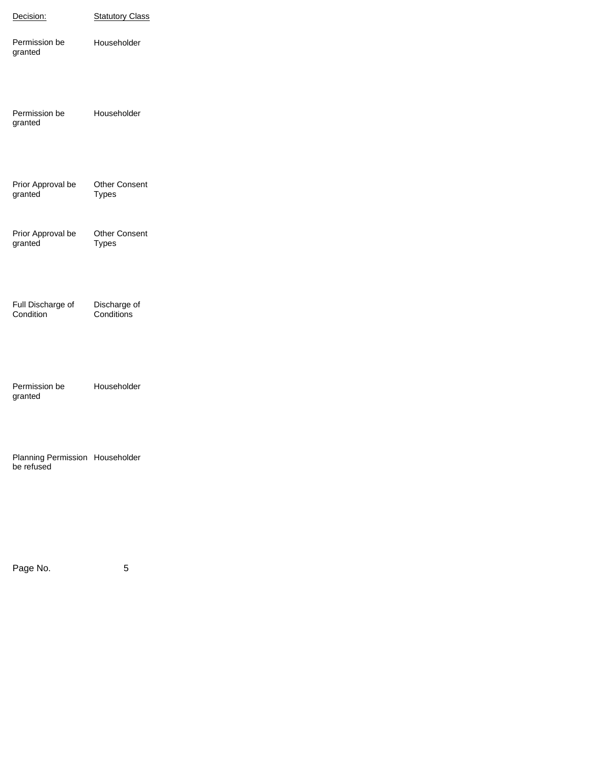| Decision: | Statutory Class |
| --- | --- |
| Permission be granted | Householder |
| Permission be granted | Householder |
| Prior Approval be granted | Other Consent Types |
| Prior Approval be granted | Other Consent Types |
| Full Discharge of Condition | Discharge of Conditions |
| Permission be granted | Householder |
| Planning Permission be refused | Householder |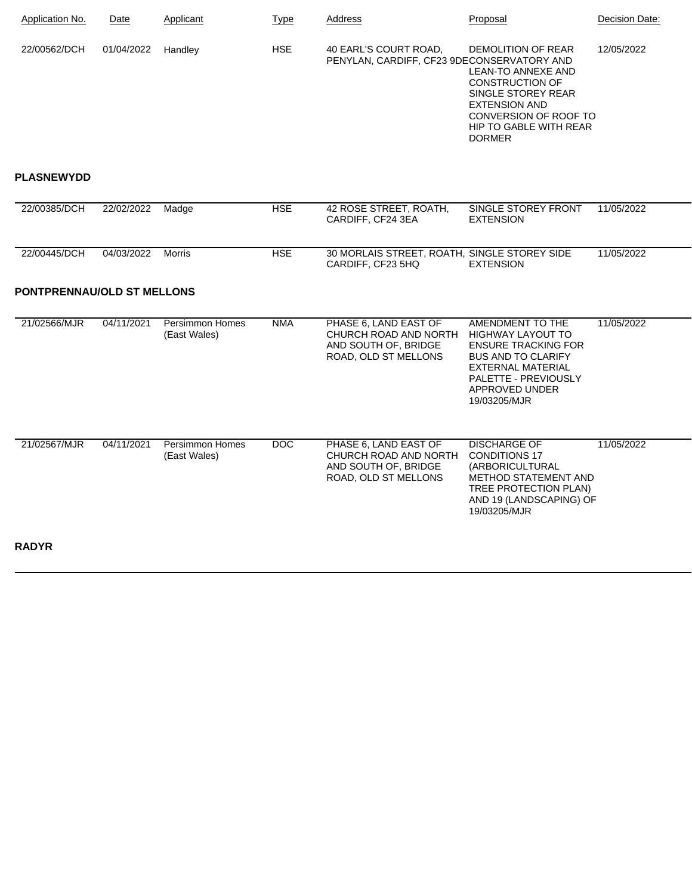| Application No. | Date | Applicant | Type | Address | Proposal | Decision Date: |
|---|---|---|---|---|---|---|
| 22/00562/DCH | 01/04/2022 | Handley | HSE | 40 EARL'S COURT ROAD, PENYLAN, CARDIFF, CF23 9DE | CONSERVATORY AND LEAN-TO ANNEXE AND CONSTRUCTION OF SINGLE STOREY REAR EXTENSION AND CONVERSION OF ROOF TO HIP TO GABLE WITH REAR DORMER | 12/05/2022 |

**PLASNEWYDD**

| Application No. | Date | Applicant | Type | Address | Proposal | Decision Date: |
|---|---|---|---|---|---|---|
| 22/00385/DCH | 22/02/2022 | Madge | HSE | 42 ROSE STREET, ROATH, CARDIFF, CF24 3EA | SINGLE STOREY FRONT EXTENSION | 11/05/2022 |
| 22/00445/DCH | 04/03/2022 | Morris | HSE | 30 MORLAIS STREET, ROATH, CARDIFF, CF23 5HQ | SINGLE STOREY SIDE EXTENSION | 11/05/2022 |

**PONTPRENNAU/OLD ST MELLONS**

| Application No. | Date | Applicant | Type | Address | Proposal | Decision Date: |
|---|---|---|---|---|---|---|
| 21/02566/MJR | 04/11/2021 | Persimmon Homes (East Wales) | NMA | PHASE 6, LAND EAST OF CHURCH ROAD AND NORTH AND SOUTH OF, BRIDGE ROAD, OLD ST MELLONS | AMENDMENT TO THE HIGHWAY LAYOUT TO ENSURE TRACKING FOR BUS AND TO CLARIFY EXTERNAL MATERIAL PALETTE - PREVIOUSLY APPROVED UNDER 19/03205/MJR | 11/05/2022 |
| 21/02567/MJR | 04/11/2021 | Persimmon Homes (East Wales) | DOC | PHASE 6, LAND EAST OF CHURCH ROAD AND NORTH AND SOUTH OF, BRIDGE ROAD, OLD ST MELLONS | DISCHARGE OF CONDITIONS 17 (ARBORICULTURAL METHOD STATEMENT AND TREE PROTECTION PLAN) AND 19 (LANDSCAPING) OF 19/03205/MJR | 11/05/2022 |

**RADYR**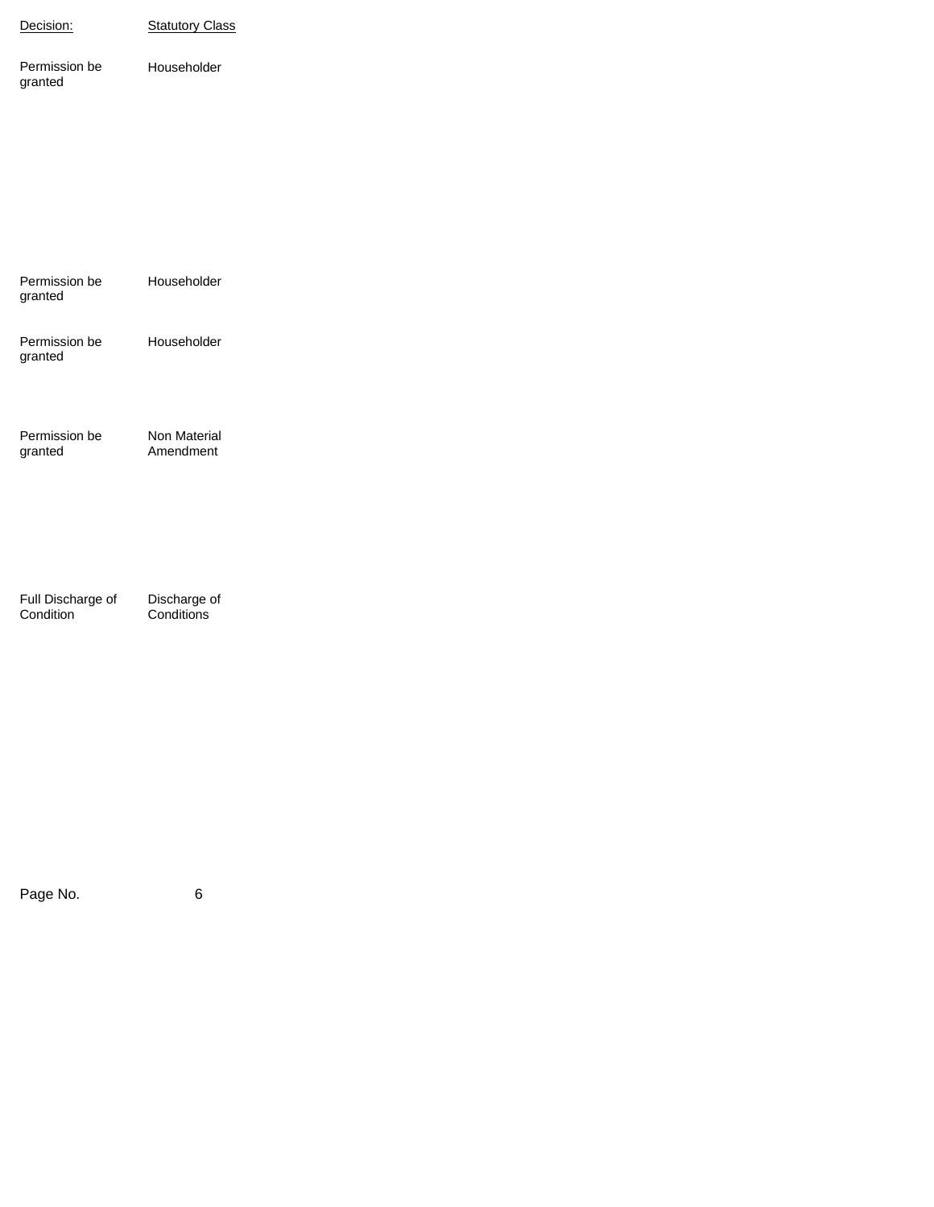| Decision: | Statutory Class |
|---|---|
| Permission be granted | Householder |
| Permission be granted | Householder |
| Permission be granted | Householder |
| Permission be granted | Non Material Amendment |
| Full Discharge of Condition | Discharge of Conditions |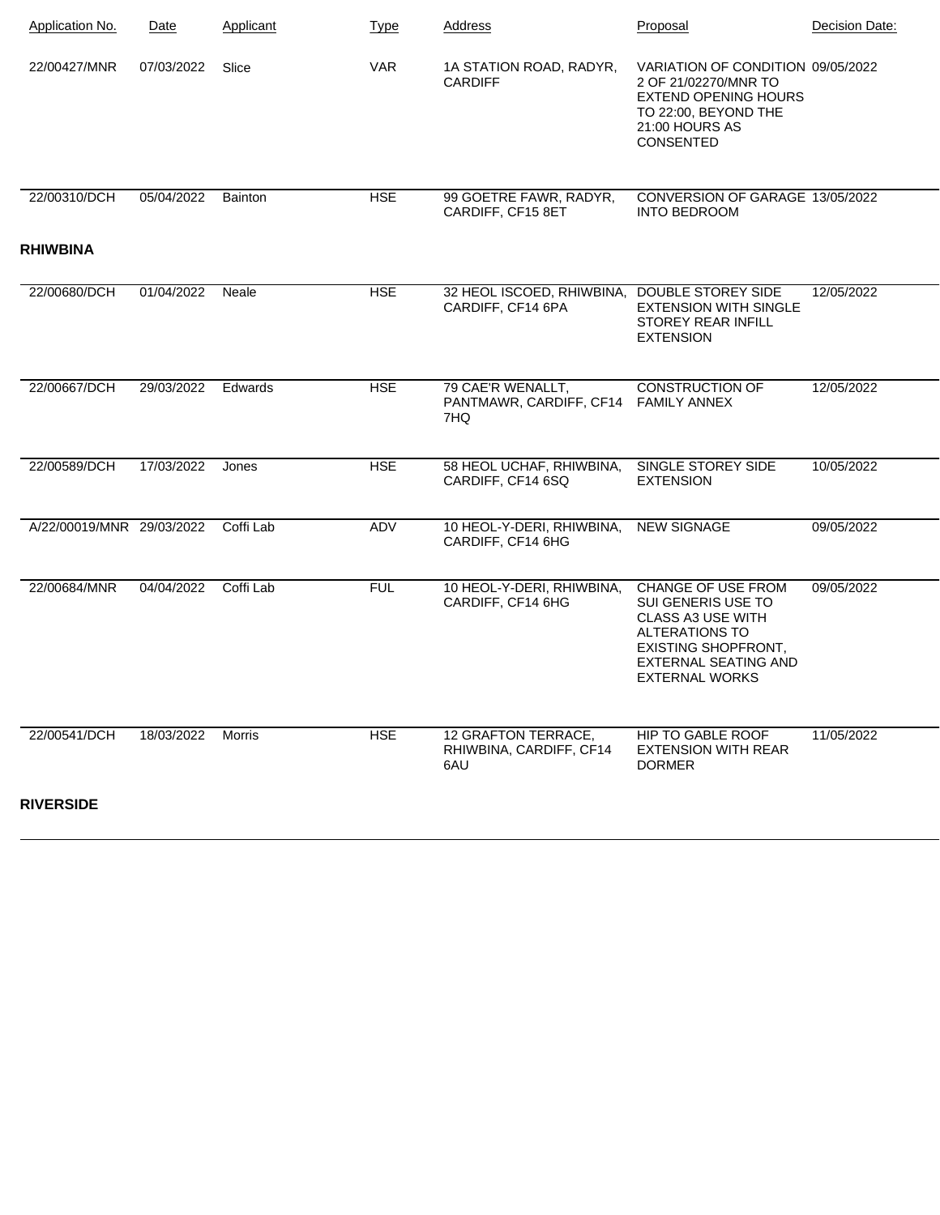| Application No. | Date | Applicant | Type | Address | Proposal | Decision Date: |
|---|---|---|---|---|---|---|
| 22/00427/MNR | 07/03/2022 | Slice | VAR | 1A STATION ROAD, RADYR, CARDIFF | VARIATION OF CONDITION 2 OF 21/02270/MNR TO EXTEND OPENING HOURS TO 22:00, BEYOND THE 21:00 HOURS AS CONSENTED | 09/05/2022 |
| 22/00310/DCH | 05/04/2022 | Bainton | HSE | 99 GOETRE FAWR, RADYR, CARDIFF, CF15 8ET | CONVERSION OF GARAGE INTO BEDROOM | 13/05/2022 |

**RHIWBINA**

| Application No. | Date | Applicant | Type | Address | Proposal | Decision Date: |
|---|---|---|---|---|---|---|
| 22/00680/DCH | 01/04/2022 | Neale | HSE | 32 HEOL ISCOED, RHIWBINA, CARDIFF, CF14 6PA | DOUBLE STOREY SIDE EXTENSION WITH SINGLE STOREY REAR INFILL EXTENSION | 12/05/2022 |
| 22/00667/DCH | 29/03/2022 | Edwards | HSE | 79 CAE'R WENALLT, PANTMAWR, CARDIFF, CF14 7HQ | CONSTRUCTION OF FAMILY ANNEX | 12/05/2022 |
| 22/00589/DCH | 17/03/2022 | Jones | HSE | 58 HEOL UCHAF, RHIWBINA, CARDIFF, CF14 6SQ | SINGLE STOREY SIDE EXTENSION | 10/05/2022 |
| A/22/00019/MNR | 29/03/2022 | Coffi Lab | ADV | 10 HEOL-Y-DERI, RHIWBINA, CARDIFF, CF14 6HG | NEW SIGNAGE | 09/05/2022 |
| 22/00684/MNR | 04/04/2022 | Coffi Lab | FUL | 10 HEOL-Y-DERI, RHIWBINA, CARDIFF, CF14 6HG | CHANGE OF USE FROM SUI GENERIS USE TO CLASS A3 USE WITH ALTERATIONS TO EXISTING SHOPFRONT, EXTERNAL SEATING AND EXTERNAL WORKS | 09/05/2022 |
| 22/00541/DCH | 18/03/2022 | Morris | HSE | 12 GRAFTON TERRACE, RHIWBINA, CARDIFF, CF14 6AU | HIP TO GABLE ROOF EXTENSION WITH REAR DORMER | 11/05/2022 |

**RIVERSIDE**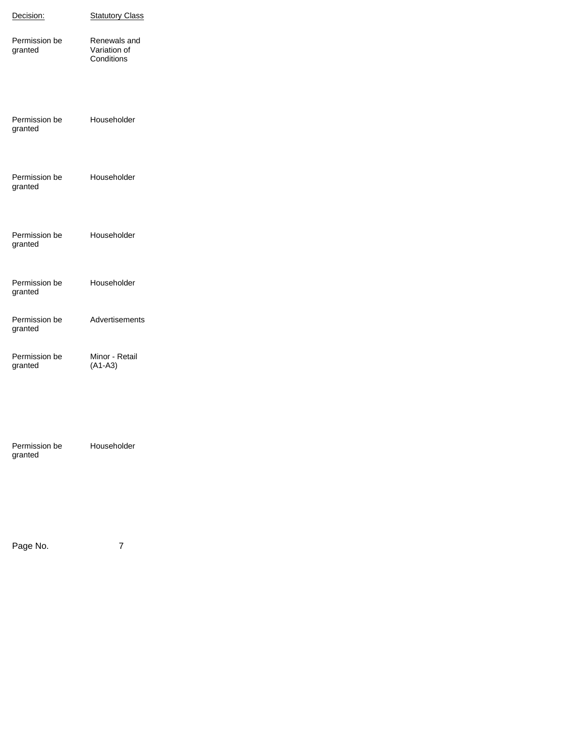| Decision: | Statutory Class |
|---|---|
| Permission be granted | Renewals and Variation of Conditions |
| Permission be granted | Householder |
| Permission be granted | Householder |
| Permission be granted | Householder |
| Permission be granted | Householder |
| Permission be granted | Advertisements |
| Permission be granted | Minor - Retail (A1-A3) |
| Permission be granted | Householder |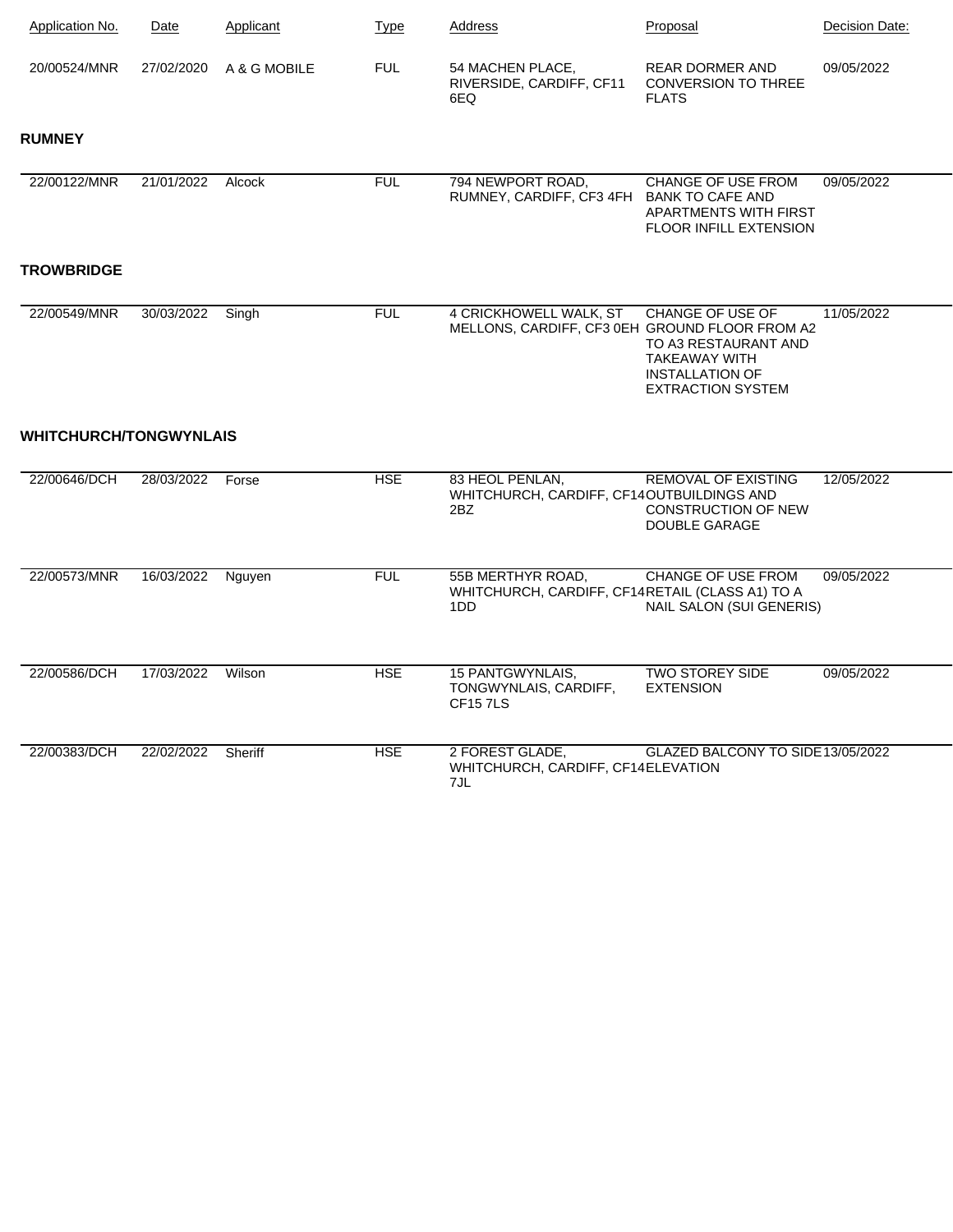| Application No. | Date | Applicant | Type | Address | Proposal | Decision Date: |
|---|---|---|---|---|---|---|
| 20/00524/MNR | 27/02/2020 | A & G MOBILE | FUL | 54 MACHEN PLACE, RIVERSIDE, CARDIFF, CF11 6EQ | REAR DORMER AND CONVERSION TO THREE FLATS | 09/05/2022 |

**RUMNEY**

| Application No. | Date | Applicant | Type | Address | Proposal | Decision Date: |
|---|---|---|---|---|---|---|
| 22/00122/MNR | 21/01/2022 | Alcock | FUL | 794 NEWPORT ROAD, RUMNEY, CARDIFF, CF3 4FH | CHANGE OF USE FROM BANK TO CAFE AND APARTMENTS WITH FIRST FLOOR INFILL EXTENSION | 09/05/2022 |

**TROWBRIDGE**

| Application No. | Date | Applicant | Type | Address | Proposal | Decision Date: |
|---|---|---|---|---|---|---|
| 22/00549/MNR | 30/03/2022 | Singh | FUL | 4 CRICKHOWELL WALK, ST MELLONS, CARDIFF, CF3 0EH | CHANGE OF USE OF GROUND FLOOR FROM A2 TO A3 RESTAURANT AND TAKEAWAY WITH INSTALLATION OF EXTRACTION SYSTEM | 11/05/2022 |

**WHITCHURCH/TONGWYNLAIS**

| Application No. | Date | Applicant | Type | Address | Proposal | Decision Date: |
|---|---|---|---|---|---|---|
| 22/00646/DCH | 28/03/2022 | Forse | HSE | 83 HEOL PENLAN, WHITCHURCH, CARDIFF, CF14 2BZ | REMOVAL OF EXISTING OUTBUILDINGS AND CONSTRUCTION OF NEW DOUBLE GARAGE | 12/05/2022 |
| 22/00573/MNR | 16/03/2022 | Nguyen | FUL | 55B MERTHYR ROAD, WHITCHURCH, CARDIFF, CF14 1DD | CHANGE OF USE FROM RETAIL (CLASS A1) TO A NAIL SALON (SUI GENERIS) | 09/05/2022 |
| 22/00586/DCH | 17/03/2022 | Wilson | HSE | 15 PANTGWYNLAIS, TONGWYNLAIS, CARDIFF, CF15 7LS | TWO STOREY SIDE EXTENSION | 09/05/2022 |
| 22/00383/DCH | 22/02/2022 | Sheriff | HSE | 2 FOREST GLADE, WHITCHURCH, CARDIFF, CF14 7JL | GLAZED BALCONY TO SIDE ELEVATION | 13/05/2022 |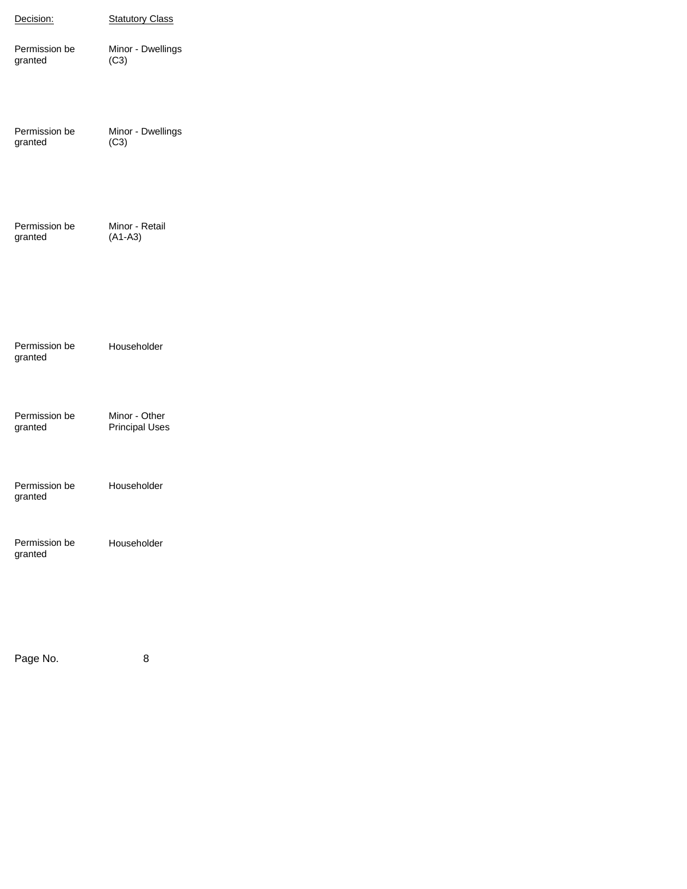| Decision: | Statutory Class |
|---|---|
| Permission be granted | Minor - Dwellings (C3) |
| Permission be granted | Minor - Dwellings (C3) |
| Permission be granted | Minor - Retail (A1-A3) |
| Permission be granted | Householder |
| Permission be granted | Minor - Other Principal Uses |
| Permission be granted | Householder |
| Permission be granted | Householder |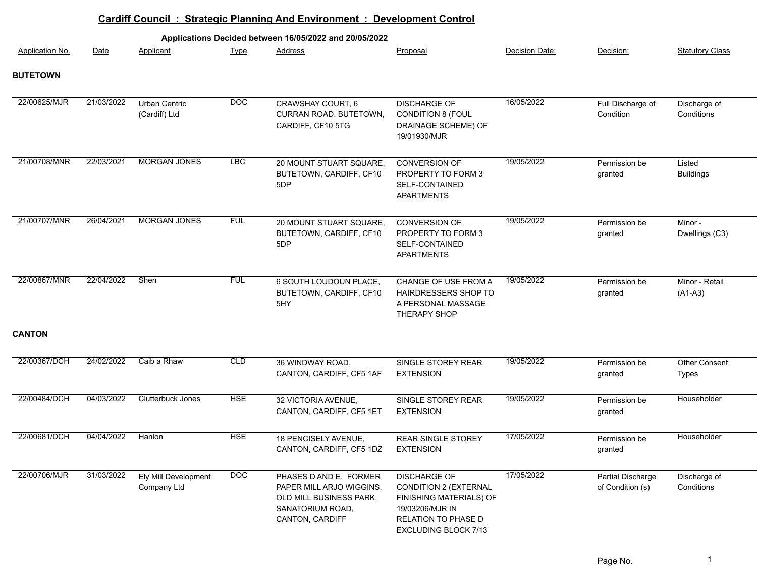## Cardiff Council : Strategic Planning And Environment : Development Control

**Applications Decided between 16/05/2022 and 20/05/2022**

| Application No. | Date | Applicant | Type | Address | Proposal | Decision Date: | Decision: | Statutory Class |
|---|---|---|---|---|---|---|---|---|
| **BUTETOWN** | | | | | | | | |
| 22/00625/MJR | 21/03/2022 | Urban Centric (Cardiff) Ltd | DOC | CRAWSHAY COURT, 6 CURRAN ROAD, BUTETOWN, CARDIFF, CF10 5TG | DISCHARGE OF CONDITION 8 (FOUL DRAINAGE SCHEME) OF 19/01930/MJR | 16/05/2022 | Full Discharge of Condition | Discharge of Conditions |
| 21/00708/MNR | 22/03/2021 | MORGAN JONES | LBC | 20 MOUNT STUART SQUARE, BUTETOWN, CARDIFF, CF10 5DP | CONVERSION OF PROPERTY TO FORM 3 SELF-CONTAINED APARTMENTS | 19/05/2022 | Permission be granted | Listed Buildings |
| 21/00707/MNR | 26/04/2021 | MORGAN JONES | FUL | 20 MOUNT STUART SQUARE, BUTETOWN, CARDIFF, CF10 5DP | CONVERSION OF PROPERTY TO FORM 3 SELF-CONTAINED APARTMENTS | 19/05/2022 | Permission be granted | Minor - Dwellings (C3) |
| 22/00867/MNR | 22/04/2022 | Shen | FUL | 6 SOUTH LOUDOUN PLACE, BUTETOWN, CARDIFF, CF10 5HY | CHANGE OF USE FROM A HAIRDRESSERS SHOP TO A PERSONAL MASSAGE THERAPY SHOP | 19/05/2022 | Permission be granted | Minor - Retail (A1-A3) |
| **CANTON** | | | | | | | | |
| 22/00367/DCH | 24/02/2022 | Caib a Rhaw | CLD | 36 WINDWAY ROAD, CANTON, CARDIFF, CF5 1AF | SINGLE STOREY REAR EXTENSION | 19/05/2022 | Permission be granted | Other Consent Types |
| 22/00484/DCH | 04/03/2022 | Clutterbuck Jones | HSE | 32 VICTORIA AVENUE, CANTON, CARDIFF, CF5 1ET | SINGLE STOREY REAR EXTENSION | 19/05/2022 | Permission be granted | Householder |
| 22/00681/DCH | 04/04/2022 | Hanlon | HSE | 18 PENCISELY AVENUE, CANTON, CARDIFF, CF5 1DZ | REAR SINGLE STOREY EXTENSION | 17/05/2022 | Permission be granted | Householder |
| 22/00706/MJR | 31/03/2022 | Ely Mill Development Company Ltd | DOC | PHASES D AND E, FORMER PAPER MILL ARJO WIGGINS, OLD MILL BUSINESS PARK, SANATORIUM ROAD, CANTON, CARDIFF | DISCHARGE OF CONDITION 2 (EXTERNAL FINISHING MATERIALS) OF 19/03206/MJR IN RELATION TO PHASE D EXCLUDING BLOCK 7/13 | 17/05/2022 | Partial Discharge of Condition (s) | Discharge of Conditions |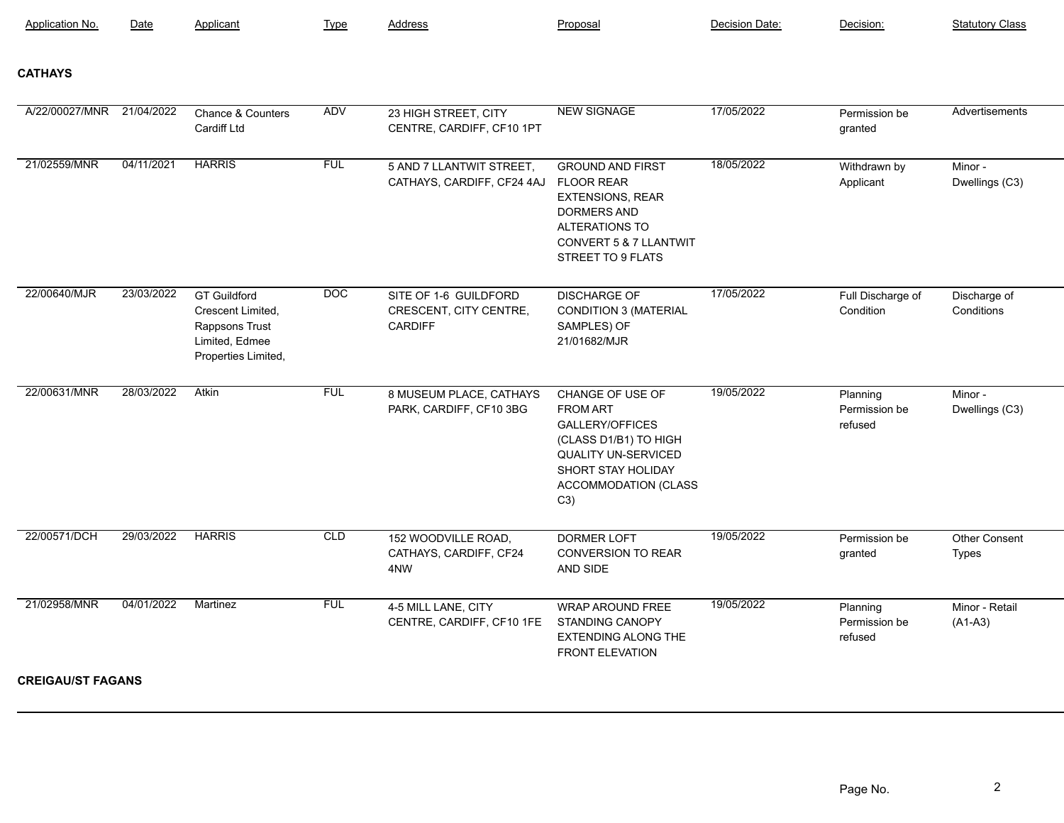| Application No. | Date | Applicant | Type | Address | Proposal | Decision Date: | Decision: | Statutory Class |
|---|---|---|---|---|---|---|---|---|
| **CATHAYS** | | | | | | | | |
| A/22/00027/MNR | 21/04/2022 | Chance & Counters Cardiff Ltd | ADV | 23 HIGH STREET, CITY CENTRE, CARDIFF, CF10 1PT | NEW SIGNAGE | 17/05/2022 | Permission be granted | Advertisements |
| 21/02559/MNR | 04/11/2021 | HARRIS | FUL | 5 AND 7 LLANTWIT STREET, CATHAYS, CARDIFF, CF24 4AJ | GROUND AND FIRST FLOOR REAR EXTENSIONS, REAR DORMERS AND ALTERATIONS TO CONVERT 5 & 7 LLANTWIT STREET TO 9 FLATS | 18/05/2022 | Withdrawn by Applicant | Minor - Dwellings (C3) |
| 22/00640/MJR | 23/03/2022 | GT Guildford Crescent Limited, Rappsons Trust Limited, Edmee Properties Limited, | DOC | SITE OF 1-6 GUILDFORD CRESCENT, CITY CENTRE, CARDIFF | DISCHARGE OF CONDITION 3 (MATERIAL SAMPLES) OF 21/01682/MJR | 17/05/2022 | Full Discharge of Condition | Discharge of Conditions |
| 22/00631/MNR | 28/03/2022 | Atkin | FUL | 8 MUSEUM PLACE, CATHAYS PARK, CARDIFF, CF10 3BG | CHANGE OF USE OF FROM ART GALLERY/OFFICES (CLASS D1/B1) TO HIGH QUALITY UN-SERVICED SHORT STAY HOLIDAY ACCOMMODATION (CLASS C3) | 19/05/2022 | Planning Permission be refused | Minor - Dwellings (C3) |
| 22/00571/DCH | 29/03/2022 | HARRIS | CLD | 152 WOODVILLE ROAD, CATHAYS, CARDIFF, CF24 4NW | DORMER LOFT CONVERSION TO REAR AND SIDE | 19/05/2022 | Permission be granted | Other Consent Types |
| 21/02958/MNR | 04/01/2022 | Martinez | FUL | 4-5 MILL LANE, CITY CENTRE, CARDIFF, CF10 1FE | WRAP AROUND FREE STANDING CANOPY EXTENDING ALONG THE FRONT ELEVATION | 19/05/2022 | Planning Permission be refused | Minor - Retail (A1-A3) |
| **CREIGAU/ST FAGANS** | | | | | | | | |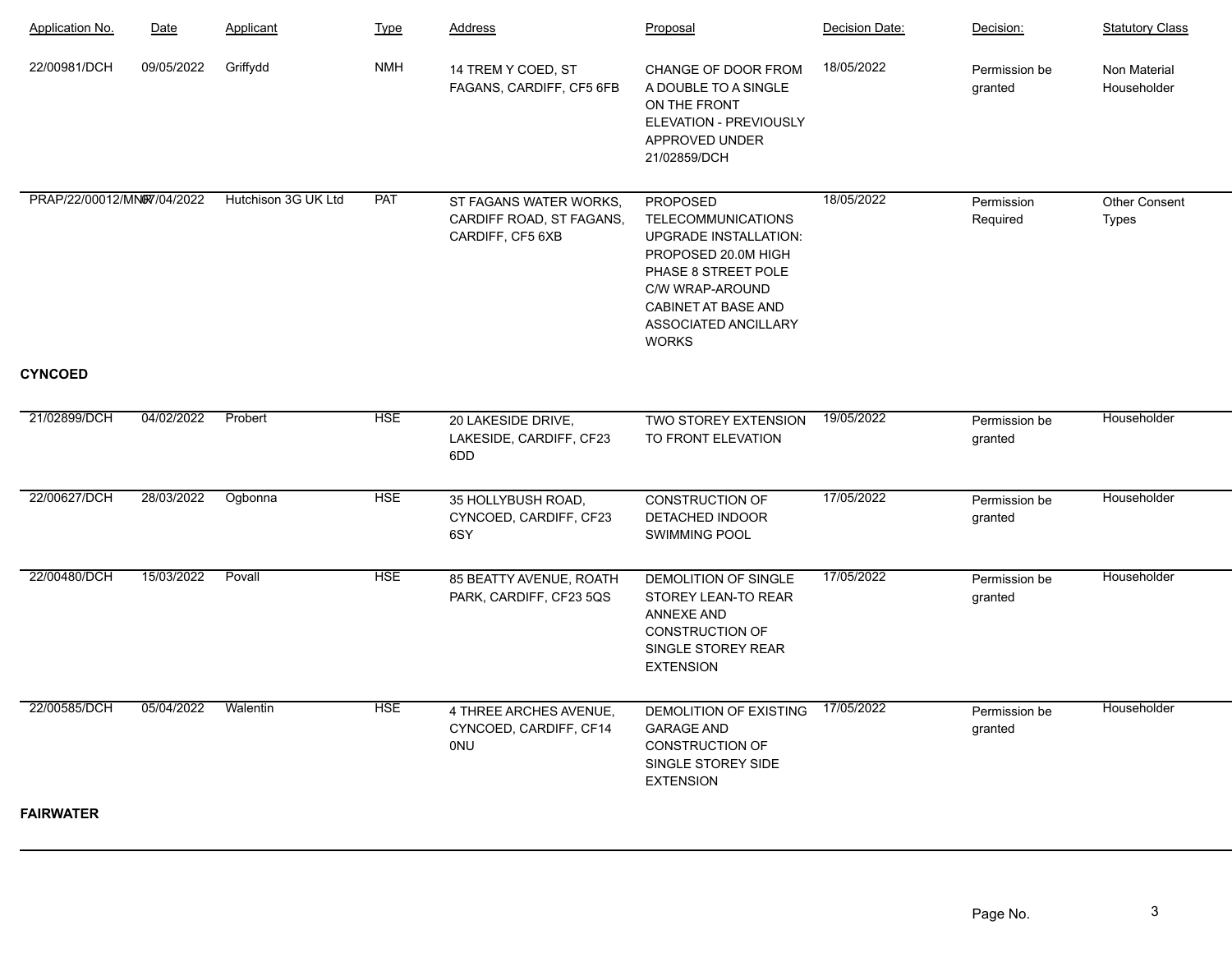| Application No. | Date | Applicant | Type | Address | Proposal | Decision Date: | Decision: | Statutory Class |
|---|---|---|---|---|---|---|---|---|
| 22/00981/DCH | 09/05/2022 | Griffydd | NMH | 14 TREM Y COED, ST FAGANS, CARDIFF, CF5 6FB | CHANGE OF DOOR FROM A DOUBLE TO A SINGLE ON THE FRONT ELEVATION - PREVIOUSLY APPROVED UNDER 21/02859/DCH | 18/05/2022 | Permission be granted | Non Material Householder |
| PRAP/22/00012/MNR | 07/04/2022 | Hutchison 3G UK Ltd | PAT | ST FAGANS WATER WORKS, CARDIFF ROAD, ST FAGANS, CARDIFF, CF5 6XB | PROPOSED TELECOMMUNICATIONS UPGRADE INSTALLATION: PROPOSED 20.0M HIGH PHASE 8 STREET POLE C/W WRAP-AROUND CABINET AT BASE AND ASSOCIATED ANCILLARY WORKS | 18/05/2022 | Permission Required | Other Consent Types |

**CYNCOED**

| Application No. | Date | Applicant | Type | Address | Proposal | Decision Date: | Decision: | Statutory Class |
|---|---|---|---|---|---|---|---|---|
| 21/02899/DCH | 04/02/2022 | Probert | HSE | 20 LAKESIDE DRIVE, LAKESIDE, CARDIFF, CF23 6DD | TWO STOREY EXTENSION TO FRONT ELEVATION | 19/05/2022 | Permission be granted | Householder |
| 22/00627/DCH | 28/03/2022 | Ogbonna | HSE | 35 HOLLYBUSH ROAD, CYNCOED, CARDIFF, CF23 6SY | CONSTRUCTION OF DETACHED INDOOR SWIMMING POOL | 17/05/2022 | Permission be granted | Householder |
| 22/00480/DCH | 15/03/2022 | Povall | HSE | 85 BEATTY AVENUE, ROATH PARK, CARDIFF, CF23 5QS | DEMOLITION OF SINGLE STOREY LEAN-TO REAR ANNEXE AND CONSTRUCTION OF SINGLE STOREY REAR EXTENSION | 17/05/2022 | Permission be granted | Householder |
| 22/00585/DCH | 05/04/2022 | Walentin | HSE | 4 THREE ARCHES AVENUE, CYNCOED, CARDIFF, CF14 0NU | DEMOLITION OF EXISTING GARAGE AND CONSTRUCTION OF SINGLE STOREY SIDE EXTENSION | 17/05/2022 | Permission be granted | Householder |

**FAIRWATER**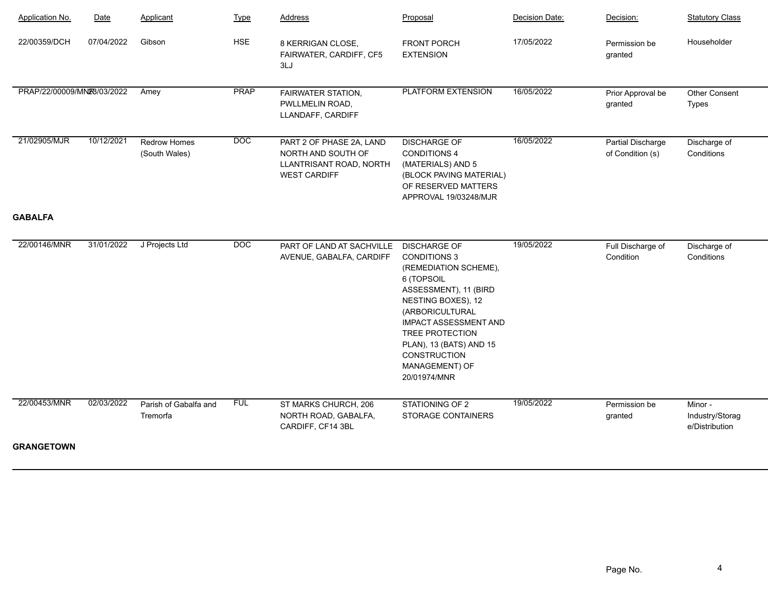| Application No. | Date | Applicant | Type | Address | Proposal | Decision Date: | Decision: | Statutory Class |
|---|---|---|---|---|---|---|---|---|
| 22/00359/DCH | 07/04/2022 | Gibson | HSE | 8 KERRIGAN CLOSE, FAIRWATER, CARDIFF, CF5 3LJ | FRONT PORCH EXTENSION | 17/05/2022 | Permission be granted | Householder |
| PRAP/22/00009/MNR | 28/03/2022 | Amey | PRAP | FAIRWATER STATION, PWLLMELIN ROAD, LLANDAFF, CARDIFF | PLATFORM EXTENSION | 16/05/2022 | Prior Approval be granted | Other Consent Types |
| 21/02905/MJR | 10/12/2021 | Redrow Homes (South Wales) | DOC | PART 2 OF PHASE 2A, LAND NORTH AND SOUTH OF LLANTRISANT ROAD, NORTH WEST CARDIFF | DISCHARGE OF CONDITIONS 4 (MATERIALS) AND 5 (BLOCK PAVING MATERIAL) OF RESERVED MATTERS APPROVAL 19/03248/MJR | 16/05/2022 | Partial Discharge of Condition (s) | Discharge of Conditions |

**GABALFA**

| Application No. | Date | Applicant | Type | Address | Proposal | Decision Date: | Decision: | Statutory Class |
|---|---|---|---|---|---|---|---|---|
| 22/00146/MNR | 31/01/2022 | J Projects Ltd | DOC | PART OF LAND AT SACHVILLE AVENUE, GABALFA, CARDIFF | DISCHARGE OF CONDITIONS 3 (REMEDIATION SCHEME), 6 (TOPSOIL ASSESSMENT), 11 (BIRD NESTING BOXES), 12 (ARBORICULTURAL IMPACT ASSESSMENT AND TREE PROTECTION PLAN), 13 (BATS) AND 15 CONSTRUCTION MANAGEMENT) OF 20/01974/MNR | 19/05/2022 | Full Discharge of Condition | Discharge of Conditions |
| 22/00453/MNR | 02/03/2022 | Parish of Gabalfa and Tremorfa | FUL | ST MARKS CHURCH, 206 NORTH ROAD, GABALFA, CARDIFF, CF14 3BL | STATIONING OF 2 STORAGE CONTAINERS | 19/05/2022 | Permission be granted | Minor - Industry/Storage/Distribution |

**GRANGETOWN**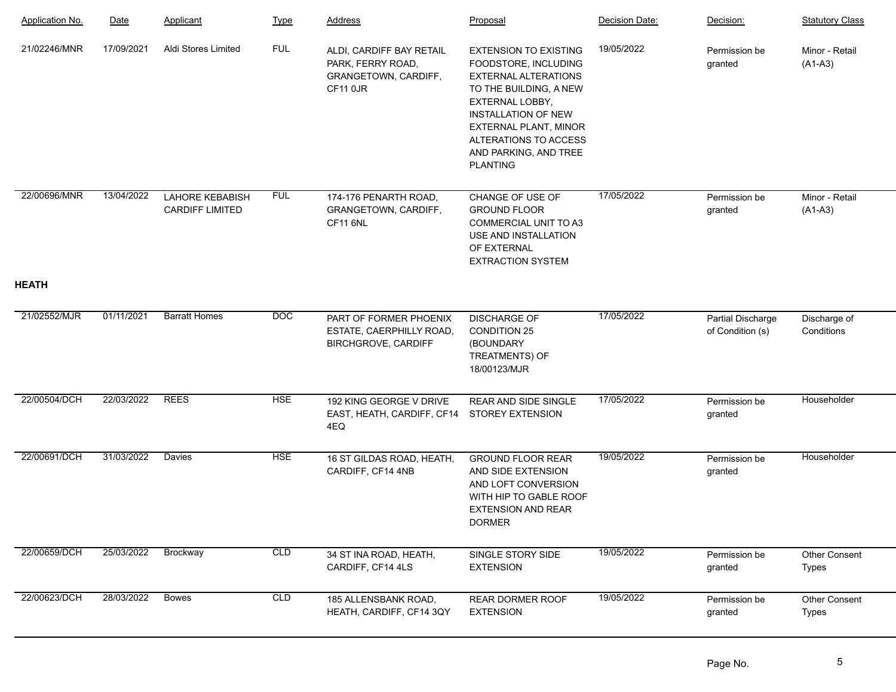| Application No. | Date | Applicant | Type | Address | Proposal | Decision Date: | Decision: | Statutory Class |
| --- | --- | --- | --- | --- | --- | --- | --- | --- |
| 21/02246/MNR | 17/09/2021 | Aldi Stores Limited | FUL | ALDI, CARDIFF BAY RETAIL PARK, FERRY ROAD, GRANGETOWN, CARDIFF, CF11 0JR | EXTENSION TO EXISTING FOODSTORE, INCLUDING EXTERNAL ALTERATIONS TO THE BUILDING, A NEW EXTERNAL LOBBY, INSTALLATION OF NEW EXTERNAL PLANT, MINOR ALTERATIONS TO ACCESS AND PARKING, AND TREE PLANTING | 19/05/2022 | Permission be granted | Minor - Retail (A1-A3) |
| 22/00696/MNR | 13/04/2022 | LAHORE KEBABISH CARDIFF LIMITED | FUL | 174-176 PENARTH ROAD, GRANGETOWN, CARDIFF, CF11 6NL | CHANGE OF USE OF GROUND FLOOR COMMERCIAL UNIT TO A3 USE AND INSTALLATION OF EXTERNAL EXTRACTION SYSTEM | 17/05/2022 | Permission be granted | Minor - Retail (A1-A3) |

**HEATH**

| Application No. | Date | Applicant | Type | Address | Proposal | Decision Date: | Decision: | Statutory Class |
| --- | --- | --- | --- | --- | --- | --- | --- | --- |
| 21/02552/MJR | 01/11/2021 | Barratt Homes | DOC | PART OF FORMER PHOENIX ESTATE, CAERPHILLY ROAD, BIRCHGROVE, CARDIFF | DISCHARGE OF CONDITION 25 (BOUNDARY TREATMENTS) OF 18/00123/MJR | 17/05/2022 | Partial Discharge of Condition (s) | Discharge of Conditions |
| 22/00504/DCH | 22/03/2022 | REES | HSE | 192 KING GEORGE V DRIVE EAST, HEATH, CARDIFF, CF14 4EQ | REAR AND SIDE SINGLE STOREY EXTENSION | 17/05/2022 | Permission be granted | Householder |
| 22/00691/DCH | 31/03/2022 | Davies | HSE | 16 ST GILDAS ROAD, HEATH, CARDIFF, CF14 4NB | GROUND FLOOR REAR AND SIDE EXTENSION AND LOFT CONVERSION WITH HIP TO GABLE ROOF EXTENSION AND REAR DORMER | 19/05/2022 | Permission be granted | Householder |
| 22/00659/DCH | 25/03/2022 | Brockway | CLD | 34 ST INA ROAD, HEATH, CARDIFF, CF14 4LS | SINGLE STORY SIDE EXTENSION | 19/05/2022 | Permission be granted | Other Consent Types |
| 22/00623/DCH | 28/03/2022 | Bowes | CLD | 185 ALLENSBANK ROAD, HEATH, CARDIFF, CF14 3QY | REAR DORMER ROOF EXTENSION | 19/05/2022 | Permission be granted | Other Consent Types |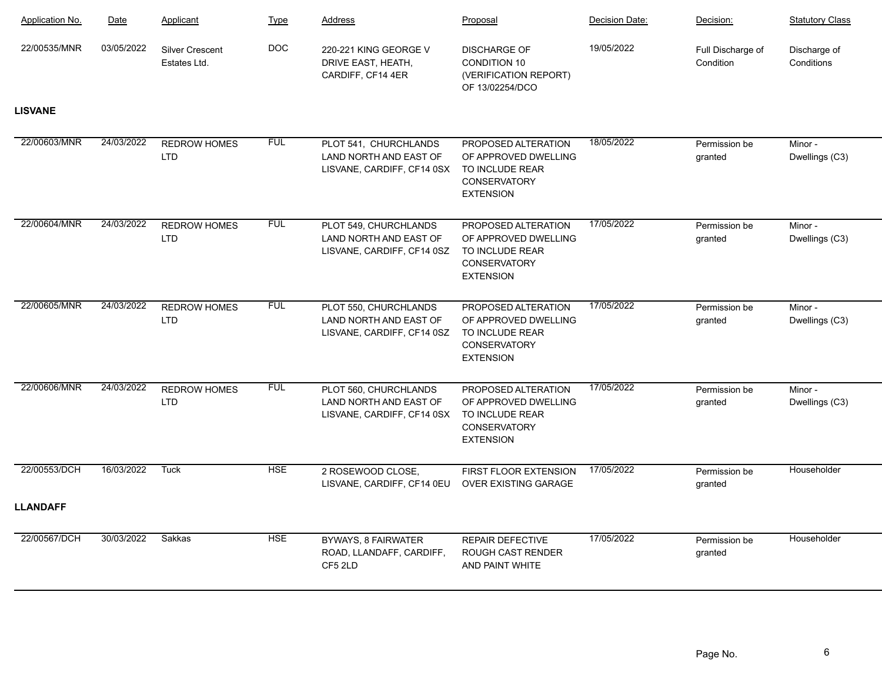| Application No. | Date | Applicant | Type | Address | Proposal | Decision Date: | Decision: | Statutory Class |
|---|---|---|---|---|---|---|---|---|
| 22/00535/MNR | 03/05/2022 | Silver Crescent Estates Ltd. | DOC | 220-221 KING GEORGE V DRIVE EAST, HEATH, CARDIFF, CF14 4ER | DISCHARGE OF CONDITION 10 (VERIFICATION REPORT) OF 13/02254/DCO | 19/05/2022 | Full Discharge of Condition | Discharge of Conditions |

**LISVANE**

| Application No. | Date | Applicant | Type | Address | Proposal | Decision Date: | Decision: | Statutory Class |
|---|---|---|---|---|---|---|---|---|
| 22/00603/MNR | 24/03/2022 | REDROW HOMES LTD | FUL | PLOT 541, CHURCHLANDS LAND NORTH AND EAST OF LISVANE, CARDIFF, CF14 0SX | PROPOSED ALTERATION OF APPROVED DWELLING TO INCLUDE REAR CONSERVATORY EXTENSION | 18/05/2022 | Permission be granted | Minor - Dwellings (C3) |
| 22/00604/MNR | 24/03/2022 | REDROW HOMES LTD | FUL | PLOT 549, CHURCHLANDS LAND NORTH AND EAST OF LISVANE, CARDIFF, CF14 0SZ | PROPOSED ALTERATION OF APPROVED DWELLING TO INCLUDE REAR CONSERVATORY EXTENSION | 17/05/2022 | Permission be granted | Minor - Dwellings (C3) |
| 22/00605/MNR | 24/03/2022 | REDROW HOMES LTD | FUL | PLOT 550, CHURCHLANDS LAND NORTH AND EAST OF LISVANE, CARDIFF, CF14 0SZ | PROPOSED ALTERATION OF APPROVED DWELLING TO INCLUDE REAR CONSERVATORY EXTENSION | 17/05/2022 | Permission be granted | Minor - Dwellings (C3) |
| 22/00606/MNR | 24/03/2022 | REDROW HOMES LTD | FUL | PLOT 560, CHURCHLANDS LAND NORTH AND EAST OF LISVANE, CARDIFF, CF14 0SX | PROPOSED ALTERATION OF APPROVED DWELLING TO INCLUDE REAR CONSERVATORY EXTENSION | 17/05/2022 | Permission be granted | Minor - Dwellings (C3) |
| 22/00553/DCH | 16/03/2022 | Tuck | HSE | 2 ROSEWOOD CLOSE, LISVANE, CARDIFF, CF14 0EU | FIRST FLOOR EXTENSION OVER EXISTING GARAGE | 17/05/2022 | Permission be granted | Householder |

**LLANDAFF**

| Application No. | Date | Applicant | Type | Address | Proposal | Decision Date: | Decision: | Statutory Class |
|---|---|---|---|---|---|---|---|---|
| 22/00567/DCH | 30/03/2022 | Sakkas | HSE | BYWAYS, 8 FAIRWATER ROAD, LLANDAFF, CARDIFF, CF5 2LD | REPAIR DEFECTIVE ROUGH CAST RENDER AND PAINT WHITE | 17/05/2022 | Permission be granted | Householder |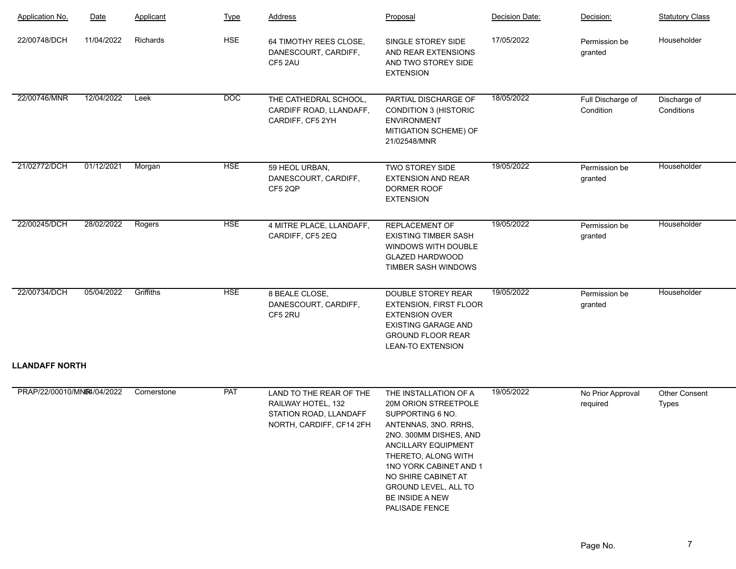| Application No. | Date | Applicant | Type | Address | Proposal | Decision Date: | Decision: | Statutory Class |
|---|---|---|---|---|---|---|---|---|
| 22/00748/DCH | 11/04/2022 | Richards | HSE | 64 TIMOTHY REES CLOSE, DANESCOURT, CARDIFF, CF5 2AU | SINGLE STOREY SIDE AND REAR EXTENSIONS AND TWO STOREY SIDE EXTENSION | 17/05/2022 | Permission be granted | Householder |
| 22/00746/MNR | 12/04/2022 | Leek | DOC | THE CATHEDRAL SCHOOL, CARDIFF ROAD, LLANDAFF, CARDIFF, CF5 2YH | PARTIAL DISCHARGE OF CONDITION 3 (HISTORIC ENVIRONMENT MITIGATION SCHEME) OF 21/02548/MNR | 18/05/2022 | Full Discharge of Condition | Discharge of Conditions |
| 21/02772/DCH | 01/12/2021 | Morgan | HSE | 59 HEOL URBAN, DANESCOURT, CARDIFF, CF5 2QP | TWO STOREY SIDE EXTENSION AND REAR DORMER ROOF EXTENSION | 19/05/2022 | Permission be granted | Householder |
| 22/00245/DCH | 28/02/2022 | Rogers | HSE | 4 MITRE PLACE, LLANDAFF, CARDIFF, CF5 2EQ | REPLACEMENT OF EXISTING TIMBER SASH WINDOWS WITH DOUBLE GLAZED HARDWOOD TIMBER SASH WINDOWS | 19/05/2022 | Permission be granted | Householder |
| 22/00734/DCH | 05/04/2022 | Griffiths | HSE | 8 BEALE CLOSE, DANESCOURT, CARDIFF, CF5 2RU | DOUBLE STOREY REAR EXTENSION, FIRST FLOOR EXTENSION OVER EXISTING GARAGE AND GROUND FLOOR REAR LEAN-TO EXTENSION | 19/05/2022 | Permission be granted | Householder |

**LLANDAFF NORTH**

| Application No. | Date | Applicant | Type | Address | Proposal | Decision Date: | Decision: | Statutory Class |
|---|---|---|---|---|---|---|---|---|
| PRAP/22/00010/MNR | 04/04/2022 | Cornerstone | PAT | LAND TO THE REAR OF THE RAILWAY HOTEL, 132 STATION ROAD, LLANDAFF NORTH, CARDIFF, CF14 2FH | THE INSTALLATION OF A 20M ORION STREETPOLE SUPPORTING 6 NO. ANTENNAS, 3NO. RRHS, 2NO. 300MM DISHES, AND ANCILLARY EQUIPMENT THERETO, ALONG WITH 1NO YORK CABINET AND 1 NO SHIRE CABINET AT GROUND LEVEL, ALL TO BE INSIDE A NEW PALISADE FENCE | 19/05/2022 | No Prior Approval required | Other Consent Types |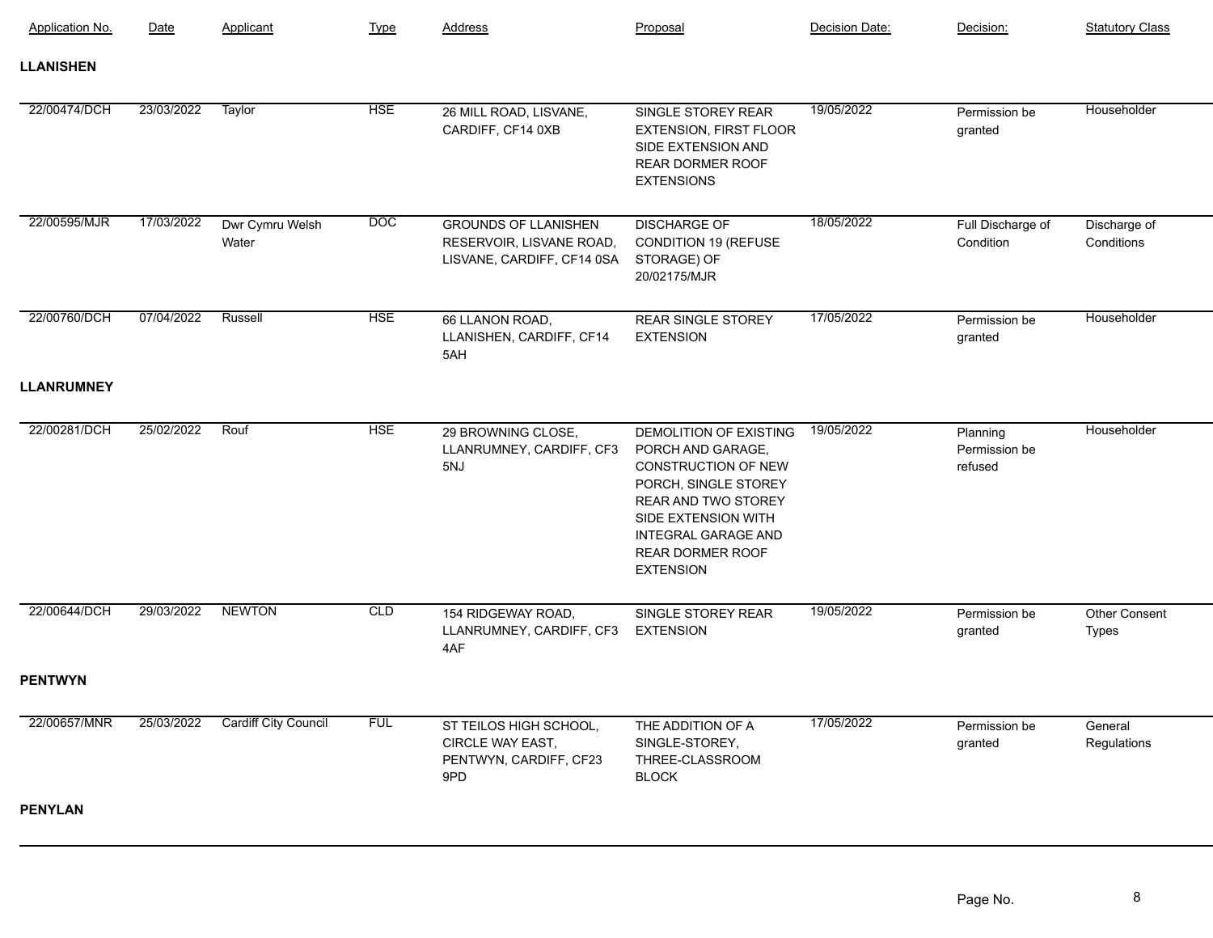| Application No. | Date | Applicant | Type | Address | Proposal | Decision Date: | Decision: | Statutory Class |
|---|---|---|---|---|---|---|---|---|
| **LLANISHEN** | | | | | | | | |
| 22/00474/DCH | 23/03/2022 | Taylor | HSE | 26 MILL ROAD, LISVANE, CARDIFF, CF14 0XB | SINGLE STOREY REAR EXTENSION, FIRST FLOOR SIDE EXTENSION AND REAR DORMER ROOF EXTENSIONS | 19/05/2022 | Permission be granted | Householder |
| 22/00595/MJR | 17/03/2022 | Dwr Cymru Welsh Water | DOC | GROUNDS OF LLANISHEN RESERVOIR, LISVANE ROAD, LISVANE, CARDIFF, CF14 0SA | DISCHARGE OF CONDITION 19 (REFUSE STORAGE) OF 20/02175/MJR | 18/05/2022 | Full Discharge of Condition | Discharge of Conditions |
| 22/00760/DCH | 07/04/2022 | Russell | HSE | 66 LLANON ROAD, LLANISHEN, CARDIFF, CF14 5AH | REAR SINGLE STOREY EXTENSION | 17/05/2022 | Permission be granted | Householder |
| **LLANRUMNEY** | | | | | | | | |
| 22/00281/DCH | 25/02/2022 | Rouf | HSE | 29 BROWNING CLOSE, LLANRUMNEY, CARDIFF, CF3 5NJ | DEMOLITION OF EXISTING PORCH AND GARAGE, CONSTRUCTION OF NEW PORCH, SINGLE STOREY REAR AND TWO STOREY SIDE EXTENSION WITH INTEGRAL GARAGE AND REAR DORMER ROOF EXTENSION | 19/05/2022 | Planning Permission be refused | Householder |
| 22/00644/DCH | 29/03/2022 | NEWTON | CLD | 154 RIDGEWAY ROAD, LLANRUMNEY, CARDIFF, CF3 4AF | SINGLE STOREY REAR EXTENSION | 19/05/2022 | Permission be granted | Other Consent Types |
| **PENTWYN** | | | | | | | | |
| 22/00657/MNR | 25/03/2022 | Cardiff City Council | FUL | ST TEILOS HIGH SCHOOL, CIRCLE WAY EAST, PENTWYN, CARDIFF, CF23 9PD | THE ADDITION OF A SINGLE-STOREY, THREE-CLASSROOM BLOCK | 17/05/2022 | Permission be granted | General Regulations |
| **PENYLAN** | | | | | | | | |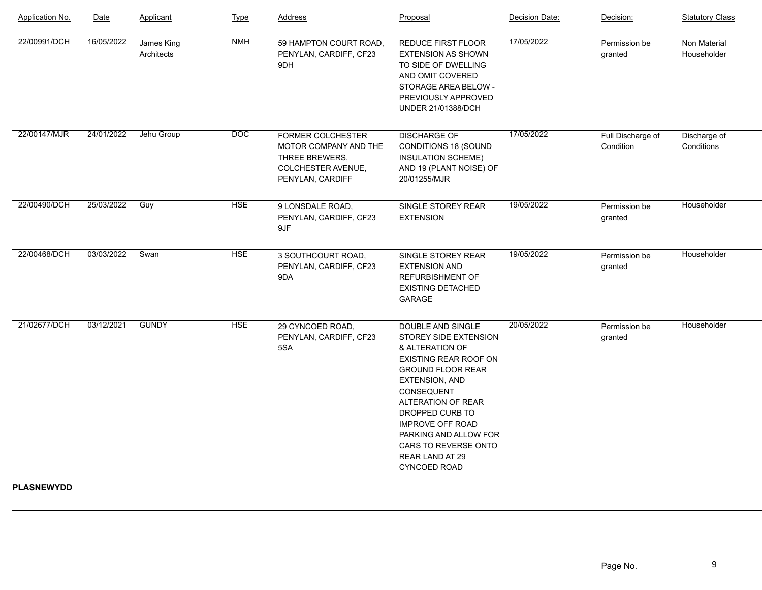| Application No. | Date | Applicant | Type | Address | Proposal | Decision Date: | Decision: | Statutory Class |
|---|---|---|---|---|---|---|---|---|
| 22/00991/DCH | 16/05/2022 | James King Architects | NMH | 59 HAMPTON COURT ROAD, PENYLAN, CARDIFF, CF23 9DH | REDUCE FIRST FLOOR EXTENSION AS SHOWN TO SIDE OF DWELLING AND OMIT COVERED STORAGE AREA BELOW - PREVIOUSLY APPROVED UNDER 21/01388/DCH | 17/05/2022 | Permission be granted | Non Material Householder |
| 22/00147/MJR | 24/01/2022 | Jehu Group | DOC | FORMER COLCHESTER MOTOR COMPANY AND THE THREE BREWERS, COLCHESTER AVENUE, PENYLAN, CARDIFF | DISCHARGE OF CONDITIONS 18 (SOUND INSULATION SCHEME) AND 19 (PLANT NOISE) OF 20/01255/MJR | 17/05/2022 | Full Discharge of Condition | Discharge of Conditions |
| 22/00490/DCH | 25/03/2022 | Guy | HSE | 9 LONSDALE ROAD, PENYLAN, CARDIFF, CF23 9JF | SINGLE STOREY REAR EXTENSION | 19/05/2022 | Permission be granted | Householder |
| 22/00468/DCH | 03/03/2022 | Swan | HSE | 3 SOUTHCOURT ROAD, PENYLAN, CARDIFF, CF23 9DA | SINGLE STOREY REAR EXTENSION AND REFURBISHMENT OF EXISTING DETACHED GARAGE | 19/05/2022 | Permission be granted | Householder |
| 21/02677/DCH | 03/12/2021 | GUNDY | HSE | 29 CYNCOED ROAD, PENYLAN, CARDIFF, CF23 5SA | DOUBLE AND SINGLE STOREY SIDE EXTENSION & ALTERATION OF EXISTING REAR ROOF ON GROUND FLOOR REAR EXTENSION, AND CONSEQUENT ALTERATION OF REAR DROPPED CURB TO IMPROVE OFF ROAD PARKING AND ALLOW FOR CARS TO REVERSE ONTO REAR LAND AT 29 CYNCOED ROAD | 20/05/2022 | Permission be granted | Householder |

**PLASNEWYDD**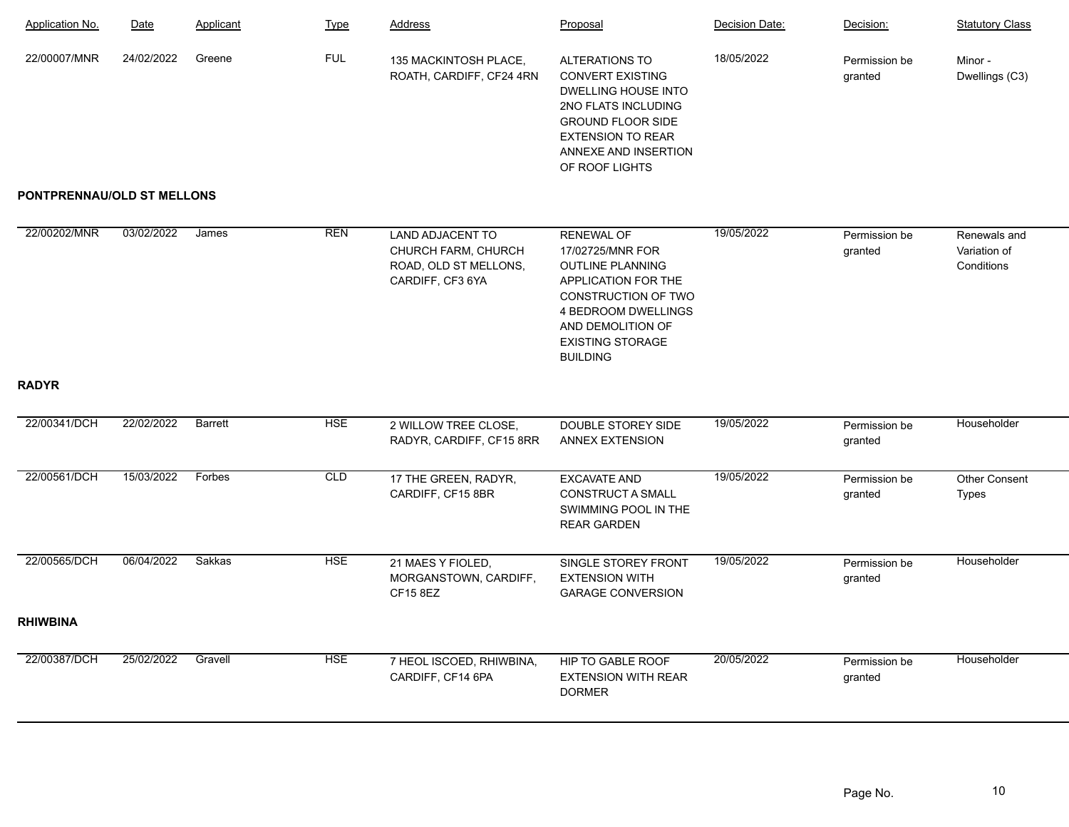| Application No. | Date | Applicant | Type | Address | Proposal | Decision Date: | Decision: | Statutory Class |
|---|---|---|---|---|---|---|---|---|
| 22/00007/MNR | 24/02/2022 | Greene | FUL | 135 MACKINTOSH PLACE, ROATH, CARDIFF, CF24 4RN | ALTERATIONS TO CONVERT EXISTING DWELLING HOUSE INTO 2NO FLATS INCLUDING GROUND FLOOR SIDE EXTENSION TO REAR ANNEXE AND INSERTION OF ROOF LIGHTS | 18/05/2022 | Permission be granted | Minor - Dwellings (C3) |

**PONTPRENNAU/OLD ST MELLONS**

| Application No. | Date | Applicant | Type | Address | Proposal | Decision Date: | Decision: | Statutory Class |
|---|---|---|---|---|---|---|---|---|
| 22/00202/MNR | 03/02/2022 | James | REN | LAND ADJACENT TO CHURCH FARM, CHURCH ROAD, OLD ST MELLONS, CARDIFF, CF3 6YA | RENEWAL OF 17/02725/MNR FOR OUTLINE PLANNING APPLICATION FOR THE CONSTRUCTION OF TWO 4 BEDROOM DWELLINGS AND DEMOLITION OF EXISTING STORAGE BUILDING | 19/05/2022 | Permission be granted | Renewals and Variation of Conditions |

**RADYR**

| Application No. | Date | Applicant | Type | Address | Proposal | Decision Date: | Decision: | Statutory Class |
|---|---|---|---|---|---|---|---|---|
| 22/00341/DCH | 22/02/2022 | Barrett | HSE | 2 WILLOW TREE CLOSE, RADYR, CARDIFF, CF15 8RR | DOUBLE STOREY SIDE ANNEX EXTENSION | 19/05/2022 | Permission be granted | Householder |
| 22/00561/DCH | 15/03/2022 | Forbes | CLD | 17 THE GREEN, RADYR, CARDIFF, CF15 8BR | EXCAVATE AND CONSTRUCT A SMALL SWIMMING POOL IN THE REAR GARDEN | 19/05/2022 | Permission be granted | Other Consent Types |
| 22/00565/DCH | 06/04/2022 | Sakkas | HSE | 21 MAES Y FIOLED, MORGANSTOWN, CARDIFF, CF15 8EZ | SINGLE STOREY FRONT EXTENSION WITH GARAGE CONVERSION | 19/05/2022 | Permission be granted | Householder |

**RHIWBINA**

| Application No. | Date | Applicant | Type | Address | Proposal | Decision Date: | Decision: | Statutory Class |
|---|---|---|---|---|---|---|---|---|
| 22/00387/DCH | 25/02/2022 | Gravell | HSE | 7 HEOL ISCOED, RHIWBINA, CARDIFF, CF14 6PA | HIP TO GABLE ROOF EXTENSION WITH REAR DORMER | 20/05/2022 | Permission be granted | Householder |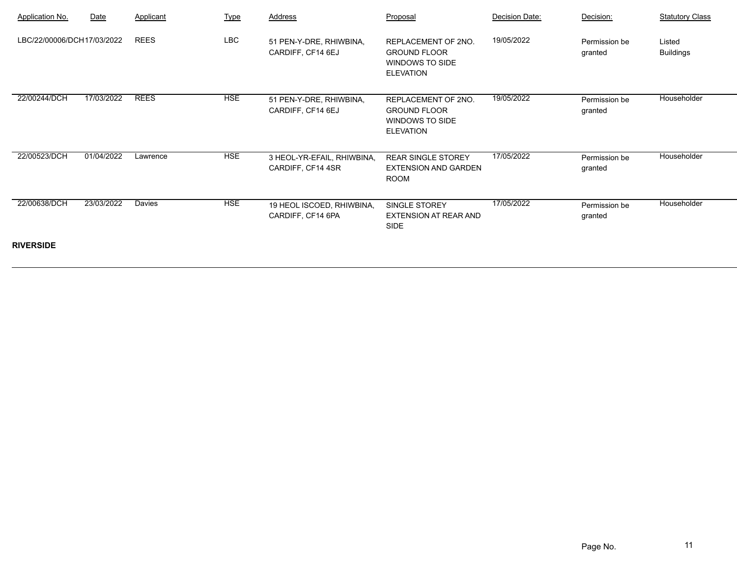| Application No. | Date | Applicant | Type | Address | Proposal | Decision Date: | Decision: | Statutory Class |
|---|---|---|---|---|---|---|---|---|
| LBC/22/00006/DCH | 17/03/2022 | REES | LBC | 51 PEN-Y-DRE, RHIWBINA, CARDIFF, CF14 6EJ | REPLACEMENT OF 2NO. GROUND FLOOR WINDOWS TO SIDE ELEVATION | 19/05/2022 | Permission be granted | Listed Buildings |
| 22/00244/DCH | 17/03/2022 | REES | HSE | 51 PEN-Y-DRE, RHIWBINA, CARDIFF, CF14 6EJ | REPLACEMENT OF 2NO. GROUND FLOOR WINDOWS TO SIDE ELEVATION | 19/05/2022 | Permission be granted | Householder |
| 22/00523/DCH | 01/04/2022 | Lawrence | HSE | 3 HEOL-YR-EFAIL, RHIWBINA, CARDIFF, CF14 4SR | REAR SINGLE STOREY EXTENSION AND GARDEN ROOM | 17/05/2022 | Permission be granted | Householder |
| 22/00638/DCH | 23/03/2022 | Davies | HSE | 19 HEOL ISCOED, RHIWBINA, CARDIFF, CF14 6PA | SINGLE STOREY EXTENSION AT REAR AND SIDE | 17/05/2022 | Permission be granted | Householder |

**RIVERSIDE**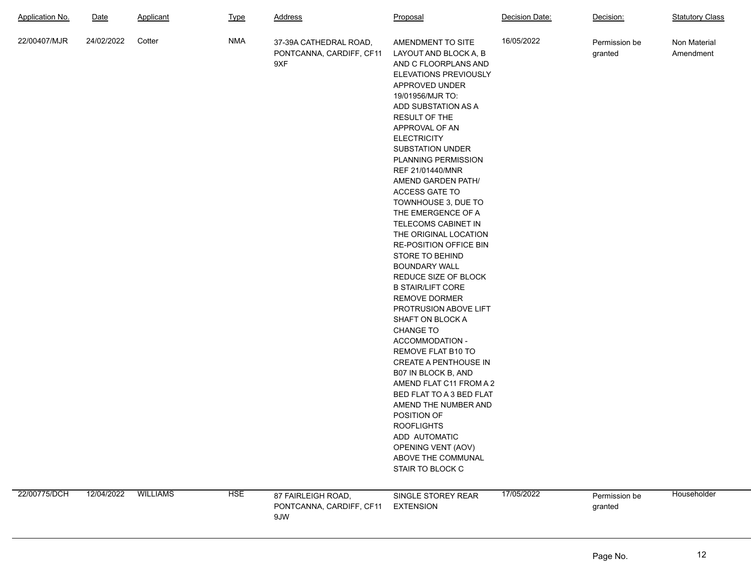| Application No. | Date | Applicant | Type | Address | Proposal | Decision Date: | Decision: | Statutory Class |
|---|---|---|---|---|---|---|---|---|
| 22/00407/MJR | 24/02/2022 | Cotter | NMA | 37-39A CATHEDRAL ROAD, PONTCANNA, CARDIFF, CF11 9XF | AMENDMENT TO SITE LAYOUT AND BLOCK A, B AND C FLOORPLANS AND ELEVATIONS PREVIOUSLY APPROVED UNDER 19/01956/MJR TO: ADD SUBSTATION AS A RESULT OF THE APPROVAL OF AN ELECTRICITY SUBSTATION UNDER PLANNING PERMISSION REF 21/01440/MNR AMEND GARDEN PATH/ ACCESS GATE TO TOWNHOUSE 3, DUE TO THE EMERGENCE OF A TELECOMS CABINET IN THE ORIGINAL LOCATION RE-POSITION OFFICE BIN STORE TO BEHIND BOUNDARY WALL REDUCE SIZE OF BLOCK B STAIR/LIFT CORE REMOVE DORMER PROTRUSION ABOVE LIFT SHAFT ON BLOCK A CHANGE TO ACCOMMODATION - REMOVE FLAT B10 TO CREATE A PENTHOUSE IN B07 IN BLOCK B, AND AMEND FLAT C11 FROM A 2 BED FLAT TO A 3 BED FLAT AMEND THE NUMBER AND POSITION OF ROOFLIGHTS ADD AUTOMATIC OPENING VENT (AOV) ABOVE THE COMMUNAL STAIR TO BLOCK C | 16/05/2022 | Permission be granted | Non Material Amendment |
| 22/00775/DCH | 12/04/2022 | WILLIAMS | HSE | 87 FAIRLEIGH ROAD, PONTCANNA, CARDIFF, CF11 9JW | SINGLE STOREY REAR EXTENSION | 17/05/2022 | Permission be granted | Householder |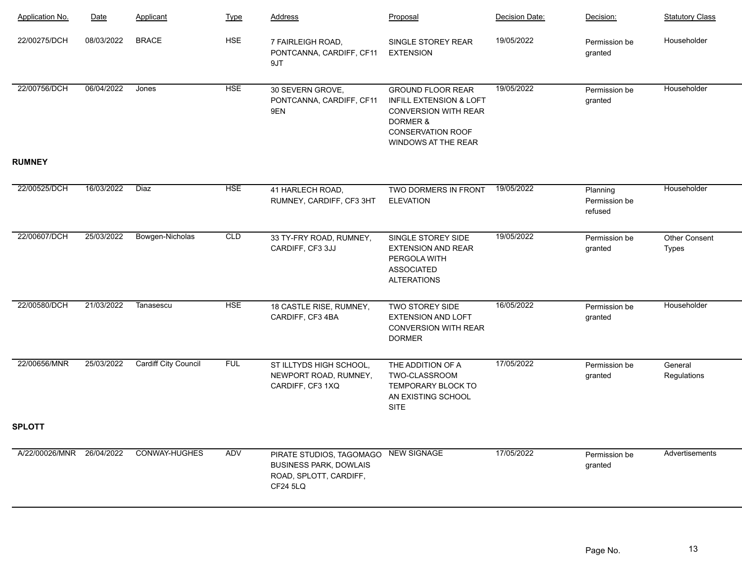| Application No. | Date | Applicant | Type | Address | Proposal | Decision Date: | Decision: | Statutory Class |
|---|---|---|---|---|---|---|---|---|
| 22/00275/DCH | 08/03/2022 | BRACE | HSE | 7 FAIRLEIGH ROAD, PONTCANNA, CARDIFF, CF11 9JT | SINGLE STOREY REAR EXTENSION | 19/05/2022 | Permission be granted | Householder |
| 22/00756/DCH | 06/04/2022 | Jones | HSE | 30 SEVERN GROVE, PONTCANNA, CARDIFF, CF11 9EN | GROUND FLOOR REAR INFILL EXTENSION & LOFT CONVERSION WITH REAR DORMER & CONSERVATION ROOF WINDOWS AT THE REAR | 19/05/2022 | Permission be granted | Householder |

**RUMNEY**

| Application No. | Date | Applicant | Type | Address | Proposal | Decision Date: | Decision: | Statutory Class |
|---|---|---|---|---|---|---|---|---|
| 22/00525/DCH | 16/03/2022 | Diaz | HSE | 41 HARLECH ROAD, RUMNEY, CARDIFF, CF3 3HT | TWO DORMERS IN FRONT ELEVATION | 19/05/2022 | Planning Permission be refused | Householder |
| 22/00607/DCH | 25/03/2022 | Bowgen-Nicholas | CLD | 33 TY-FRY ROAD, RUMNEY, CARDIFF, CF3 3JJ | SINGLE STOREY SIDE EXTENSION AND REAR PERGOLA WITH ASSOCIATED ALTERATIONS | 19/05/2022 | Permission be granted | Other Consent Types |
| 22/00580/DCH | 21/03/2022 | Tanasescu | HSE | 18 CASTLE RISE, RUMNEY, CARDIFF, CF3 4BA | TWO STOREY SIDE EXTENSION AND LOFT CONVERSION WITH REAR DORMER | 16/05/2022 | Permission be granted | Householder |
| 22/00656/MNR | 25/03/2022 | Cardiff City Council | FUL | ST ILLTYDS HIGH SCHOOL, NEWPORT ROAD, RUMNEY, CARDIFF, CF3 1XQ | THE ADDITION OF A TWO-CLASSROOM TEMPORARY BLOCK TO AN EXISTING SCHOOL SITE | 17/05/2022 | Permission be granted | General Regulations |

**SPLOTT**

| Application No. | Date | Applicant | Type | Address | Proposal | Decision Date: | Decision: | Statutory Class |
|---|---|---|---|---|---|---|---|---|
| A/22/00026/MNR | 26/04/2022 | CONWAY-HUGHES | ADV | PIRATE STUDIOS, TAGOMAGO BUSINESS PARK, DOWLAIS ROAD, SPLOTT, CARDIFF, CF24 5LQ | NEW SIGNAGE | 17/05/2022 | Permission be granted | Advertisements |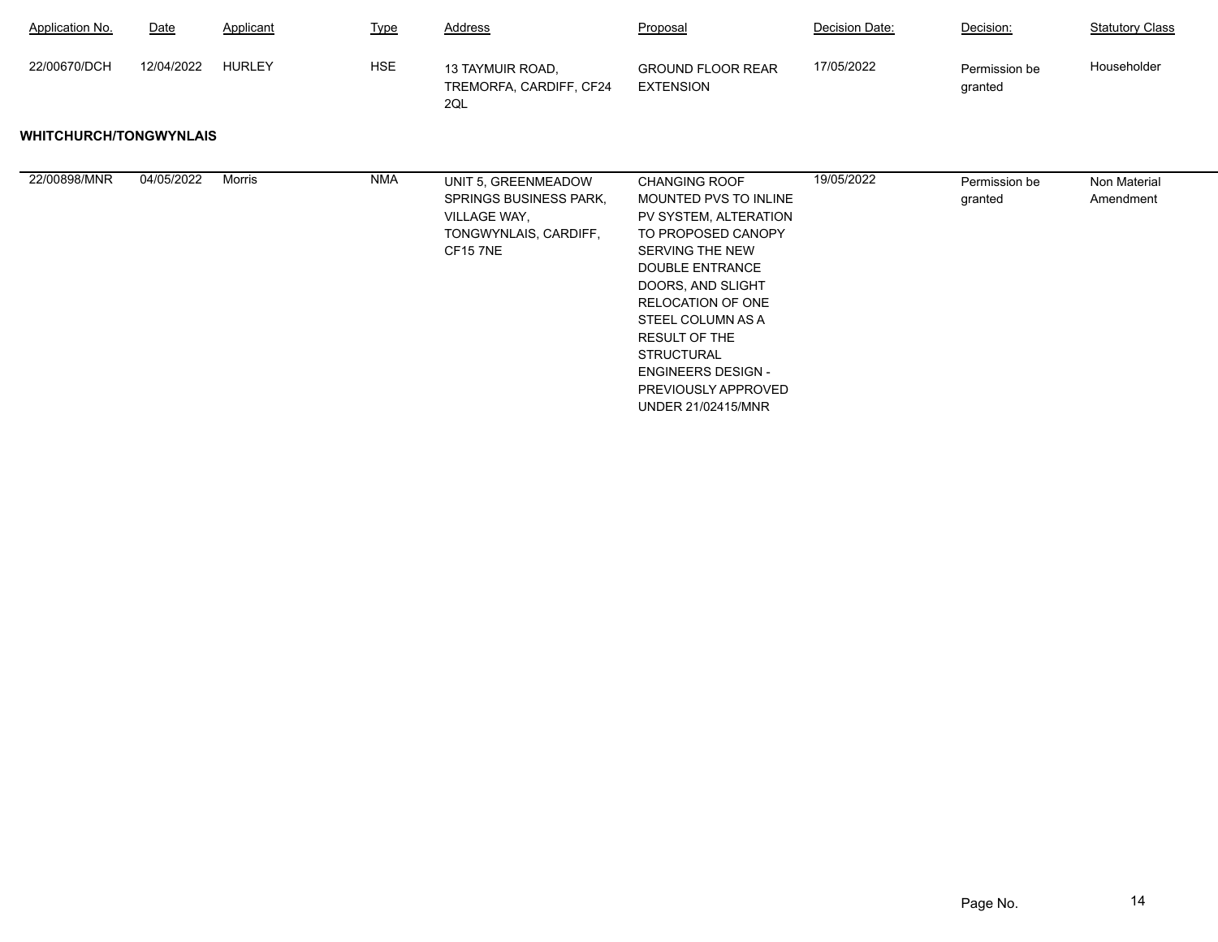| Application No. | Date | Applicant | Type | Address | Proposal | Decision Date: | Decision: | Statutory Class |
|---|---|---|---|---|---|---|---|---|
| 22/00670/DCH | 12/04/2022 | HURLEY | HSE | 13 TAYMUIR ROAD, TREMORFA, CARDIFF, CF24 2QL | GROUND FLOOR REAR EXTENSION | 17/05/2022 | Permission be granted | Householder |

**WHITCHURCH/TONGWYNLAIS**

| Application No. | Date | Applicant | Type | Address | Proposal | Decision Date: | Decision: | Statutory Class |
|---|---|---|---|---|---|---|---|---|
| 22/00898/MNR | 04/05/2022 | Morris | NMA | UNIT 5, GREENMEADOW SPRINGS BUSINESS PARK, VILLAGE WAY, TONGWYNLAIS, CARDIFF, CF15 7NE | CHANGING ROOF MOUNTED PVS TO INLINE PV SYSTEM, ALTERATION TO PROPOSED CANOPY SERVING THE NEW DOUBLE ENTRANCE DOORS, AND SLIGHT RELOCATION OF ONE STEEL COLUMN AS A RESULT OF THE STRUCTURAL ENGINEERS DESIGN - PREVIOUSLY APPROVED UNDER 21/02415/MNR | 19/05/2022 | Permission be granted | Non Material Amendment |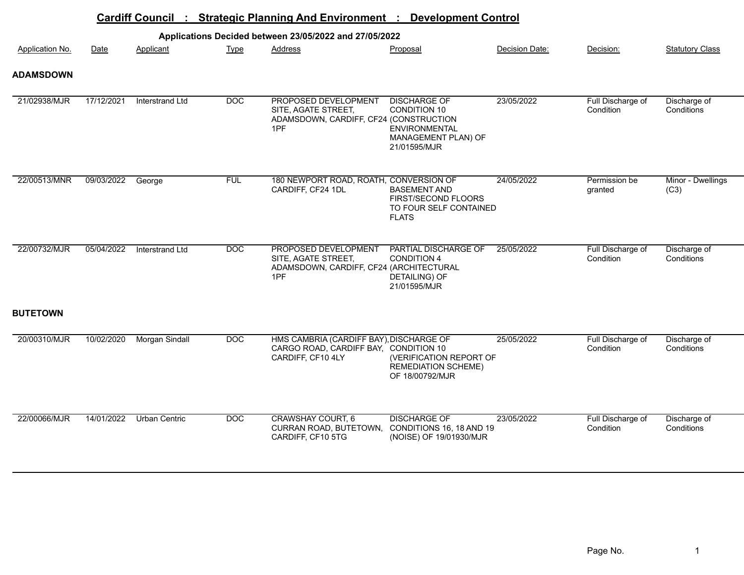# Cardiff Council : Strategic Planning And Environment : Development Control

### Applications Decided between 23/05/2022 and 27/05/2022

| Application No. | Date | Applicant | Type | Address | Proposal | Decision Date: | Decision: | Statutory Class |
|---|---|---|---|---|---|---|---|---|
| **ADAMSDOWN** | | | | | | | | |
| 21/02938/MJR | 17/12/2021 | Interstrand Ltd | DOC | PROPOSED DEVELOPMENT SITE, AGATE STREET, ADAMSDOWN, CARDIFF, CF24 1PF | DISCHARGE OF CONDITION 10 (CONSTRUCTION ENVIRONMENTAL MANAGEMENT PLAN) OF 21/01595/MJR | 23/05/2022 | Full Discharge of Condition | Discharge of Conditions |
| 22/00513/MNR | 09/03/2022 | George | FUL | 180 NEWPORT ROAD, ROATH, CARDIFF, CF24 1DL | CONVERSION OF BASEMENT AND FIRST/SECOND FLOORS TO FOUR SELF CONTAINED FLATS | 24/05/2022 | Permission be granted | Minor - Dwellings (C3) |
| 22/00732/MJR | 05/04/2022 | Interstrand Ltd | DOC | PROPOSED DEVELOPMENT SITE, AGATE STREET, ADAMSDOWN, CARDIFF, CF24 1PF | PARTIAL DISCHARGE OF CONDITION 4 (ARCHITECTURAL DETAILING) OF 21/01595/MJR | 25/05/2022 | Full Discharge of Condition | Discharge of Conditions |
| **BUTETOWN** | | | | | | | | |
| 20/00310/MJR | 10/02/2020 | Morgan Sindall | DOC | HMS CAMBRIA (CARDIFF BAY), CARGO ROAD, CARDIFF BAY, CARDIFF, CF10 4LY | DISCHARGE OF CONDITION 10 (VERIFICATION REPORT OF REMEDIATION SCHEME) OF 18/00792/MJR | 25/05/2022 | Full Discharge of Condition | Discharge of Conditions |
| 22/00066/MJR | 14/01/2022 | Urban Centric | DOC | CRAWSHAY COURT, 6 CURRAN ROAD, BUTETOWN, CARDIFF, CF10 5TG | DISCHARGE OF CONDITIONS 16, 18 AND 19 (NOISE) OF 19/01930/MJR | 23/05/2022 | Full Discharge of Condition | Discharge of Conditions |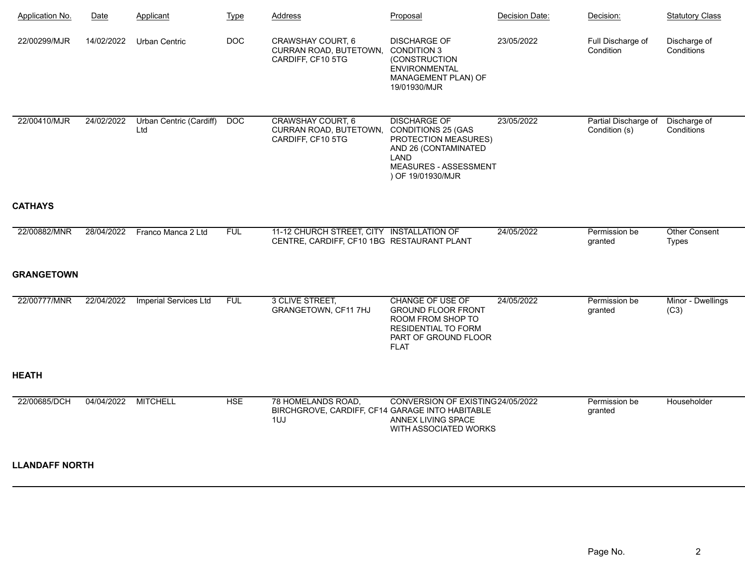| Application No. | Date | Applicant | Type | Address | Proposal | Decision Date: | Decision: | Statutory Class |
|---|---|---|---|---|---|---|---|---|
| 22/00299/MJR | 14/02/2022 | Urban Centric | DOC | CRAWSHAY COURT, 6 CURRAN ROAD, BUTETOWN, CARDIFF, CF10 5TG | DISCHARGE OF CONDITION 3 (CONSTRUCTION ENVIRONMENTAL MANAGEMENT PLAN) OF 19/01930/MJR | 23/05/2022 | Full Discharge of Condition | Discharge of Conditions |
| 22/00410/MJR | 24/02/2022 | Urban Centric (Cardiff) Ltd | DOC | CRAWSHAY COURT, 6 CURRAN ROAD, BUTETOWN, CARDIFF, CF10 5TG | DISCHARGE OF CONDITIONS 25 (GAS PROTECTION MEASURES) AND 26 (CONTAMINATED LAND MEASURES - ASSESSMENT ) OF 19/01930/MJR | 23/05/2022 | Partial Discharge of Condition (s) | Discharge of Conditions |

**CATHAYS**

| Application No. | Date | Applicant | Type | Address | Proposal | Decision Date: | Decision: | Statutory Class |
|---|---|---|---|---|---|---|---|---|
| 22/00882/MNR | 28/04/2022 | Franco Manca 2 Ltd | FUL | 11-12 CHURCH STREET, CITY CENTRE, CARDIFF, CF10 1BG | INSTALLATION OF RESTAURANT PLANT | 24/05/2022 | Permission be granted | Other Consent Types |

**GRANGETOWN**

| Application No. | Date | Applicant | Type | Address | Proposal | Decision Date: | Decision: | Statutory Class |
|---|---|---|---|---|---|---|---|---|
| 22/00777/MNR | 22/04/2022 | Imperial Services Ltd | FUL | 3 CLIVE STREET, GRANGETOWN, CF11 7HJ | CHANGE OF USE OF GROUND FLOOR FRONT ROOM FROM SHOP TO RESIDENTIAL TO FORM PART OF GROUND FLOOR FLAT | 24/05/2022 | Permission be granted | Minor - Dwellings (C3) |

**HEATH**

| Application No. | Date | Applicant | Type | Address | Proposal | Decision Date: | Decision: | Statutory Class |
|---|---|---|---|---|---|---|---|---|
| 22/00685/DCH | 04/04/2022 | MITCHELL | HSE | 78 HOMELANDS ROAD, BIRCHGROVE, CARDIFF, CF14 1UJ | CONVERSION OF EXISTING GARAGE INTO HABITABLE ANNEX LIVING SPACE WITH ASSOCIATED WORKS | 24/05/2022 | Permission be granted | Householder |

**LLANDAFF NORTH**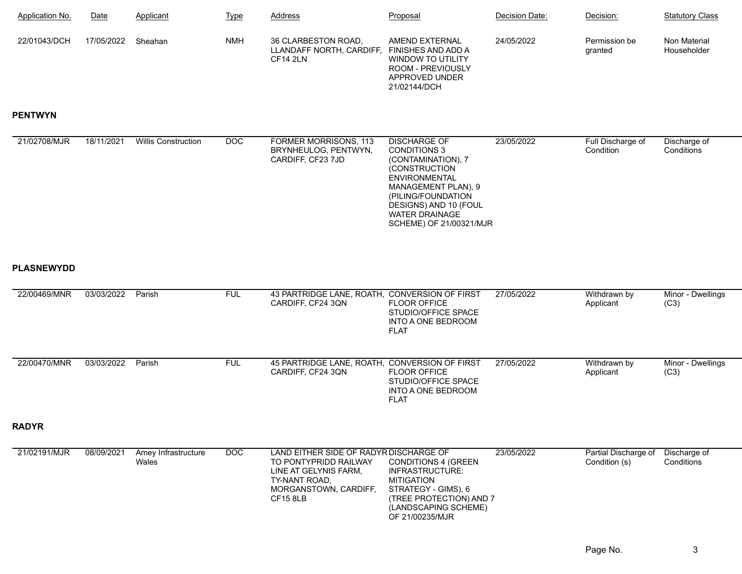| Application No. | Date | Applicant | Type | Address | Proposal | Decision Date: | Decision: | Statutory Class |
|---|---|---|---|---|---|---|---|---|
| 22/01043/DCH | 17/05/2022 | Sheahan | NMH | 36 CLARBESTON ROAD, LLANDAFF NORTH, CARDIFF, CF14 2LN | AMEND EXTERNAL FINISHES AND ADD A WINDOW TO UTILITY ROOM - PREVIOUSLY APPROVED UNDER 21/02144/DCH | 24/05/2022 | Permission be granted | Non Material Householder |

**PENTWYN**

| Application No. | Date | Applicant | Type | Address | Proposal | Decision Date: | Decision: | Statutory Class |
|---|---|---|---|---|---|---|---|---|
| 21/02708/MJR | 18/11/2021 | Willis Construction | DOC | FORMER MORRISONS, 113 BRYNHEULOG, PENTWYN, CARDIFF, CF23 7JD | DISCHARGE OF CONDITIONS 3 (CONTAMINATION), 7 (CONSTRUCTION ENVIRONMENTAL MANAGEMENT PLAN), 9 (PILING/FOUNDATION DESIGNS) AND 10 (FOUL WATER DRAINAGE SCHEME) OF 21/00321/MJR | 23/05/2022 | Full Discharge of Condition | Discharge of Conditions |

**PLASNEWYDD**

| Application No. | Date | Applicant | Type | Address | Proposal | Decision Date: | Decision: | Statutory Class |
|---|---|---|---|---|---|---|---|---|
| 22/00469/MNR | 03/03/2022 | Parish | FUL | 43 PARTRIDGE LANE, ROATH, CARDIFF, CF24 3QN | CONVERSION OF FIRST FLOOR OFFICE STUDIO/OFFICE SPACE INTO A ONE BEDROOM FLAT | 27/05/2022 | Withdrawn by Applicant | Minor - Dwellings (C3) |
| 22/00470/MNR | 03/03/2022 | Parish | FUL | 45 PARTRIDGE LANE, ROATH, CARDIFF, CF24 3QN | CONVERSION OF FIRST FLOOR OFFICE STUDIO/OFFICE SPACE INTO A ONE BEDROOM FLAT | 27/05/2022 | Withdrawn by Applicant | Minor - Dwellings (C3) |

**RADYR**

| Application No. | Date | Applicant | Type | Address | Proposal | Decision Date: | Decision: | Statutory Class |
|---|---|---|---|---|---|---|---|---|
| 21/02191/MJR | 08/09/2021 | Amey Infrastructure Wales | DOC | LAND EITHER SIDE OF RADYR TO PONTYPRIDD RAILWAY LINE AT GELYNIS FARM, TY-NANT ROAD, MORGANSTOWN, CARDIFF, CF15 8LB | DISCHARGE OF CONDITIONS 4 (GREEN INFRASTRUCTURE: MITIGATION STRATEGY - GIMS), 6 (TREE PROTECTION) AND 7 (LANDSCAPING SCHEME) OF 21/00235/MJR | 23/05/2022 | Partial Discharge of Condition (s) | Discharge of Conditions |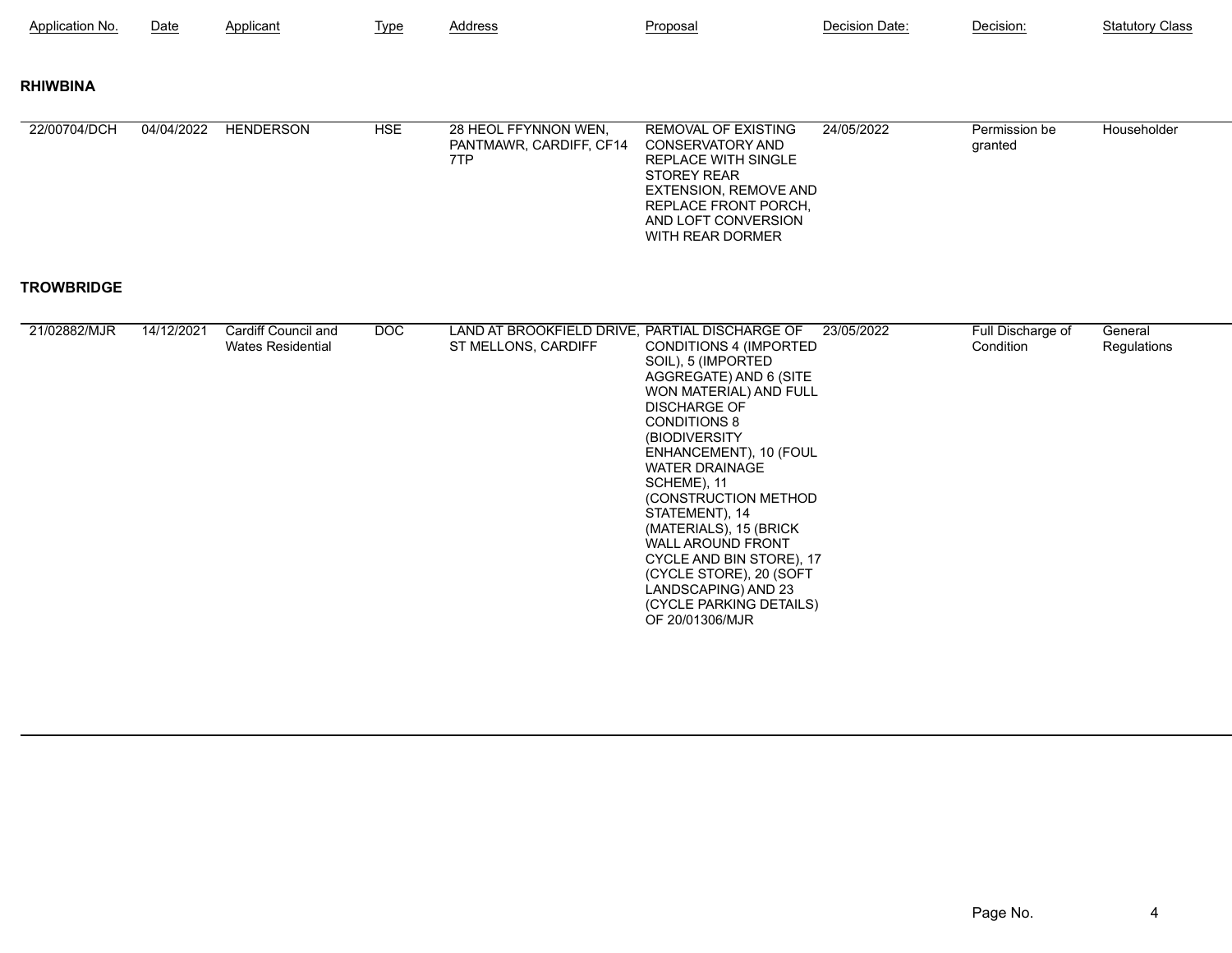| Application No. | Date | Applicant | Type | Address | Proposal | Decision Date: | Decision: | Statutory Class |
|---|---|---|---|---|---|---|---|---|

**RHIWBINA**

| Application No. | Date | Applicant | Type | Address | Proposal | Decision Date: | Decision: | Statutory Class |
|---|---|---|---|---|---|---|---|---|
| 22/00704/DCH | 04/04/2022 | HENDERSON | HSE | 28 HEOL FFYNNON WEN, PANTMAWR, CARDIFF, CF14 7TP | REMOVAL OF EXISTING CONSERVATORY AND REPLACE WITH SINGLE STOREY REAR EXTENSION, REMOVE AND REPLACE FRONT PORCH, AND LOFT CONVERSION WITH REAR DORMER | 24/05/2022 | Permission be granted | Householder |

**TROWBRIDGE**

| Application No. | Date | Applicant | Type | Address | Proposal | Decision Date: | Decision: | Statutory Class |
|---|---|---|---|---|---|---|---|---|
| 21/02882/MJR | 14/12/2021 | Cardiff Council and Wates Residential | DOC | LAND AT BROOKFIELD DRIVE, ST MELLONS, CARDIFF | PARTIAL DISCHARGE OF CONDITIONS 4 (IMPORTED SOIL), 5 (IMPORTED AGGREGATE) AND 6 (SITE WON MATERIAL) AND FULL DISCHARGE OF CONDITIONS 8 (BIODIVERSITY ENHANCEMENT), 10 (FOUL WATER DRAINAGE SCHEME), 11 (CONSTRUCTION METHOD STATEMENT), 14 (MATERIALS), 15 (BRICK WALL AROUND FRONT CYCLE AND BIN STORE), 17 (CYCLE STORE), 20 (SOFT LANDSCAPING) AND 23 (CYCLE PARKING DETAILS) OF 20/01306/MJR | 23/05/2022 | Full Discharge of Condition | General Regulations |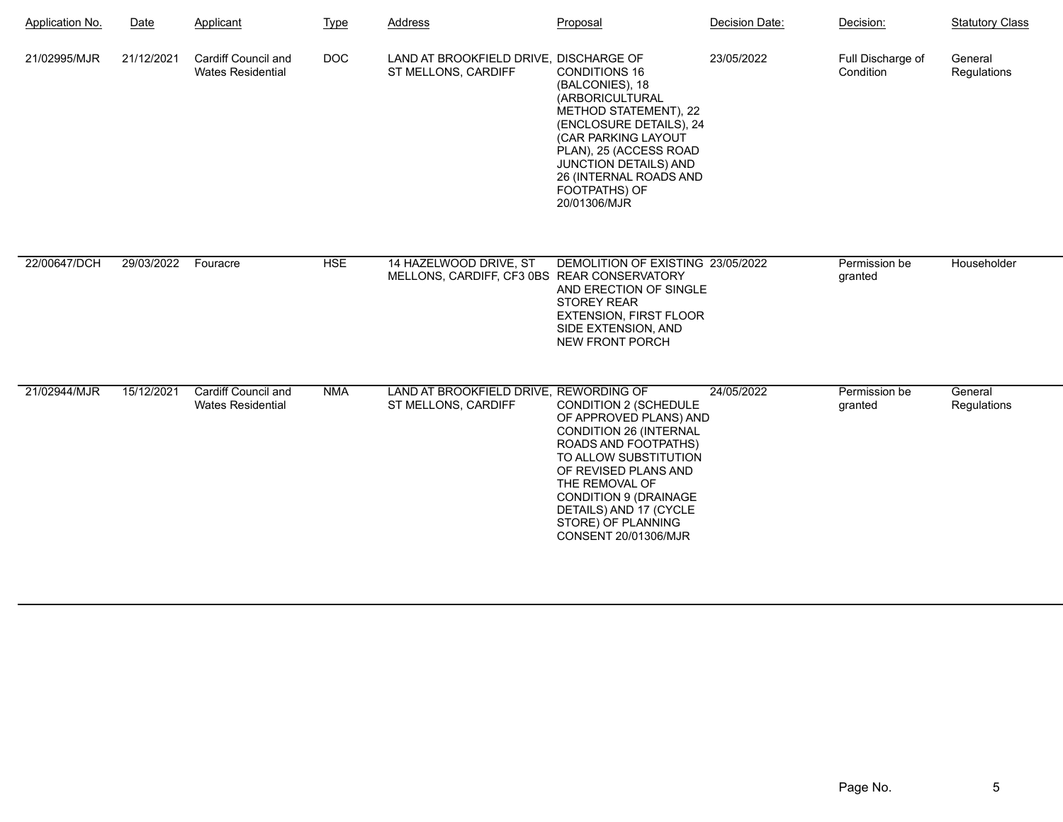| Application No. | Date | Applicant | Type | Address | Proposal | Decision Date: | Decision: | Statutory Class |
|---|---|---|---|---|---|---|---|---|
| 21/02995/MJR | 21/12/2021 | Cardiff Council and Wates Residential | DOC | LAND AT BROOKFIELD DRIVE, ST MELLONS, CARDIFF | DISCHARGE OF CONDITIONS 16 (BALCONIES), 18 (ARBORICULTURAL METHOD STATEMENT), 22 (ENCLOSURE DETAILS), 24 (CAR PARKING LAYOUT PLAN), 25 (ACCESS ROAD JUNCTION DETAILS) AND 26 (INTERNAL ROADS AND FOOTPATHS) OF 20/01306/MJR | 23/05/2022 | Full Discharge of Condition | General Regulations |
| 22/00647/DCH | 29/03/2022 | Fouracre | HSE | 14 HAZELWOOD DRIVE, ST MELLONS, CARDIFF, CF3 0BS | DEMOLITION OF EXISTING REAR CONSERVATORY AND ERECTION OF SINGLE STOREY REAR EXTENSION, FIRST FLOOR SIDE EXTENSION, AND NEW FRONT PORCH | 23/05/2022 | Permission be granted | Householder |
| 21/02944/MJR | 15/12/2021 | Cardiff Council and Wates Residential | NMA | LAND AT BROOKFIELD DRIVE, ST MELLONS, CARDIFF | REWORDING OF CONDITION 2 (SCHEDULE OF APPROVED PLANS) AND CONDITION 26 (INTERNAL ROADS AND FOOTPATHS) TO ALLOW SUBSTITUTION OF REVISED PLANS AND THE REMOVAL OF CONDITION 9 (DRAINAGE DETAILS) AND 17 (CYCLE STORE) OF PLANNING CONSENT 20/01306/MJR | 24/05/2022 | Permission be granted | General Regulations |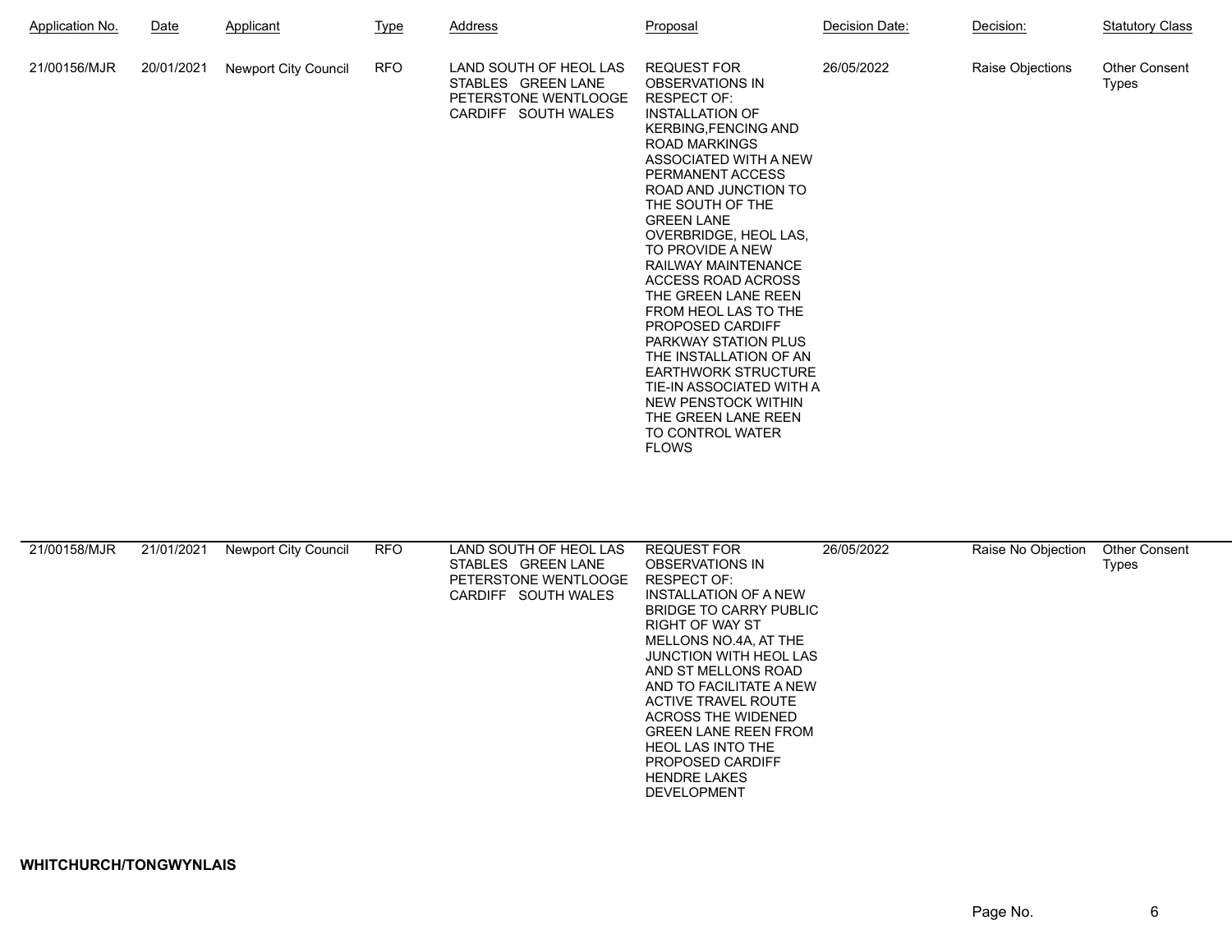| Application No. | Date | Applicant | Type | Address | Proposal | Decision Date: | Decision: | Statutory Class |
|---|---|---|---|---|---|---|---|---|
| 21/00156/MJR | 20/01/2021 | Newport City Council | RFO | LAND SOUTH OF HEOL LAS STABLES GREEN LANE PETERSTONE WENTLOOGE CARDIFF SOUTH WALES | REQUEST FOR OBSERVATIONS IN RESPECT OF: INSTALLATION OF KERBING,FENCING AND ROAD MARKINGS ASSOCIATED WITH A NEW PERMANENT ACCESS ROAD AND JUNCTION TO THE SOUTH OF THE GREEN LANE OVERBRIDGE, HEOL LAS, TO PROVIDE A NEW RAILWAY MAINTENANCE ACCESS ROAD ACROSS THE GREEN LANE REEN FROM HEOL LAS TO THE PROPOSED CARDIFF PARKWAY STATION PLUS THE INSTALLATION OF AN EARTHWORK STRUCTURE TIE-IN ASSOCIATED WITH A NEW PENSTOCK WITHIN THE GREEN LANE REEN TO CONTROL WATER FLOWS | 26/05/2022 | Raise Objections | Other Consent Types |
| 21/00158/MJR | 21/01/2021 | Newport City Council | RFO | LAND SOUTH OF HEOL LAS STABLES GREEN LANE PETERSTONE WENTLOOGE CARDIFF SOUTH WALES | REQUEST FOR OBSERVATIONS IN RESPECT OF: INSTALLATION OF A NEW BRIDGE TO CARRY PUBLIC RIGHT OF WAY ST MELLONS NO.4A, AT THE JUNCTION WITH HEOL LAS AND ST MELLONS ROAD AND TO FACILITATE A NEW ACTIVE TRAVEL ROUTE ACROSS THE WIDENED GREEN LANE REEN FROM HEOL LAS INTO THE PROPOSED CARDIFF HENDRE LAKES DEVELOPMENT | 26/05/2022 | Raise No Objection | Other Consent Types |

**WHITCHURCH/TONGWYNLAIS**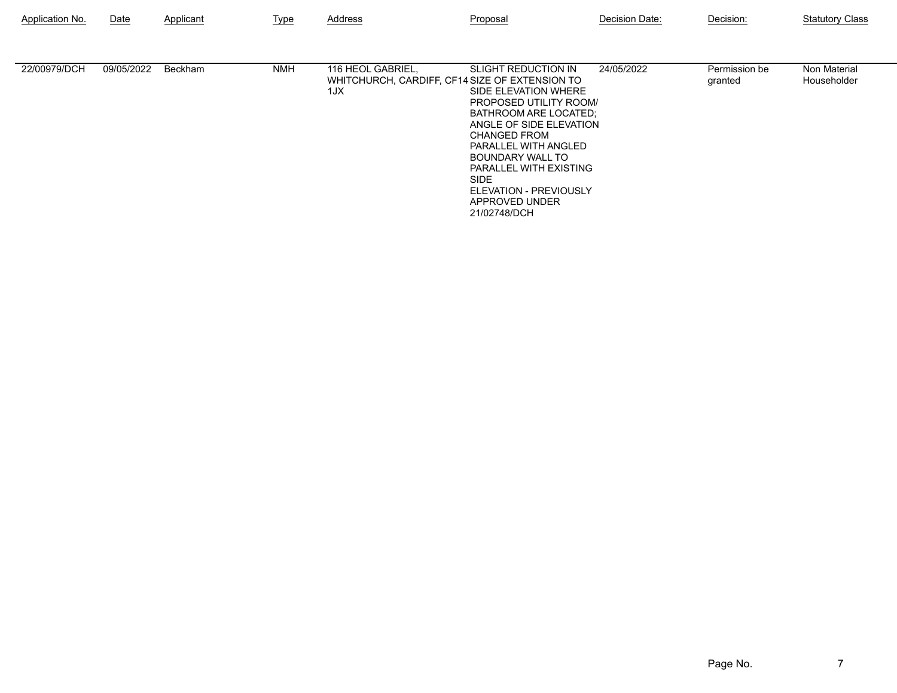| Application No. | Date | Applicant | Type | Address | Proposal | Decision Date: | Decision: | Statutory Class |
|---|---|---|---|---|---|---|---|---|
| 22/00979/DCH | 09/05/2022 | Beckham | NMH | 116 HEOL GABRIEL, WHITCHURCH, CARDIFF, CF14 1JX | SLIGHT REDUCTION IN SIZE OF EXTENSION TO SIDE ELEVATION WHERE PROPOSED UTILITY ROOM/ BATHROOM ARE LOCATED; ANGLE OF SIDE ELEVATION CHANGED FROM PARALLEL WITH ANGLED BOUNDARY WALL TO PARALLEL WITH EXISTING SIDE ELEVATION - PREVIOUSLY APPROVED UNDER 21/02748/DCH | 24/05/2022 | Permission be granted | Non Material Householder |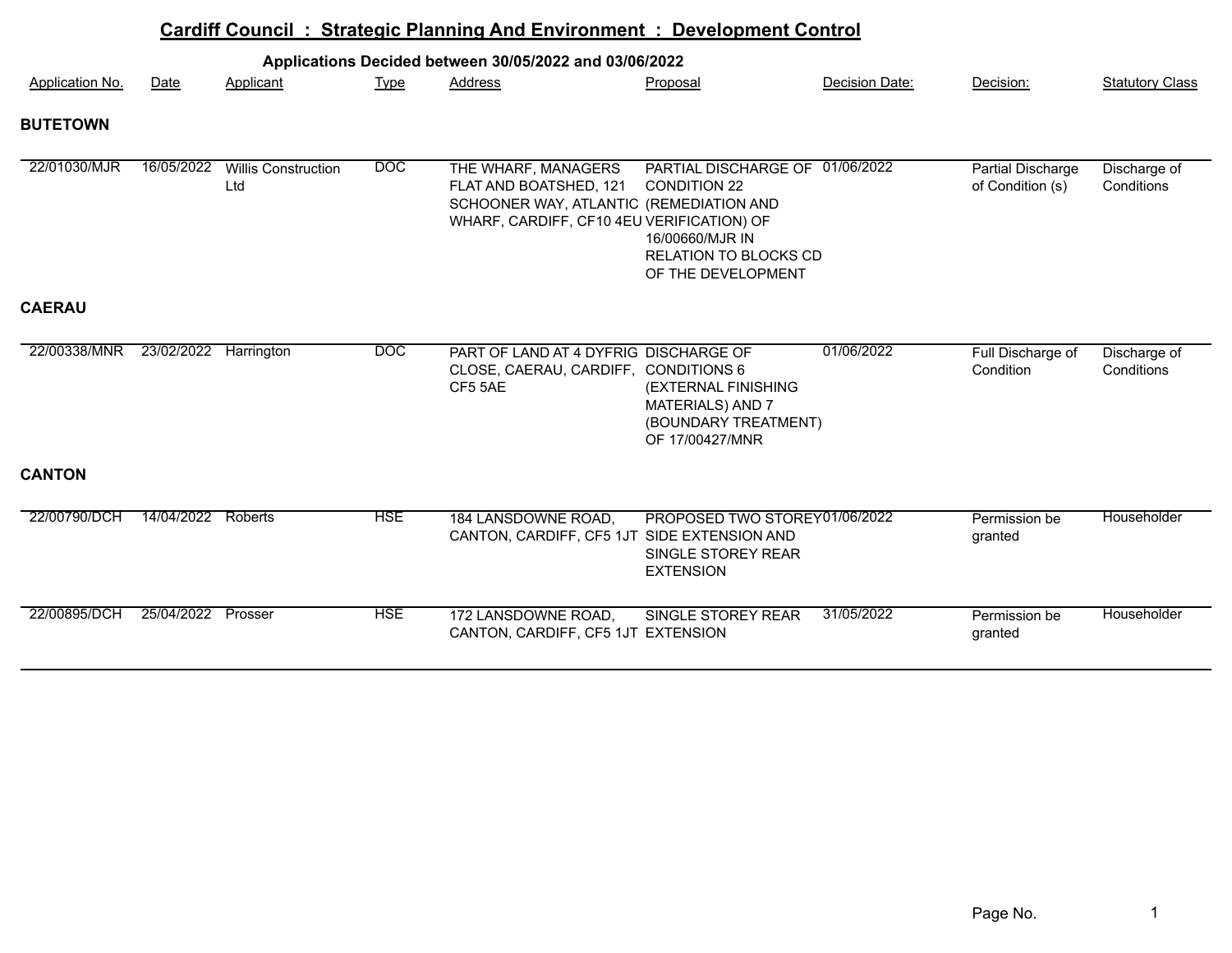# Cardiff Council : Strategic Planning And Environment : Development Control

## Applications Decided between 30/05/2022 and 03/06/2022

| Application No. | Date | Applicant | Type | Address | Proposal | Decision Date: | Decision: | Statutory Class |
|---|---|---|---|---|---|---|---|---|
| **BUTETOWN** | | | | | | | | |
| 22/01030/MJR | 16/05/2022 | Willis Construction Ltd | DOC | THE WHARF, MANAGERS FLAT AND BOATSHED, 121 SCHOONER WAY, ATLANTIC WHARF, CARDIFF, CF10 4EU | PARTIAL DISCHARGE OF CONDITION 22 (REMEDIATION AND VERIFICATION) OF 16/00660/MJR IN RELATION TO BLOCKS CD OF THE DEVELOPMENT | 01/06/2022 | Partial Discharge of Condition (s) | Discharge of Conditions |
| **CAERAU** | | | | | | | | |
| 22/00338/MNR | 23/02/2022 | Harrington | DOC | PART OF LAND AT 4 DYFRIG CLOSE, CAERAU, CARDIFF, CF5 5AE | DISCHARGE OF CONDITIONS 6 (EXTERNAL FINISHING MATERIALS) AND 7 (BOUNDARY TREATMENT) OF 17/00427/MNR | 01/06/2022 | Full Discharge of Condition | Discharge of Conditions |
| **CANTON** | | | | | | | | |
| 22/00790/DCH | 14/04/2022 | Roberts | HSE | 184 LANSDOWNE ROAD, CANTON, CARDIFF, CF5 1JT | PROPOSED TWO STOREY SIDE EXTENSION AND SINGLE STOREY REAR EXTENSION | 01/06/2022 | Permission be granted | Householder |
| 22/00895/DCH | 25/04/2022 | Prosser | HSE | 172 LANSDOWNE ROAD, CANTON, CARDIFF, CF5 1JT | SINGLE STOREY REAR EXTENSION | 31/05/2022 | Permission be granted | Householder |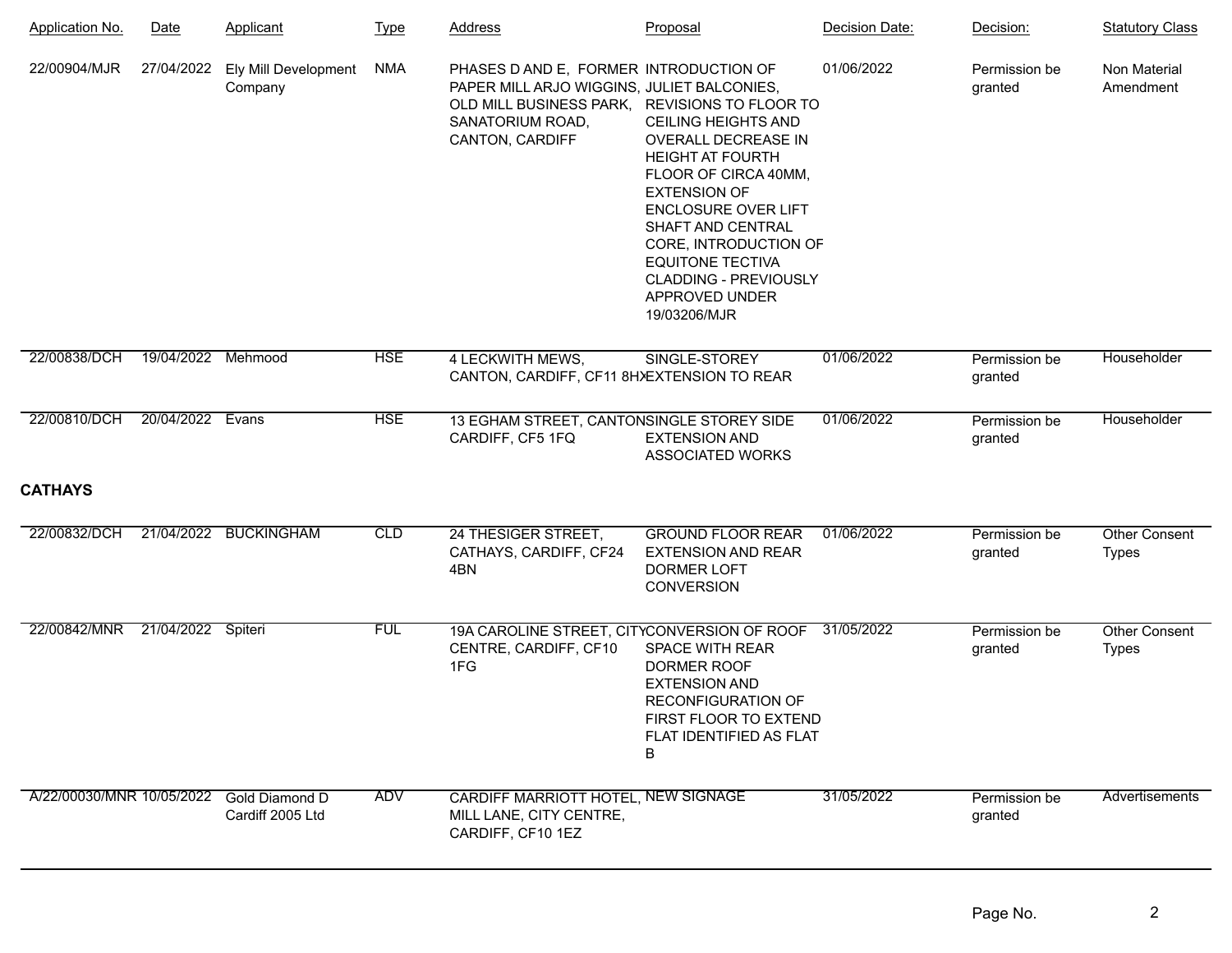| Application No. | Date | Applicant | Type | Address | Proposal | Decision Date: | Decision: | Statutory Class |
|---|---|---|---|---|---|---|---|---|
| 22/00904/MJR | 27/04/2022 | Ely Mill Development Company | NMA | PHASES D AND E, FORMER PAPER MILL ARJO WIGGINS, OLD MILL BUSINESS PARK, SANATORIUM ROAD, CANTON, CARDIFF | INTRODUCTION OF JULIET BALCONIES, REVISIONS TO FLOOR TO CEILING HEIGHTS AND OVERALL DECREASE IN HEIGHT AT FOURTH FLOOR OF CIRCA 40MM, EXTENSION OF ENCLOSURE OVER LIFT SHAFT AND CENTRAL CORE, INTRODUCTION OF EQUITONE TECTIVA CLADDING - PREVIOUSLY APPROVED UNDER 19/03206/MJR | 01/06/2022 | Permission be granted | Non Material Amendment |
| 22/00838/DCH | 19/04/2022 | Mehmood | HSE | 4 LECKWITH MEWS, CANTON, CARDIFF, CF11 8HX | SINGLE-STOREY EXTENSION TO REAR | 01/06/2022 | Permission be granted | Householder |
| 22/00810/DCH | 20/04/2022 | Evans | HSE | 13 EGHAM STREET, CANTON CARDIFF, CF5 1FQ | SINGLE STOREY SIDE EXTENSION AND ASSOCIATED WORKS | 01/06/2022 | Permission be granted | Householder |

**CATHAYS**

| Application No. | Date | Applicant | Type | Address | Proposal | Decision Date: | Decision: | Statutory Class |
|---|---|---|---|---|---|---|---|---|
| 22/00832/DCH | 21/04/2022 | BUCKINGHAM | CLD | 24 THESIGER STREET, CATHAYS, CARDIFF, CF24 4BN | GROUND FLOOR REAR EXTENSION AND REAR DORMER LOFT CONVERSION | 01/06/2022 | Permission be granted | Other Consent Types |
| 22/00842/MNR | 21/04/2022 | Spiteri | FUL | 19A CAROLINE STREET, CITY CENTRE, CARDIFF, CF10 1FG | CONVERSION OF ROOF SPACE WITH REAR DORMER ROOF EXTENSION AND RECONFIGURATION OF FIRST FLOOR TO EXTEND FLAT IDENTIFIED AS FLAT B | 31/05/2022 | Permission be granted | Other Consent Types |
| A/22/00030/MNR | 10/05/2022 | Gold Diamond D Cardiff 2005 Ltd | ADV | CARDIFF MARRIOTT HOTEL, MILL LANE, CITY CENTRE, CARDIFF, CF10 1EZ | NEW SIGNAGE | 31/05/2022 | Permission be granted | Advertisements |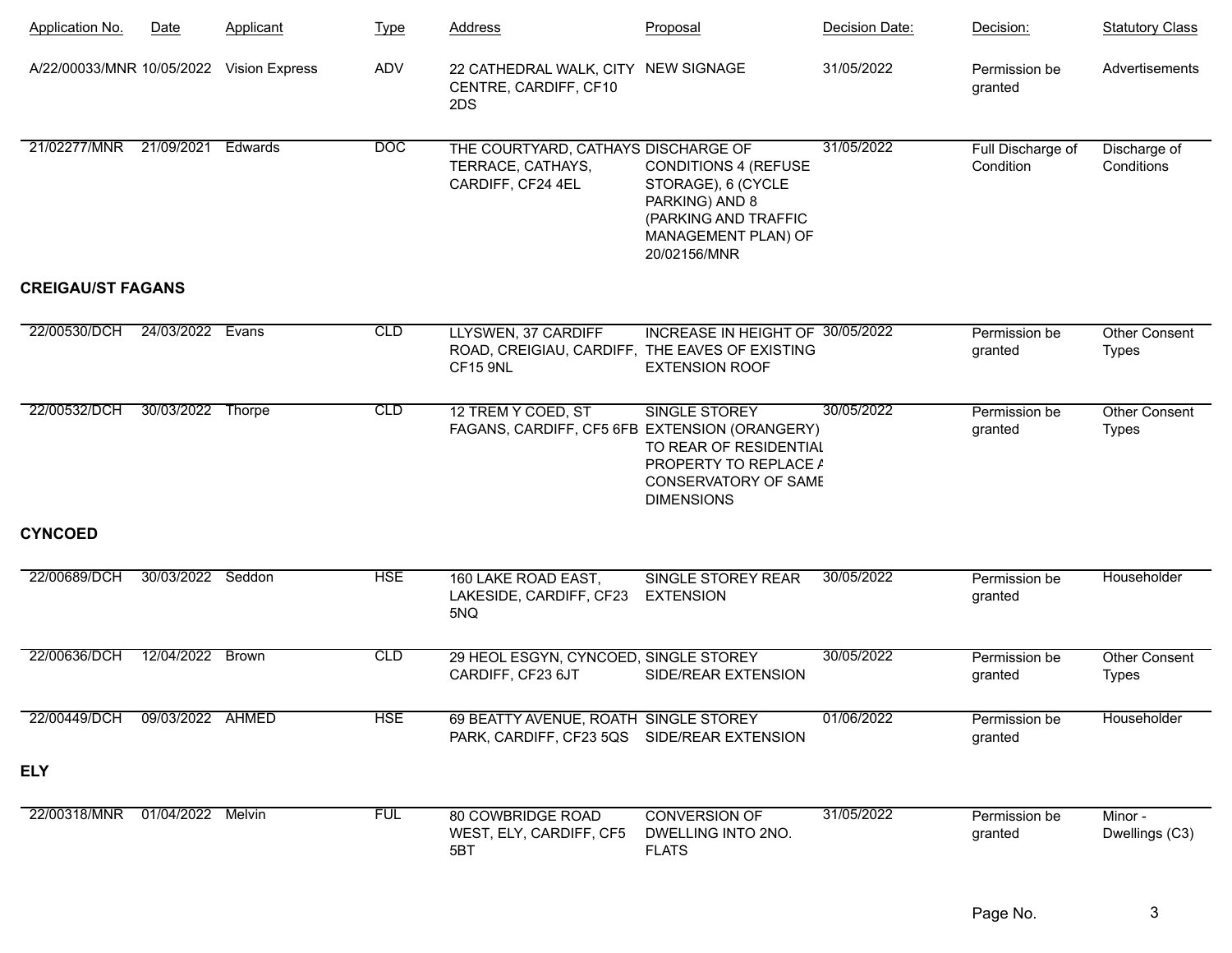| Application No. | Date | Applicant | Type | Address | Proposal | Decision Date: | Decision: | Statutory Class |
|---|---|---|---|---|---|---|---|---|
| A/22/00033/MNR | 10/05/2022 | Vision Express | ADV | 22 CATHEDRAL WALK, CITY CENTRE, CARDIFF, CF10 2DS | NEW SIGNAGE | 31/05/2022 | Permission be granted | Advertisements |
| 21/02277/MNR | 21/09/2021 | Edwards | DOC | THE COURTYARD, CATHAYS TERRACE, CATHAYS, CARDIFF, CF24 4EL | DISCHARGE OF CONDITIONS 4 (REFUSE STORAGE), 6 (CYCLE PARKING) AND 8 (PARKING AND TRAFFIC MANAGEMENT PLAN) OF 20/02156/MNR | 31/05/2022 | Full Discharge of Condition | Discharge of Conditions |

## CREIGAU/ST FAGANS

| Application No. | Date | Applicant | Type | Address | Proposal | Decision Date: | Decision: | Statutory Class |
|---|---|---|---|---|---|---|---|---|
| 22/00530/DCH | 24/03/2022 | Evans | CLD | LLYSWEN, 37 CARDIFF ROAD, CREIGIAU, CARDIFF, CF15 9NL | INCREASE IN HEIGHT OF THE EAVES OF EXISTING EXTENSION ROOF | 30/05/2022 | Permission be granted | Other Consent Types |
| 22/00532/DCH | 30/03/2022 | Thorpe | CLD | 12 TREM Y COED, ST FAGANS, CARDIFF, CF5 6FB | SINGLE STOREY EXTENSION (ORANGERY) TO REAR OF RESIDENTIAL PROPERTY TO REPLACE A CONSERVATORY OF SAME DIMENSIONS | 30/05/2022 | Permission be granted | Other Consent Types |

## CYNCOED

| Application No. | Date | Applicant | Type | Address | Proposal | Decision Date: | Decision: | Statutory Class |
|---|---|---|---|---|---|---|---|---|
| 22/00689/DCH | 30/03/2022 | Seddon | HSE | 160 LAKE ROAD EAST, LAKESIDE, CARDIFF, CF23 5NQ | SINGLE STOREY REAR EXTENSION | 30/05/2022 | Permission be granted | Householder |
| 22/00636/DCH | 12/04/2022 | Brown | CLD | 29 HEOL ESGYN, CYNCOED, CARDIFF, CF23 6JT | SINGLE STOREY SIDE/REAR EXTENSION | 30/05/2022 | Permission be granted | Other Consent Types |
| 22/00449/DCH | 09/03/2022 | AHMED | HSE | 69 BEATTY AVENUE, ROATH PARK, CARDIFF, CF23 5QS | SINGLE STOREY SIDE/REAR EXTENSION | 01/06/2022 | Permission be granted | Householder |

## ELY

| Application No. | Date | Applicant | Type | Address | Proposal | Decision Date: | Decision: | Statutory Class |
|---|---|---|---|---|---|---|---|---|
| 22/00318/MNR | 01/04/2022 | Melvin | FUL | 80 COWBRIDGE ROAD WEST, ELY, CARDIFF, CF5 5BT | CONVERSION OF DWELLING INTO 2NO. FLATS | 31/05/2022 | Permission be granted | Minor - Dwellings (C3) |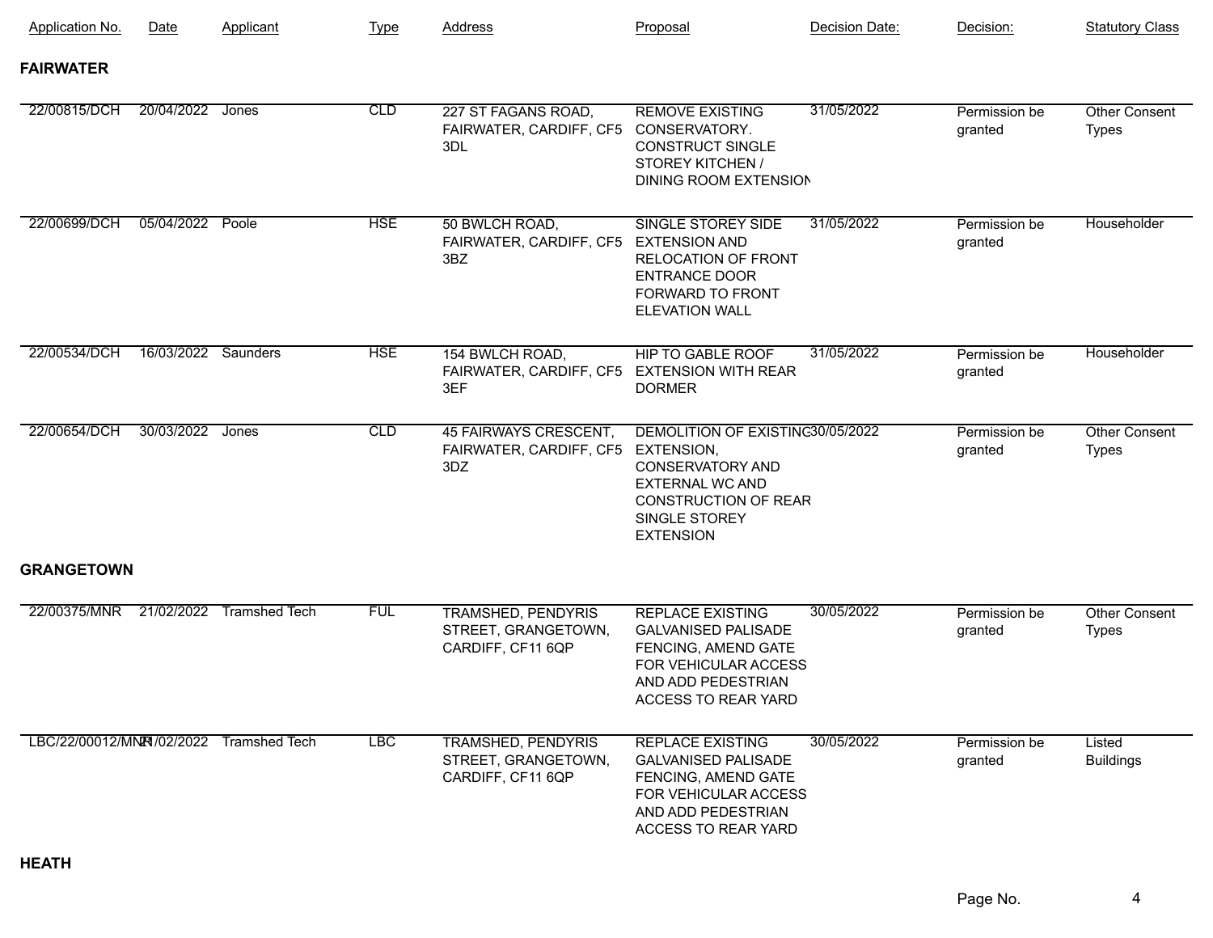| Application No. | Date | Applicant | Type | Address | Proposal | Decision Date: | Decision: | Statutory Class |
|---|---|---|---|---|---|---|---|---|
| **FAIRWATER** | | | | | | | | |
| 22/00815/DCH | 20/04/2022 | Jones | CLD | 227 ST FAGANS ROAD, FAIRWATER, CARDIFF, CF5 3DL | REMOVE EXISTING CONSERVATORY. CONSTRUCT SINGLE STOREY KITCHEN / DINING ROOM EXTENSION | 31/05/2022 | Permission be granted | Other Consent Types |
| 22/00699/DCH | 05/04/2022 | Poole | HSE | 50 BWLCH ROAD, FAIRWATER, CARDIFF, CF5 3BZ | SINGLE STOREY SIDE EXTENSION AND RELOCATION OF FRONT ENTRANCE DOOR FORWARD TO FRONT ELEVATION WALL | 31/05/2022 | Permission be granted | Householder |
| 22/00534/DCH | 16/03/2022 | Saunders | HSE | 154 BWLCH ROAD, FAIRWATER, CARDIFF, CF5 3EF | HIP TO GABLE ROOF EXTENSION WITH REAR DORMER | 31/05/2022 | Permission be granted | Householder |
| 22/00654/DCH | 30/03/2022 | Jones | CLD | 45 FAIRWAYS CRESCENT, FAIRWATER, CARDIFF, CF5 3DZ | DEMOLITION OF EXISTING EXTENSION, CONSERVATORY AND EXTERNAL WC AND CONSTRUCTION OF REAR SINGLE STOREY EXTENSION | 30/05/2022 | Permission be granted | Other Consent Types |
| **GRANGETOWN** | | | | | | | | |
| 22/00375/MNR | 21/02/2022 | Tramshed Tech | FUL | TRAMSHED, PENDYRIS STREET, GRANGETOWN, CARDIFF, CF11 6QP | REPLACE EXISTING GALVANISED PALISADE FENCING, AMEND GATE FOR VEHICULAR ACCESS AND ADD PEDESTRIAN ACCESS TO REAR YARD | 30/05/2022 | Permission be granted | Other Consent Types |
| LBC/22/00012/MNR | 21/02/2022 | Tramshed Tech | LBC | TRAMSHED, PENDYRIS STREET, GRANGETOWN, CARDIFF, CF11 6QP | REPLACE EXISTING GALVANISED PALISADE FENCING, AMEND GATE FOR VEHICULAR ACCESS AND ADD PEDESTRIAN ACCESS TO REAR YARD | 30/05/2022 | Permission be granted | Listed Buildings |
| **HEATH** | | | | | | | | |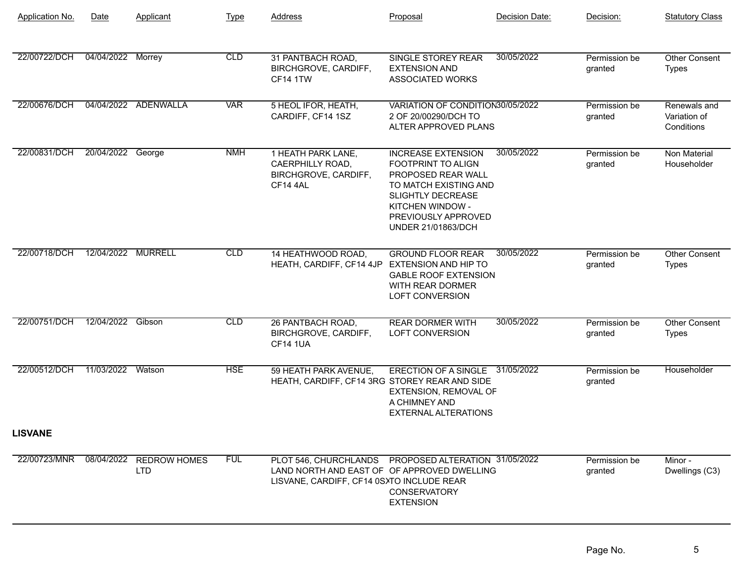| Application No. | Date | Applicant | Type | Address | Proposal | Decision Date: | Decision: | Statutory Class |
|---|---|---|---|---|---|---|---|---|
| 22/00722/DCH | 04/04/2022 | Morrey | CLD | 31 PANTBACH ROAD, BIRCHGROVE, CARDIFF, CF14 1TW | SINGLE STOREY REAR EXTENSION AND ASSOCIATED WORKS | 30/05/2022 | Permission be granted | Other Consent Types |
| 22/00676/DCH | 04/04/2022 | ADENWALLA | VAR | 5 HEOL IFOR, HEATH, CARDIFF, CF14 1SZ | VARIATION OF CONDITION 2 OF 20/00290/DCH TO ALTER APPROVED PLANS | 30/05/2022 | Permission be granted | Renewals and Variation of Conditions |
| 22/00831/DCH | 20/04/2022 | George | NMH | 1 HEATH PARK LANE, CAERPHILLY ROAD, BIRCHGROVE, CARDIFF, CF14 4AL | INCREASE EXTENSION FOOTPRINT TO ALIGN PROPOSED REAR WALL TO MATCH EXISTING AND SLIGHTLY DECREASE KITCHEN WINDOW - PREVIOUSLY APPROVED UNDER 21/01863/DCH | 30/05/2022 | Permission be granted | Non Material Householder |
| 22/00718/DCH | 12/04/2022 | MURRELL | CLD | 14 HEATHWOOD ROAD, HEATH, CARDIFF, CF14 4JP | GROUND FLOOR REAR EXTENSION AND HIP TO GABLE ROOF EXTENSION WITH REAR DORMER LOFT CONVERSION | 30/05/2022 | Permission be granted | Other Consent Types |
| 22/00751/DCH | 12/04/2022 | Gibson | CLD | 26 PANTBACH ROAD, BIRCHGROVE, CARDIFF, CF14 1UA | REAR DORMER WITH LOFT CONVERSION | 30/05/2022 | Permission be granted | Other Consent Types |
| 22/00512/DCH | 11/03/2022 | Watson | HSE | 59 HEATH PARK AVENUE, HEATH, CARDIFF, CF14 3RG | ERECTION OF A SINGLE STOREY REAR AND SIDE EXTENSION, REMOVAL OF A CHIMNEY AND EXTERNAL ALTERATIONS | 31/05/2022 | Permission be granted | Householder |

**LISVANE**

| Application No. | Date | Applicant | Type | Address | Proposal | Decision Date: | Decision: | Statutory Class |
|---|---|---|---|---|---|---|---|---|
| 22/00723/MNR | 08/04/2022 | REDROW HOMES LTD | FUL | PLOT 546, CHURCHLANDS LAND NORTH AND EAST OF LISVANE, CARDIFF, CF14 0SX | PROPOSED ALTERATION OF APPROVED DWELLING TO INCLUDE REAR CONSERVATORY EXTENSION | 31/05/2022 | Permission be granted | Minor - Dwellings (C3) |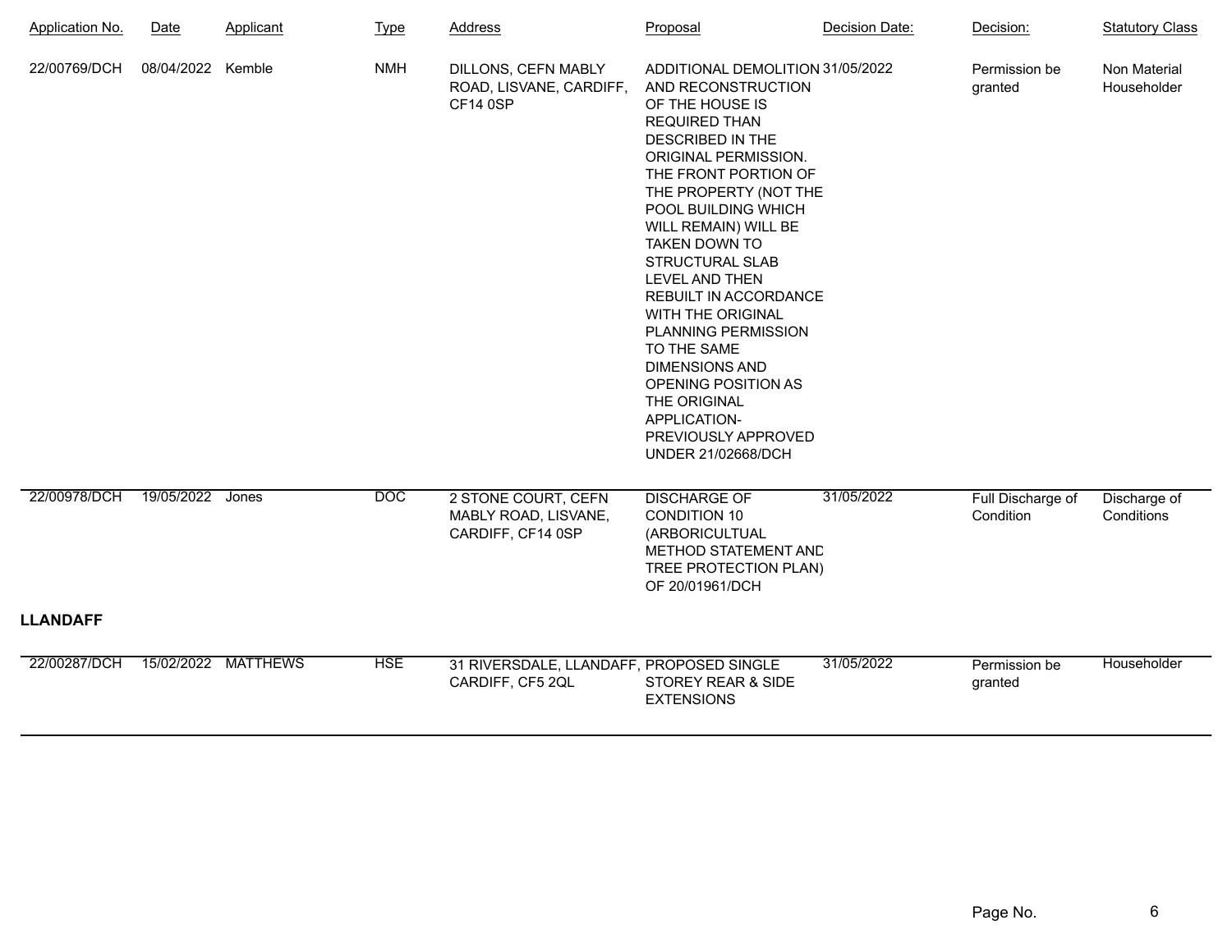| Application No. | Date | Applicant | Type | Address | Proposal | Decision Date: | Decision: | Statutory Class |
|---|---|---|---|---|---|---|---|---|
| 22/00769/DCH | 08/04/2022 | Kemble | NMH | DILLONS, CEFN MABLY ROAD, LISVANE, CARDIFF, CF14 0SP | ADDITIONAL DEMOLITION AND RECONSTRUCTION OF THE HOUSE IS REQUIRED THAN DESCRIBED IN THE ORIGINAL PERMISSION. THE FRONT PORTION OF THE PROPERTY (NOT THE POOL BUILDING WHICH WILL REMAIN) WILL BE TAKEN DOWN TO STRUCTURAL SLAB LEVEL AND THEN REBUILT IN ACCORDANCE WITH THE ORIGINAL PLANNING PERMISSION TO THE SAME DIMENSIONS AND OPENING POSITION AS THE ORIGINAL APPLICATION- PREVIOUSLY APPROVED UNDER 21/02668/DCH | 31/05/2022 | Permission be granted | Non Material Householder |
| 22/00978/DCH | 19/05/2022 | Jones | DOC | 2 STONE COURT, CEFN MABLY ROAD, LISVANE, CARDIFF, CF14 0SP | DISCHARGE OF CONDITION 10 (ARBORICULTUAL METHOD STATEMENT AND TREE PROTECTION PLAN) OF 20/01961/DCH | 31/05/2022 | Full Discharge of Condition | Discharge of Conditions |

**LLANDAFF**

| Application No. | Date | Applicant | Type | Address | Proposal | Decision Date: | Decision: | Statutory Class |
|---|---|---|---|---|---|---|---|---|
| 22/00287/DCH | 15/02/2022 | MATTHEWS | HSE | 31 RIVERSDALE, LLANDAFF, CARDIFF, CF5 2QL | PROPOSED SINGLE STOREY REAR & SIDE EXTENSIONS | 31/05/2022 | Permission be granted | Householder |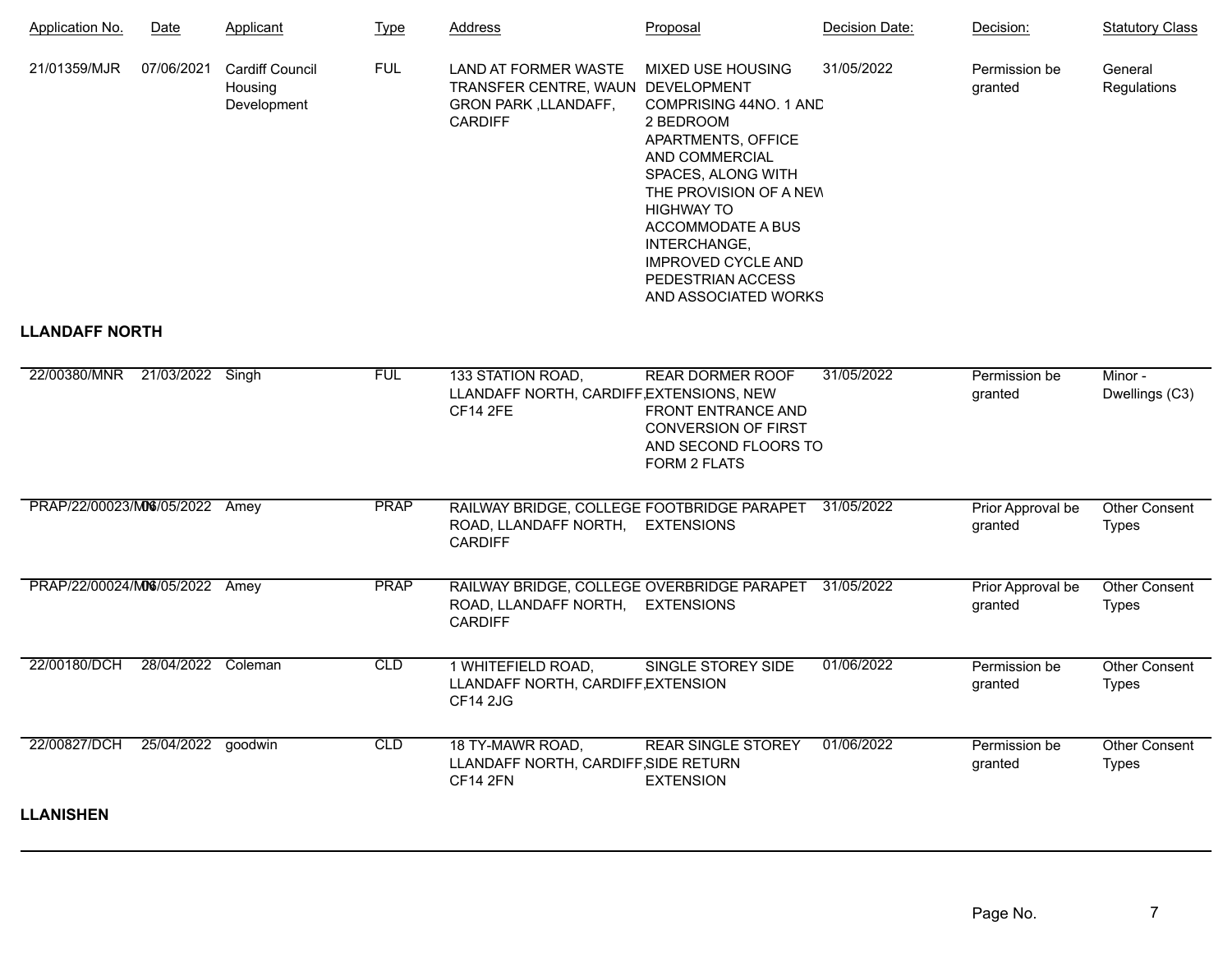| Application No. | Date | Applicant | Type | Address | Proposal | Decision Date: | Decision: | Statutory Class |
|---|---|---|---|---|---|---|---|---|
| 21/01359/MJR | 07/06/2021 | Cardiff Council Housing Development | FUL | LAND AT FORMER WASTE TRANSFER CENTRE, WAUN GRON PARK ,LLANDAFF, CARDIFF | MIXED USE HOUSING DEVELOPMENT COMPRISING 44NO. 1 AND 2 BEDROOM APARTMENTS, OFFICE AND COMMERCIAL SPACES, ALONG WITH THE PROVISION OF A NEW HIGHWAY TO ACCOMMODATE A BUS INTERCHANGE, IMPROVED CYCLE AND PEDESTRIAN ACCESS AND ASSOCIATED WORKS | 31/05/2022 | Permission be granted | General Regulations |

**LLANDAFF NORTH**

| Application No. | Date | Applicant | Type | Address | Proposal | Decision Date: | Decision: | Statutory Class |
|---|---|---|---|---|---|---|---|---|
| 22/00380/MNR | 21/03/2022 | Singh | FUL | 133 STATION ROAD, LLANDAFF NORTH, CARDIFF, CF14 2FE | REAR DORMER ROOF EXTENSIONS, NEW FRONT ENTRANCE AND CONVERSION OF FIRST AND SECOND FLOORS TO FORM 2 FLATS | 31/05/2022 | Permission be granted | Minor - Dwellings (C3) |
| PRAP/22/00023/MO | 06/05/2022 | Amey | PRAP | RAILWAY BRIDGE, COLLEGE ROAD, LLANDAFF NORTH, CARDIFF | FOOTBRIDGE PARAPET EXTENSIONS | 31/05/2022 | Prior Approval be granted | Other Consent Types |
| PRAP/22/00024/MO | 06/05/2022 | Amey | PRAP | RAILWAY BRIDGE, COLLEGE ROAD, LLANDAFF NORTH, CARDIFF | OVERBRIDGE PARAPET EXTENSIONS | 31/05/2022 | Prior Approval be granted | Other Consent Types |
| 22/00180/DCH | 28/04/2022 | Coleman | CLD | 1 WHITEFIELD ROAD, LLANDAFF NORTH, CARDIFF, CF14 2JG | SINGLE STOREY SIDE EXTENSION | 01/06/2022 | Permission be granted | Other Consent Types |
| 22/00827/DCH | 25/04/2022 | goodwin | CLD | 18 TY-MAWR ROAD, LLANDAFF NORTH, CARDIFF, CF14 2FN | REAR SINGLE STOREY SIDE RETURN EXTENSION | 01/06/2022 | Permission be granted | Other Consent Types |

**LLANISHEN**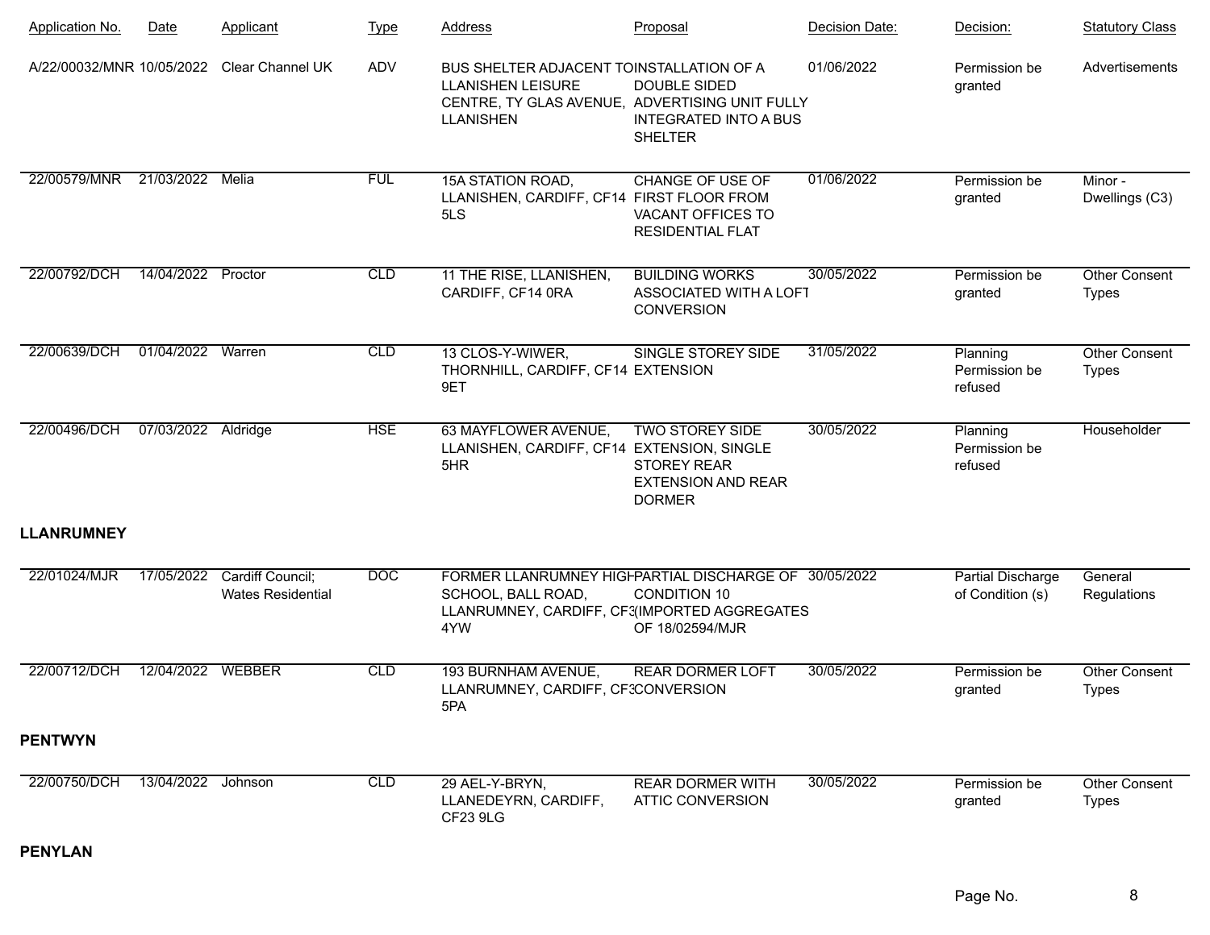| Application No. | Date | Applicant | Type | Address | Proposal | Decision Date: | Decision: | Statutory Class |
|---|---|---|---|---|---|---|---|---|
| A/22/00032/MNR | 10/05/2022 | Clear Channel UK | ADV | BUS SHELTER ADJACENT TO LLANISHEN LEISURE CENTRE, TY GLAS AVENUE, LLANISHEN | INSTALLATION OF A DOUBLE SIDED ADVERTISING UNIT FULLY INTEGRATED INTO A BUS SHELTER | 01/06/2022 | Permission be granted | Advertisements |
| 22/00579/MNR | 21/03/2022 | Melia | FUL | 15A STATION ROAD, LLANISHEN, CARDIFF, CF14 5LS | CHANGE OF USE OF FIRST FLOOR FROM VACANT OFFICES TO RESIDENTIAL FLAT | 01/06/2022 | Permission be granted | Minor - Dwellings (C3) |
| 22/00792/DCH | 14/04/2022 | Proctor | CLD | 11 THE RISE, LLANISHEN, CARDIFF, CF14 0RA | BUILDING WORKS ASSOCIATED WITH A LOFT CONVERSION | 30/05/2022 | Permission be granted | Other Consent Types |
| 22/00639/DCH | 01/04/2022 | Warren | CLD | 13 CLOS-Y-WIWER, THORNHILL, CARDIFF, CF14 9ET | SINGLE STOREY SIDE EXTENSION | 31/05/2022 | Planning Permission be refused | Other Consent Types |
| 22/00496/DCH | 07/03/2022 | Aldridge | HSE | 63 MAYFLOWER AVENUE, LLANISHEN, CARDIFF, CF14 5HR | TWO STOREY SIDE EXTENSION, SINGLE STOREY REAR EXTENSION AND REAR DORMER | 30/05/2022 | Planning Permission be refused | Householder |

**LLANRUMNEY**

| Application No. | Date | Applicant | Type | Address | Proposal | Decision Date: | Decision: | Statutory Class |
|---|---|---|---|---|---|---|---|---|
| 22/01024/MJR | 17/05/2022 | Cardiff Council; Wates Residential | DOC | FORMER LLANRUMNEY HIGH SCHOOL, BALL ROAD, LLANRUMNEY, CARDIFF, CF3 4YW | PARTIAL DISCHARGE OF CONDITION 10 (IMPORTED AGGREGATES OF 18/02594/MJR | 30/05/2022 | Partial Discharge of Condition (s) | General Regulations |
| 22/00712/DCH | 12/04/2022 | WEBBER | CLD | 193 BURNHAM AVENUE, LLANRUMNEY, CARDIFF, CF3 5PA | REAR DORMER LOFT CONVERSION | 30/05/2022 | Permission be granted | Other Consent Types |

**PENTWYN**

| Application No. | Date | Applicant | Type | Address | Proposal | Decision Date: | Decision: | Statutory Class |
|---|---|---|---|---|---|---|---|---|
| 22/00750/DCH | 13/04/2022 | Johnson | CLD | 29 AEL-Y-BRYN, LLANEDEYRN, CARDIFF, CF23 9LG | REAR DORMER WITH ATTIC CONVERSION | 30/05/2022 | Permission be granted | Other Consent Types |

**PENYLAN**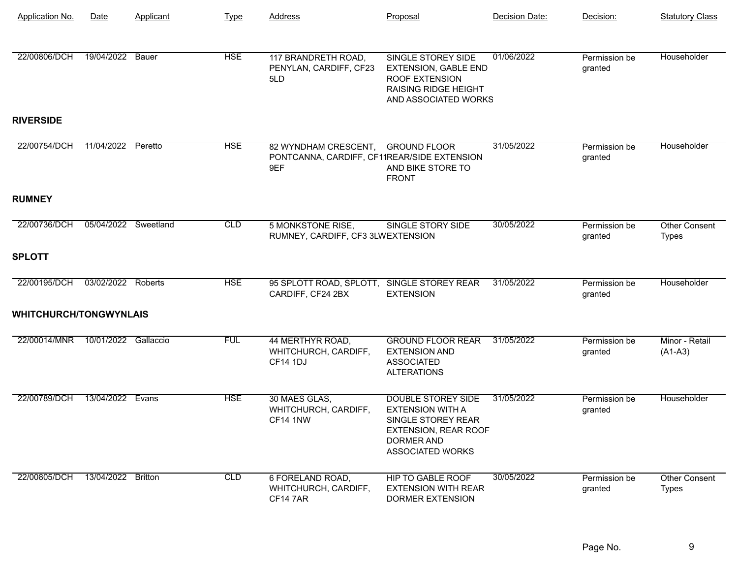| Application No. | Date | Applicant | Type | Address | Proposal | Decision Date: | Decision: | Statutory Class |
|---|---|---|---|---|---|---|---|---|
| 22/00806/DCH | 19/04/2022 | Bauer | HSE | 117 BRANDRETH ROAD, PENYLAN, CARDIFF, CF23 5LD | SINGLE STOREY SIDE EXTENSION, GABLE END ROOF EXTENSION RAISING RIDGE HEIGHT AND ASSOCIATED WORKS | 01/06/2022 | Permission be granted | Householder |

**RIVERSIDE**

| Application No. | Date | Applicant | Type | Address | Proposal | Decision Date: | Decision: | Statutory Class |
|---|---|---|---|---|---|---|---|---|
| 22/00754/DCH | 11/04/2022 | Peretto | HSE | 82 WYNDHAM CRESCENT, PONTCANNA, CARDIFF, CF11 9EF | GROUND FLOOR REAR/SIDE EXTENSION AND BIKE STORE TO FRONT | 31/05/2022 | Permission be granted | Householder |

**RUMNEY**

| Application No. | Date | Applicant | Type | Address | Proposal | Decision Date: | Decision: | Statutory Class |
|---|---|---|---|---|---|---|---|---|
| 22/00736/DCH | 05/04/2022 | Sweetland | CLD | 5 MONKSTONE RISE, RUMNEY, CARDIFF, CF3 3LW | SINGLE STORY SIDE EXTENSION | 30/05/2022 | Permission be granted | Other Consent Types |

**SPLOTT**

| Application No. | Date | Applicant | Type | Address | Proposal | Decision Date: | Decision: | Statutory Class |
|---|---|---|---|---|---|---|---|---|
| 22/00195/DCH | 03/02/2022 | Roberts | HSE | 95 SPLOTT ROAD, SPLOTT, CARDIFF, CF24 2BX | SINGLE STOREY REAR EXTENSION | 31/05/2022 | Permission be granted | Householder |

**WHITCHURCH/TONGWYNLAIS**

| Application No. | Date | Applicant | Type | Address | Proposal | Decision Date: | Decision: | Statutory Class |
|---|---|---|---|---|---|---|---|---|
| 22/00014/MNR | 10/01/2022 | Gallaccio | FUL | 44 MERTHYR ROAD, WHITCHURCH, CARDIFF, CF14 1DJ | GROUND FLOOR REAR EXTENSION AND ASSOCIATED ALTERATIONS | 31/05/2022 | Permission be granted | Minor - Retail (A1-A3) |
| 22/00789/DCH | 13/04/2022 | Evans | HSE | 30 MAES GLAS, WHITCHURCH, CARDIFF, CF14 1NW | DOUBLE STOREY SIDE EXTENSION WITH A SINGLE STOREY REAR EXTENSION, REAR ROOF DORMER AND ASSOCIATED WORKS | 31/05/2022 | Permission be granted | Householder |
| 22/00805/DCH | 13/04/2022 | Britton | CLD | 6 FORELAND ROAD, WHITCHURCH, CARDIFF, CF14 7AR | HIP TO GABLE ROOF EXTENSION WITH REAR DORMER EXTENSION | 30/05/2022 | Permission be granted | Other Consent Types |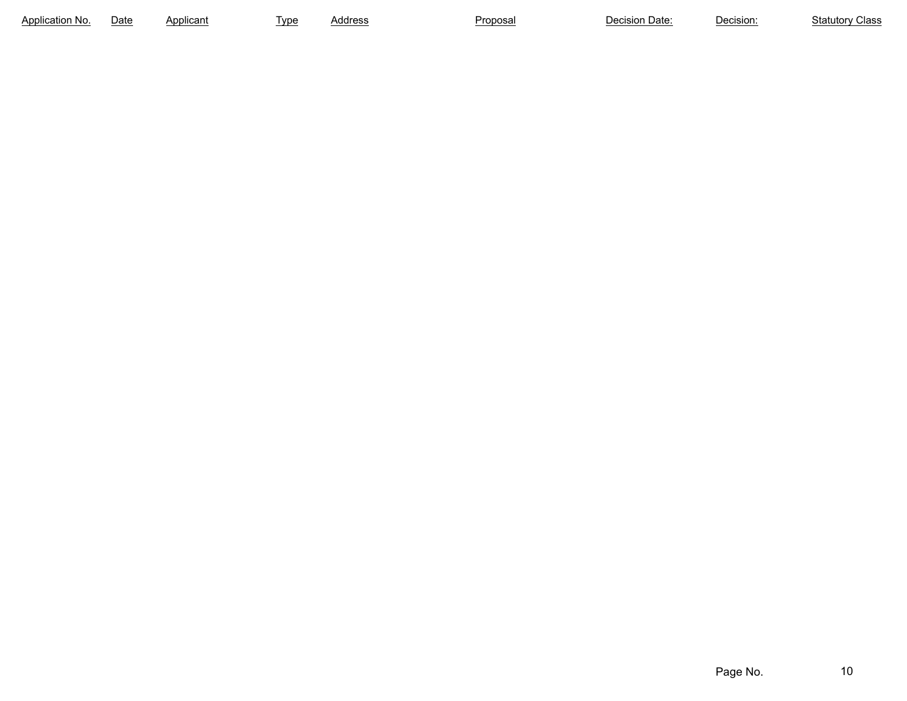| Application No. | Date | Applicant | Type | Address | Proposal | Decision Date: | Decision: | Statutory Class |
| --- | --- | --- | --- | --- | --- | --- | --- | --- |